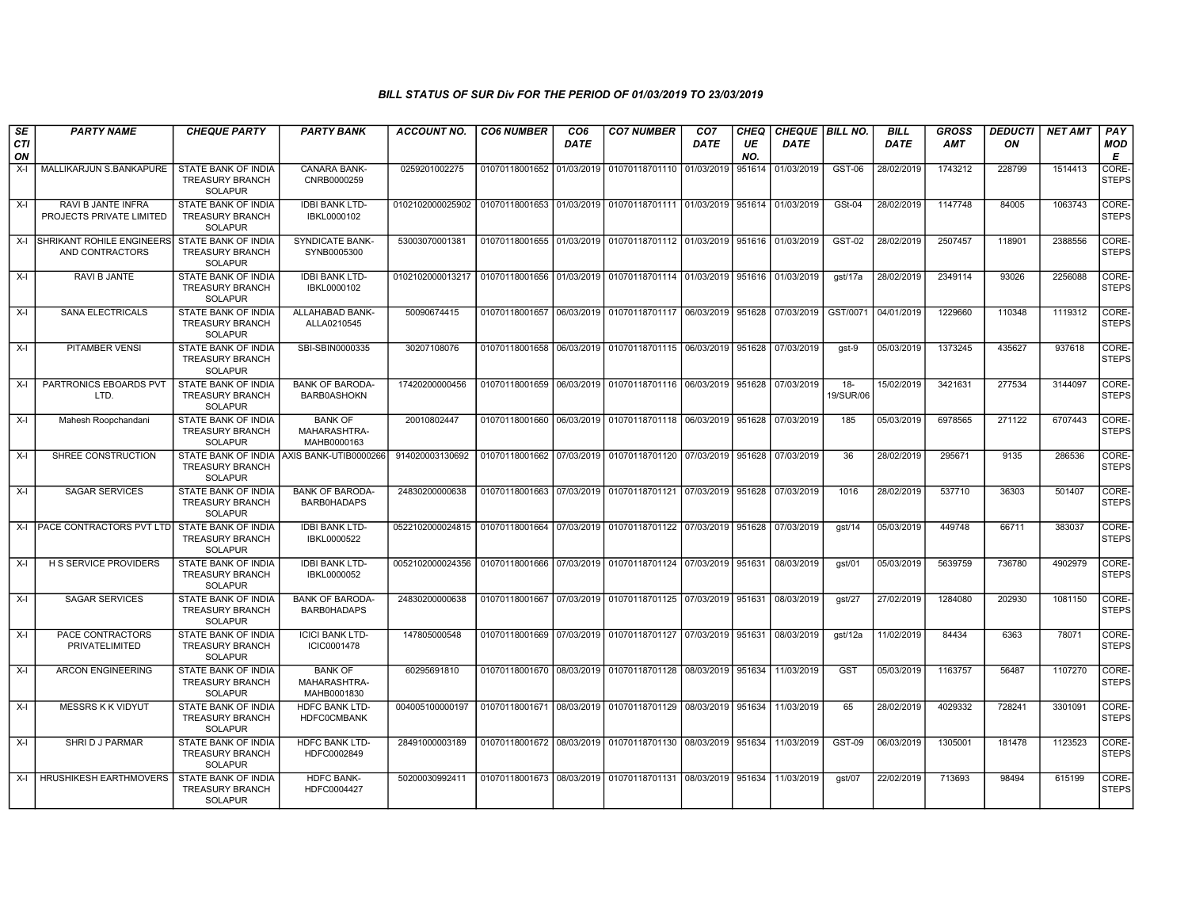*BILL STATUS OF SUR Div FOR THE PERIOD OF 01/03/2019 TO 23/03/2019*

| SECTION | PARTY NAME | CHEQUE PARTY | PARTY BANK | ACCOUNT NO. | CO6 NUMBER | CO6 DATE | CO7 NUMBER | CO7 DATE | CHEQUE NO. | CHEQUE DATE | BILL NO. | BILL DATE | GROSS AMT | DEDUCTION | NET AMT | PAY MODE |
|---|---|---|---|---|---|---|---|---|---|---|---|---|---|---|---|---|
| X-I | MALLIKARJUN S.BANKAPURE | STATE BANK OF INDIA TREASURY BRANCH SOLAPUR | CANARA BANK-CNRB0000259 | 0259201002275 | 01070118001652 | 01/03/2019 | 01070118701110 | 01/03/2019 | 951614 | 01/03/2019 | GST-06 | 28/02/2019 | 1743212 | 228799 | 1514413 | CORE-STEPS |
| X-I | RAVI B JANTE INFRA PROJECTS PRIVATE LIMITED | STATE BANK OF INDIA TREASURY BRANCH SOLAPUR | IDBI BANK LTD-IBKL0000102 | 0102102000025902 | 01070118001653 | 01/03/2019 | 01070118701111 | 01/03/2019 | 951614 | 01/03/2019 | GSt-04 | 28/02/2019 | 1147748 | 84005 | 1063743 | CORE-STEPS |
| X-I | SHRIKANT ROHILE ENGINEERS AND CONTRACTORS | STATE BANK OF INDIA TREASURY BRANCH SOLAPUR | SYNDICATE BANK-SYNB0005300 | 53003070001381 | 01070118001655 | 01/03/2019 | 01070118701112 | 01/03/2019 | 951616 | 01/03/2019 | GST-02 | 28/02/2019 | 2507457 | 118901 | 2388556 | CORE-STEPS |
| X-I | RAVI B JANTE | STATE BANK OF INDIA TREASURY BRANCH SOLAPUR | IDBI BANK LTD-IBKL0000102 | 0102102000013217 | 01070118001656 | 01/03/2019 | 01070118701114 | 01/03/2019 | 951616 | 01/03/2019 | gst/17a | 28/02/2019 | 2349114 | 93026 | 2256088 | CORE-STEPS |
| X-I | SANA ELECTRICALS | STATE BANK OF INDIA TREASURY BRANCH SOLAPUR | ALLAHABAD BANK-ALLA0210545 | 50090674415 | 01070118001657 | 06/03/2019 | 01070118701117 | 06/03/2019 | 951628 | 07/03/2019 | GST/0071 | 04/01/2019 | 1229660 | 110348 | 1119312 | CORE-STEPS |
| X-I | PITAMBER VENSI | STATE BANK OF INDIA TREASURY BRANCH SOLAPUR | SBI-SBIN0000335 | 30207108076 | 01070118001658 | 06/03/2019 | 01070118701115 | 06/03/2019 | 951628 | 07/03/2019 | gst-9 | 05/03/2019 | 1373245 | 435627 | 937618 | CORE-STEPS |
| X-I | PARTRONICS EBOARDS PVT LTD. | STATE BANK OF INDIA TREASURY BRANCH SOLAPUR | BANK OF BARODA-BARB0ASHOKN | 17420200000456 | 01070118001659 | 06/03/2019 | 01070118701116 | 06/03/2019 | 951628 | 07/03/2019 | 18-19/SUR/06 | 15/02/2019 | 3421631 | 277534 | 3144097 | CORE-STEPS |
| X-I | Mahesh Roopchandani | STATE BANK OF INDIA TREASURY BRANCH SOLAPUR | BANK OF MAHARASHTRA-MAHB0000163 | 20010802447 | 01070118001660 | 06/03/2019 | 01070118701118 | 06/03/2019 | 951628 | 07/03/2019 | 185 | 05/03/2019 | 6978565 | 271122 | 6707443 | CORE-STEPS |
| X-I | SHREE CONSTRUCTION | STATE BANK OF INDIA TREASURY BRANCH SOLAPUR | AXIS BANK-UTIB0000266 | 914020003130692 | 01070118001662 | 07/03/2019 | 01070118701120 | 07/03/2019 | 951628 | 07/03/2019 | 36 | 28/02/2019 | 295671 | 9135 | 286536 | CORE-STEPS |
| X-I | SAGAR SERVICES | STATE BANK OF INDIA TREASURY BRANCH SOLAPUR | BANK OF BARODA-BARB0HADAPS | 24830200000638 | 01070118001663 | 07/03/2019 | 01070118701121 | 07/03/2019 | 951628 | 07/03/2019 | 1016 | 28/02/2019 | 537710 | 36303 | 501407 | CORE-STEPS |
| X-I | PACE CONTRACTORS PVT LTD | STATE BANK OF INDIA TREASURY BRANCH SOLAPUR | IDBI BANK LTD-IBKL0000522 | 0522102000024815 | 01070118001664 | 07/03/2019 | 01070118701122 | 07/03/2019 | 951628 | 07/03/2019 | gst/14 | 05/03/2019 | 449748 | 66711 | 383037 | CORE-STEPS |
| X-I | H S SERVICE PROVIDERS | STATE BANK OF INDIA TREASURY BRANCH SOLAPUR | IDBI BANK LTD-IBKL0000052 | 0052102000024356 | 01070118001666 | 07/03/2019 | 01070118701124 | 07/03/2019 | 951631 | 08/03/2019 | gst/01 | 05/03/2019 | 5639759 | 736780 | 4902979 | CORE-STEPS |
| X-I | SAGAR SERVICES | STATE BANK OF INDIA TREASURY BRANCH SOLAPUR | BANK OF BARODA-BARB0HADAPS | 24830200000638 | 01070118001667 | 07/03/2019 | 01070118701125 | 07/03/2019 | 951631 | 08/03/2019 | gst/27 | 27/02/2019 | 1284080 | 202930 | 1081150 | CORE-STEPS |
| X-I | PACE CONTRACTORS PRIVATELIMITED | STATE BANK OF INDIA TREASURY BRANCH SOLAPUR | ICICI BANK LTD-ICIC0001478 | 147805000548 | 01070118001669 | 07/03/2019 | 01070118701127 | 07/03/2019 | 951631 | 08/03/2019 | gst/12a | 11/02/2019 | 84434 | 6363 | 78071 | CORE-STEPS |
| X-I | ARCON ENGINEERING | STATE BANK OF INDIA TREASURY BRANCH SOLAPUR | BANK OF MAHARASHTRA-MAHB0001830 | 60295691810 | 01070118001670 | 08/03/2019 | 01070118701128 | 08/03/2019 | 951634 | 11/03/2019 | GST | 05/03/2019 | 1163757 | 56487 | 1107270 | CORE-STEPS |
| X-I | MESSRS K K VIDYUT | STATE BANK OF INDIA TREASURY BRANCH SOLAPUR | HDFC BANK LTD-HDFC0CMBANK | 004005100000197 | 01070118001671 | 08/03/2019 | 01070118701129 | 08/03/2019 | 951634 | 11/03/2019 | 65 | 28/02/2019 | 4029332 | 728241 | 3301091 | CORE-STEPS |
| X-I | SHRI D J PARMAR | STATE BANK OF INDIA TREASURY BRANCH SOLAPUR | HDFC BANK LTD-HDFC0002849 | 28491000003189 | 01070118001672 | 08/03/2019 | 01070118701130 | 08/03/2019 | 951634 | 11/03/2019 | GST-09 | 06/03/2019 | 1305001 | 181478 | 1123523 | CORE-STEPS |
| X-I | HRUSHIKESH EARTHMOVERS | STATE BANK OF INDIA TREASURY BRANCH SOLAPUR | HDFC BANK-HDFC0004427 | 50200030992411 | 01070118001673 | 08/03/2019 | 01070118701131 | 08/03/2019 | 951634 | 11/03/2019 | gst/07 | 22/02/2019 | 713693 | 98494 | 615199 | CORE-STEPS |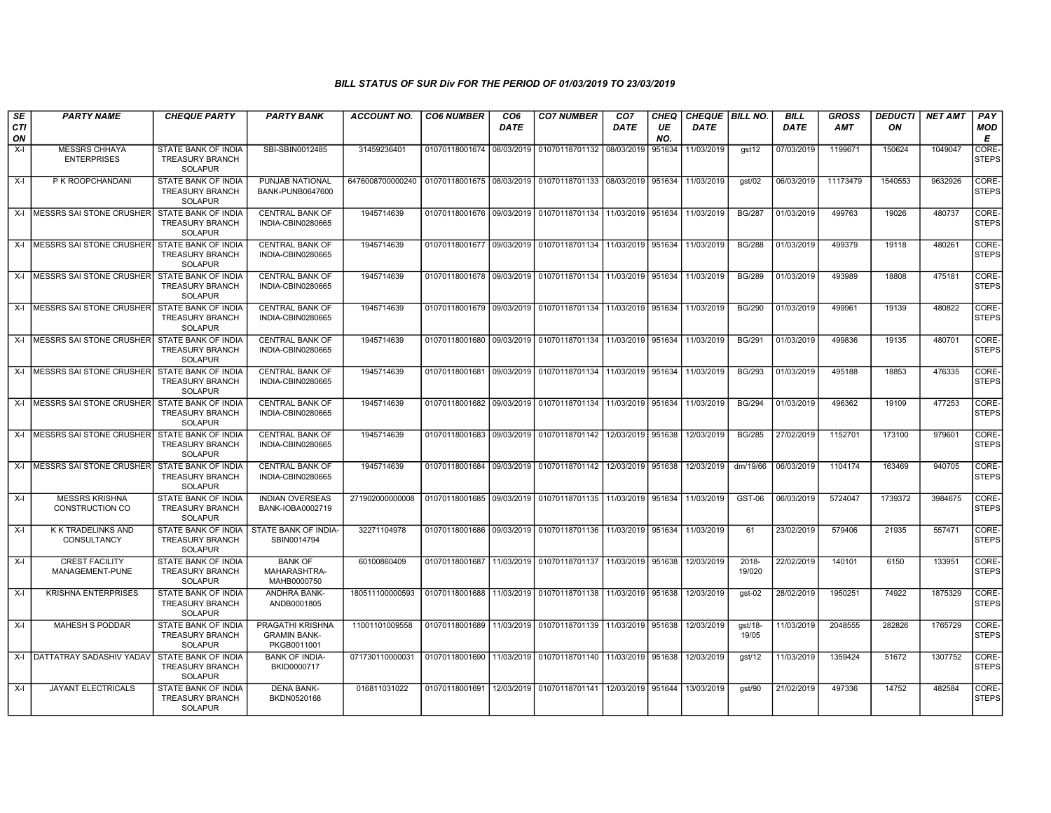### BILL STATUS OF SUR Div FOR THE PERIOD OF 01/03/2019 TO 23/03/2019

| SECTION | PARTY NAME | CHEQUE PARTY | PARTY BANK | ACCOUNT NO. | CO6 NUMBER | CO6 DATE | CO7 NUMBER | CO7 DATE | CHEQUE NO. | CHEQUE DATE | BILL NO. | BILL DATE | GROSS AMT | DEDUCTION | NET AMT | PAY MODE |
|---|---|---|---|---|---|---|---|---|---|---|---|---|---|---|---|---|
| X-I | MESSRS CHHAYA ENTERPRISES | STATE BANK OF INDIA TREASURY BRANCH SOLAPUR | SBI-SBIN0012485 | 31459236401 | 01070118001674 | 08/03/2019 | 01070118701132 | 08/03/2019 | 951634 | 11/03/2019 | gst12 | 07/03/2019 | 1199671 | 150624 | 1049047 | CORE-STEPS |
| X-I | P K ROOPCHANDANI | STATE BANK OF INDIA TREASURY BRANCH SOLAPUR | PUNJAB NATIONAL BANK-PUNB0647600 | 6476008700000240 | 01070118001675 | 08/03/2019 | 01070118701133 | 08/03/2019 | 951634 | 11/03/2019 | gst/02 | 06/03/2019 | 11173479 | 1540553 | 9632926 | CORE-STEPS |
| X-I | MESSRS SAI STONE CRUSHER | STATE BANK OF INDIA TREASURY BRANCH SOLAPUR | CENTRAL BANK OF INDIA-CBIN0280665 | 1945714639 | 01070118001676 | 09/03/2019 | 01070118701134 | 11/03/2019 | 951634 | 11/03/2019 | BG/287 | 01/03/2019 | 499763 | 19026 | 480737 | CORE-STEPS |
| X-I | MESSRS SAI STONE CRUSHER | STATE BANK OF INDIA TREASURY BRANCH SOLAPUR | CENTRAL BANK OF INDIA-CBIN0280665 | 1945714639 | 01070118001677 | 09/03/2019 | 01070118701134 | 11/03/2019 | 951634 | 11/03/2019 | BG/288 | 01/03/2019 | 499379 | 19118 | 480261 | CORE-STEPS |
| X-I | MESSRS SAI STONE CRUSHER | STATE BANK OF INDIA TREASURY BRANCH SOLAPUR | CENTRAL BANK OF INDIA-CBIN0280665 | 1945714639 | 01070118001678 | 09/03/2019 | 01070118701134 | 11/03/2019 | 951634 | 11/03/2019 | BG/289 | 01/03/2019 | 493989 | 18808 | 475181 | CORE-STEPS |
| X-I | MESSRS SAI STONE CRUSHER | STATE BANK OF INDIA TREASURY BRANCH SOLAPUR | CENTRAL BANK OF INDIA-CBIN0280665 | 1945714639 | 01070118001679 | 09/03/2019 | 01070118701134 | 11/03/2019 | 951634 | 11/03/2019 | BG/290 | 01/03/2019 | 499961 | 19139 | 480822 | CORE-STEPS |
| X-I | MESSRS SAI STONE CRUSHER | STATE BANK OF INDIA TREASURY BRANCH SOLAPUR | CENTRAL BANK OF INDIA-CBIN0280665 | 1945714639 | 01070118001680 | 09/03/2019 | 01070118701134 | 11/03/2019 | 951634 | 11/03/2019 | BG/291 | 01/03/2019 | 499836 | 19135 | 480701 | CORE-STEPS |
| X-I | MESSRS SAI STONE CRUSHER | STATE BANK OF INDIA TREASURY BRANCH SOLAPUR | CENTRAL BANK OF INDIA-CBIN0280665 | 1945714639 | 01070118001681 | 09/03/2019 | 01070118701134 | 11/03/2019 | 951634 | 11/03/2019 | BG/293 | 01/03/2019 | 495188 | 18853 | 476335 | CORE-STEPS |
| X-I | MESSRS SAI STONE CRUSHER | STATE BANK OF INDIA TREASURY BRANCH SOLAPUR | CENTRAL BANK OF INDIA-CBIN0280665 | 1945714639 | 01070118001682 | 09/03/2019 | 01070118701134 | 11/03/2019 | 951634 | 11/03/2019 | BG/294 | 01/03/2019 | 496362 | 19109 | 477253 | CORE-STEPS |
| X-I | MESSRS SAI STONE CRUSHER | STATE BANK OF INDIA TREASURY BRANCH SOLAPUR | CENTRAL BANK OF INDIA-CBIN0280665 | 1945714639 | 01070118001683 | 09/03/2019 | 01070118701142 | 12/03/2019 | 951638 | 12/03/2019 | BG/285 | 27/02/2019 | 1152701 | 173100 | 979601 | CORE-STEPS |
| X-I | MESSRS SAI STONE CRUSHER | STATE BANK OF INDIA TREASURY BRANCH SOLAPUR | CENTRAL BANK OF INDIA-CBIN0280665 | 1945714639 | 01070118001684 | 09/03/2019 | 01070118701142 | 12/03/2019 | 951638 | 12/03/2019 | dm/19/66 | 06/03/2019 | 1104174 | 163469 | 940705 | CORE-STEPS |
| X-I | MESSRS KRISHNA CONSTRUCTION CO | STATE BANK OF INDIA TREASURY BRANCH SOLAPUR | INDIAN OVERSEAS BANK-IOBA0002719 | 271902000000008 | 01070118001685 | 09/03/2019 | 01070118701135 | 11/03/2019 | 951634 | 11/03/2019 | GST-06 | 06/03/2019 | 5724047 | 1739372 | 3984675 | CORE-STEPS |
| X-I | K K TRADELINKS AND CONSULTANCY | STATE BANK OF INDIA TREASURY BRANCH SOLAPUR | STATE BANK OF INDIA-SBIN0014794 | 32271104978 | 01070118001686 | 09/03/2019 | 01070118701136 | 11/03/2019 | 951634 | 11/03/2019 | 61 | 23/02/2019 | 579406 | 21935 | 557471 | CORE-STEPS |
| X-I | CREST FACILITY MANAGEMENT-PUNE | STATE BANK OF INDIA TREASURY BRANCH SOLAPUR | BANK OF MAHARASHTRA-MAHB0000750 | 60100860409 | 01070118001687 | 11/03/2019 | 01070118701137 | 11/03/2019 | 951638 | 12/03/2019 | 2018-19/020 | 22/02/2019 | 140101 | 6150 | 133951 | CORE-STEPS |
| X-I | KRISHNA ENTERPRISES | STATE BANK OF INDIA TREASURY BRANCH SOLAPUR | ANDHRA BANK-ANDB0001805 | 180511100000593 | 01070118001688 | 11/03/2019 | 01070118701138 | 11/03/2019 | 951638 | 12/03/2019 | gst-02 | 28/02/2019 | 1950251 | 74922 | 1875329 | CORE-STEPS |
| X-I | MAHESH S PODDAR | STATE BANK OF INDIA TREASURY BRANCH SOLAPUR | PRAGATHI KRISHNA GRAMIN BANK-PKGB0011001 | 11001101009558 | 01070118001689 | 11/03/2019 | 01070118701139 | 11/03/2019 | 951638 | 12/03/2019 | gst/18-19/05 | 11/03/2019 | 2048555 | 282826 | 1765729 | CORE-STEPS |
| X-I | DATTATRAY SADASHIV YADAV | STATE BANK OF INDIA TREASURY BRANCH SOLAPUR | BANK OF INDIA-BKID0000717 | 071730110000031 | 01070118001690 | 11/03/2019 | 01070118701140 | 11/03/2019 | 951638 | 12/03/2019 | gst/12 | 11/03/2019 | 1359424 | 51672 | 1307752 | CORE-STEPS |
| X-I | JAYANT ELECTRICALS | STATE BANK OF INDIA TREASURY BRANCH SOLAPUR | DENA BANK-BKDN0520168 | 016811031022 | 01070118001691 | 12/03/2019 | 01070118701141 | 12/03/2019 | 951644 | 13/03/2019 | gst/90 | 21/02/2019 | 497336 | 14752 | 482584 | CORE-STEPS |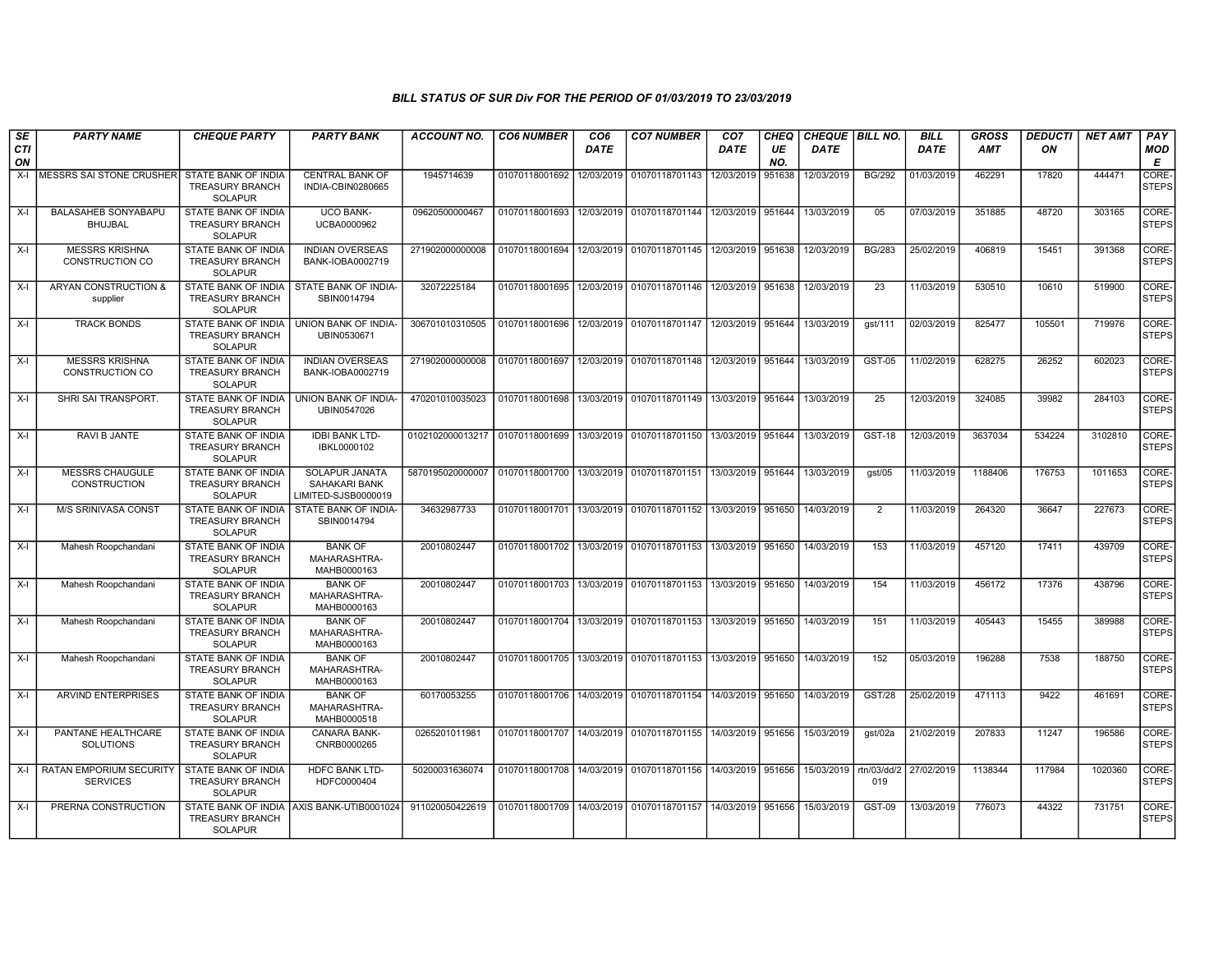## BILL STATUS OF SUR Div FOR THE PERIOD OF 01/03/2019 TO 23/03/2019

| SECTION | PARTY NAME | CHEQUE PARTY | PARTY BANK | ACCOUNT NO. | CO6 NUMBER | CO6 DATE | CO7 NUMBER | CO7 DATE | CHEQUE NO. | CHEQUE DATE | BILL NO. | BILL DATE | GROSS AMT | DEDUCTION | NET AMT | PAY MODE |
|---|---|---|---|---|---|---|---|---|---|---|---|---|---|---|---|---|
| X-I | MESSRS SAI STONE CRUSHER | STATE BANK OF INDIA TREASURY BRANCH SOLAPUR | CENTRAL BANK OF INDIA-CBIN0280665 | 1945714639 | 01070118001692 | 12/03/2019 | 01070118701143 | 12/03/2019 | 951638 | 12/03/2019 | BG/292 | 01/03/2019 | 462291 | 17820 | 444471 | CORE-STEPS |
| X-I | BALASAHEB SONYABAPU BHUJBAL | STATE BANK OF INDIA TREASURY BRANCH SOLAPUR | UCO BANK-UCBA0000962 | 09620500000467 | 01070118001693 | 12/03/2019 | 01070118701144 | 12/03/2019 | 951644 | 13/03/2019 | 05 | 07/03/2019 | 351885 | 48720 | 303165 | CORE-STEPS |
| X-I | MESSRS KRISHNA CONSTRUCTION CO | STATE BANK OF INDIA TREASURY BRANCH SOLAPUR | INDIAN OVERSEAS BANK-IOBA0002719 | 271902000000008 | 01070118001694 | 12/03/2019 | 01070118701145 | 12/03/2019 | 951638 | 12/03/2019 | BG/283 | 25/02/2019 | 406819 | 15451 | 391368 | CORE-STEPS |
| X-I | ARYAN CONSTRUCTION & supplier | STATE BANK OF INDIA TREASURY BRANCH SOLAPUR | STATE BANK OF INDIA-SBIN0014794 | 32072225184 | 01070118001695 | 12/03/2019 | 01070118701146 | 12/03/2019 | 951638 | 12/03/2019 | 23 | 11/03/2019 | 530510 | 10610 | 519900 | CORE-STEPS |
| X-I | TRACK BONDS | STATE BANK OF INDIA TREASURY BRANCH SOLAPUR | UNION BANK OF INDIA-UBIN0530671 | 306701010310505 | 01070118001696 | 12/03/2019 | 01070118701147 | 12/03/2019 | 951644 | 13/03/2019 | gst/111 | 02/03/2019 | 825477 | 105501 | 719976 | CORE-STEPS |
| X-I | MESSRS KRISHNA CONSTRUCTION CO | STATE BANK OF INDIA TREASURY BRANCH SOLAPUR | INDIAN OVERSEAS BANK-IOBA0002719 | 271902000000008 | 01070118001697 | 12/03/2019 | 01070118701148 | 12/03/2019 | 951644 | 13/03/2019 | GST-05 | 11/02/2019 | 628275 | 26252 | 602023 | CORE-STEPS |
| X-I | SHRI SAI TRANSPORT. | STATE BANK OF INDIA TREASURY BRANCH SOLAPUR | UNION BANK OF INDIA-UBIN0547026 | 470201010035023 | 01070118001698 | 13/03/2019 | 01070118701149 | 13/03/2019 | 951644 | 13/03/2019 | 25 | 12/03/2019 | 324085 | 39982 | 284103 | CORE-STEPS |
| X-I | RAVI B JANTE | STATE BANK OF INDIA TREASURY BRANCH SOLAPUR | IDBI BANK LTD-IBKL0000102 | 0102102000013217 | 01070118001699 | 13/03/2019 | 01070118701150 | 13/03/2019 | 951644 | 13/03/2019 | GST-18 | 12/03/2019 | 3637034 | 534224 | 3102810 | CORE-STEPS |
| X-I | MESSRS CHAUGULE CONSTRUCTION | STATE BANK OF INDIA TREASURY BRANCH SOLAPUR | SOLAPUR JANATA SAHAKARI BANK LIMITED-SJSB0000019 | 5870195020000007 | 01070118001700 | 13/03/2019 | 01070118701151 | 13/03/2019 | 951644 | 13/03/2019 | gst/05 | 11/03/2019 | 1188406 | 176753 | 1011653 | CORE-STEPS |
| X-I | M/S SRINIVASA CONST | STATE BANK OF INDIA TREASURY BRANCH SOLAPUR | STATE BANK OF INDIA-SBIN0014794 | 34632987733 | 01070118001701 | 13/03/2019 | 01070118701152 | 13/03/2019 | 951650 | 14/03/2019 | 2 | 11/03/2019 | 264320 | 36647 | 227673 | CORE-STEPS |
| X-I | Mahesh Roopchandani | STATE BANK OF INDIA TREASURY BRANCH SOLAPUR | BANK OF MAHARASHTRA-MAHB0000163 | 20010802447 | 01070118001702 | 13/03/2019 | 01070118701153 | 13/03/2019 | 951650 | 14/03/2019 | 153 | 11/03/2019 | 457120 | 17411 | 439709 | CORE-STEPS |
| X-I | Mahesh Roopchandani | STATE BANK OF INDIA TREASURY BRANCH SOLAPUR | BANK OF MAHARASHTRA-MAHB0000163 | 20010802447 | 01070118001703 | 13/03/2019 | 01070118701153 | 13/03/2019 | 951650 | 14/03/2019 | 154 | 11/03/2019 | 456172 | 17376 | 438796 | CORE-STEPS |
| X-I | Mahesh Roopchandani | STATE BANK OF INDIA TREASURY BRANCH SOLAPUR | BANK OF MAHARASHTRA-MAHB0000163 | 20010802447 | 01070118001704 | 13/03/2019 | 01070118701153 | 13/03/2019 | 951650 | 14/03/2019 | 151 | 11/03/2019 | 405443 | 15455 | 389988 | CORE-STEPS |
| X-I | Mahesh Roopchandani | STATE BANK OF INDIA TREASURY BRANCH SOLAPUR | BANK OF MAHARASHTRA-MAHB0000163 | 20010802447 | 01070118001705 | 13/03/2019 | 01070118701153 | 13/03/2019 | 951650 | 14/03/2019 | 152 | 05/03/2019 | 196288 | 7538 | 188750 | CORE-STEPS |
| X-I | ARVIND ENTERPRISES | STATE BANK OF INDIA TREASURY BRANCH SOLAPUR | BANK OF MAHARASHTRA-MAHB0000518 | 60170053255 | 01070118001706 | 14/03/2019 | 01070118701154 | 14/03/2019 | 951650 | 14/03/2019 | GST/28 | 25/02/2019 | 471113 | 9422 | 461691 | CORE-STEPS |
| X-I | PANTANE HEALTHCARE SOLUTIONS | STATE BANK OF INDIA TREASURY BRANCH SOLAPUR | CANARA BANK-CNRB0000265 | 0265201011981 | 01070118001707 | 14/03/2019 | 01070118701155 | 14/03/2019 | 951656 | 15/03/2019 | gst/02a | 21/02/2019 | 207833 | 11247 | 196586 | CORE-STEPS |
| X-I | RATAN EMPORIUM SECURITY SERVICES | STATE BANK OF INDIA TREASURY BRANCH SOLAPUR | HDFC BANK LTD-HDFC0000404 | 50200031636074 | 01070118001708 | 14/03/2019 | 01070118701156 | 14/03/2019 | 951656 | 15/03/2019 | rtn/03/dd/2019 | 27/02/2019 | 1138344 | 117984 | 1020360 | CORE-STEPS |
| X-I | PRERNA CONSTRUCTION | STATE BANK OF INDIA TREASURY BRANCH SOLAPUR | AXIS BANK-UTIB0001024 | 911020050422619 | 01070118001709 | 14/03/2019 | 01070118701157 | 14/03/2019 | 951656 | 15/03/2019 | GST-09 | 13/03/2019 | 776073 | 44322 | 731751 | CORE-STEPS |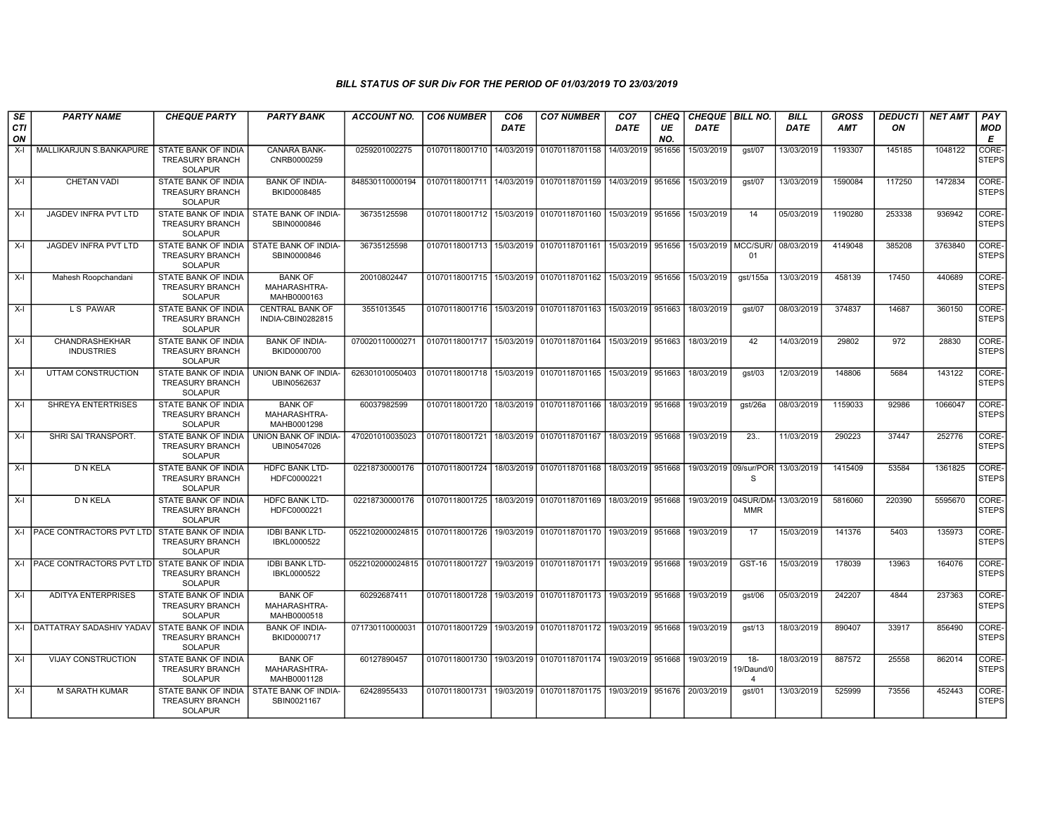## BILL STATUS OF SUR Div FOR THE PERIOD OF 01/03/2019 TO 23/03/2019

| SECTION | PARTY NAME | CHEQUE PARTY | PARTY BANK | ACCOUNT NO. | CO6 NUMBER | CO6 DATE | CO7 NUMBER | CO7 DATE | CHEQUE NO. | CHEQUE DATE | BILL NO. | BILL DATE | GROSS AMT | DEDUCTION | NET AMT | PAY MODE |
|---|---|---|---|---|---|---|---|---|---|---|---|---|---|---|---|---|
| X-I | MALLIKARJUN S.BANKAPURE | STATE BANK OF INDIA TREASURY BRANCH SOLAPUR | CANARA BANK-CNRB0000259 | 0259201002275 | 01070118001710 | 14/03/2019 | 01070118701158 | 14/03/2019 | 951656 | 15/03/2019 | gst/07 | 13/03/2019 | 1193307 | 145185 | 1048122 | CORE-STEPS |
| X-I | CHETAN VADI | STATE BANK OF INDIA TREASURY BRANCH SOLAPUR | BANK OF INDIA-BKID0008485 | 848530110000194 | 01070118001711 | 14/03/2019 | 01070118701159 | 14/03/2019 | 951656 | 15/03/2019 | gst/07 | 13/03/2019 | 1590084 | 117250 | 1472834 | CORE-STEPS |
| X-I | JAGDEV INFRA PVT LTD | STATE BANK OF INDIA TREASURY BRANCH SOLAPUR | STATE BANK OF INDIA-SBIN0000846 | 36735125598 | 01070118001712 | 15/03/2019 | 01070118701160 | 15/03/2019 | 951656 | 15/03/2019 | 14 | 05/03/2019 | 1190280 | 253338 | 936942 | CORE-STEPS |
| X-I | JAGDEV INFRA PVT LTD | STATE BANK OF INDIA TREASURY BRANCH SOLAPUR | STATE BANK OF INDIA-SBIN0000846 | 36735125598 | 01070118001713 | 15/03/2019 | 01070118701161 | 15/03/2019 | 951656 | 15/03/2019 | MCC/SUR/01 | 08/03/2019 | 4149048 | 385208 | 3763840 | CORE-STEPS |
| X-I | Mahesh Roopchandani | STATE BANK OF INDIA TREASURY BRANCH SOLAPUR | BANK OF MAHARASHTRA-MAHB0000163 | 20010802447 | 01070118001715 | 15/03/2019 | 01070118701162 | 15/03/2019 | 951656 | 15/03/2019 | gst/155a | 13/03/2019 | 458139 | 17450 | 440689 | CORE-STEPS |
| X-I | L S PAWAR | STATE BANK OF INDIA TREASURY BRANCH SOLAPUR | CENTRAL BANK OF INDIA-CBIN0282815 | 3551013545 | 01070118001716 | 15/03/2019 | 01070118701163 | 15/03/2019 | 951663 | 18/03/2019 | gst/07 | 08/03/2019 | 374837 | 14687 | 360150 | CORE-STEPS |
| X-I | CHANDRASHEKHAR INDUSTRIES | STATE BANK OF INDIA TREASURY BRANCH SOLAPUR | BANK OF INDIA-BKID0000700 | 070020110000271 | 01070118001717 | 15/03/2019 | 01070118701164 | 15/03/2019 | 951663 | 18/03/2019 | 42 | 14/03/2019 | 29802 | 972 | 28830 | CORE-STEPS |
| X-I | UTTAM CONSTRUCTION | STATE BANK OF INDIA TREASURY BRANCH SOLAPUR | UNION BANK OF INDIA-UBIN0562637 | 626301010050403 | 01070118001718 | 15/03/2019 | 01070118701165 | 15/03/2019 | 951663 | 18/03/2019 | gst/03 | 12/03/2019 | 148806 | 5684 | 143122 | CORE-STEPS |
| X-I | SHREYA ENTERTRISES | STATE BANK OF INDIA TREASURY BRANCH SOLAPUR | BANK OF MAHARASHTRA-MAHB0001298 | 60037982599 | 01070118001720 | 18/03/2019 | 01070118701166 | 18/03/2019 | 951668 | 19/03/2019 | gst/26a | 08/03/2019 | 1159033 | 92986 | 1066047 | CORE-STEPS |
| X-I | SHRI SAI TRANSPORT. | STATE BANK OF INDIA TREASURY BRANCH SOLAPUR | UNION BANK OF INDIA-UBIN0547026 | 470201010035023 | 01070118001721 | 18/03/2019 | 01070118701167 | 18/03/2019 | 951668 | 19/03/2019 | 23.. | 11/03/2019 | 290223 | 37447 | 252776 | CORE-STEPS |
| X-I | D N KELA | STATE BANK OF INDIA TREASURY BRANCH SOLAPUR | HDFC BANK LTD-HDFC0000221 | 02218730000176 | 01070118001724 | 18/03/2019 | 01070118701168 | 18/03/2019 | 951668 | 19/03/2019 | 09/sur/PORS | 13/03/2019 | 1415409 | 53584 | 1361825 | CORE-STEPS |
| X-I | D N KELA | STATE BANK OF INDIA TREASURY BRANCH SOLAPUR | HDFC BANK LTD-HDFC0000221 | 02218730000176 | 01070118001725 | 18/03/2019 | 01070118701169 | 18/03/2019 | 951668 | 19/03/2019 | 04SUR/DM-MMR | 13/03/2019 | 5816060 | 220390 | 5595670 | CORE-STEPS |
| X-I | PACE CONTRACTORS PVT LTD | STATE BANK OF INDIA TREASURY BRANCH SOLAPUR | IDBI BANK LTD-IBKL0000522 | 0522102000024815 | 01070118001726 | 19/03/2019 | 01070118701170 | 19/03/2019 | 951668 | 19/03/2019 | 17 | 15/03/2019 | 141376 | 5403 | 135973 | CORE-STEPS |
| X-I | PACE CONTRACTORS PVT LTD | STATE BANK OF INDIA TREASURY BRANCH SOLAPUR | IDBI BANK LTD-IBKL0000522 | 0522102000024815 | 01070118001727 | 19/03/2019 | 01070118701171 | 19/03/2019 | 951668 | 19/03/2019 | GST-16 | 15/03/2019 | 178039 | 13963 | 164076 | CORE-STEPS |
| X-I | ADITYA ENTERPRISES | STATE BANK OF INDIA TREASURY BRANCH SOLAPUR | BANK OF MAHARASHTRA-MAHB0000518 | 60292687411 | 01070118001728 | 19/03/2019 | 01070118701173 | 19/03/2019 | 951668 | 19/03/2019 | gst/06 | 05/03/2019 | 242207 | 4844 | 237363 | CORE-STEPS |
| X-I | DATTATRAY SADASHIV YADAV | STATE BANK OF INDIA TREASURY BRANCH SOLAPUR | BANK OF INDIA-BKID0000717 | 071730110000031 | 01070118001729 | 19/03/2019 | 01070118701172 | 19/03/2019 | 951668 | 19/03/2019 | gst/13 | 18/03/2019 | 890407 | 33917 | 856490 | CORE-STEPS |
| X-I | VIJAY CONSTRUCTION | STATE BANK OF INDIA TREASURY BRANCH SOLAPUR | BANK OF MAHARASHTRA-MAHB0001128 | 60127890457 | 01070118001730 | 19/03/2019 | 01070118701174 | 19/03/2019 | 951668 | 19/03/2019 | 18-19/Daund/04 | 18/03/2019 | 887572 | 25558 | 862014 | CORE-STEPS |
| X-I | M SARATH KUMAR | STATE BANK OF INDIA TREASURY BRANCH SOLAPUR | STATE BANK OF INDIA-SBIN0021167 | 62428955433 | 01070118001731 | 19/03/2019 | 01070118701175 | 19/03/2019 | 951676 | 20/03/2019 | gst/01 | 13/03/2019 | 525999 | 73556 | 452443 | CORE-STEPS |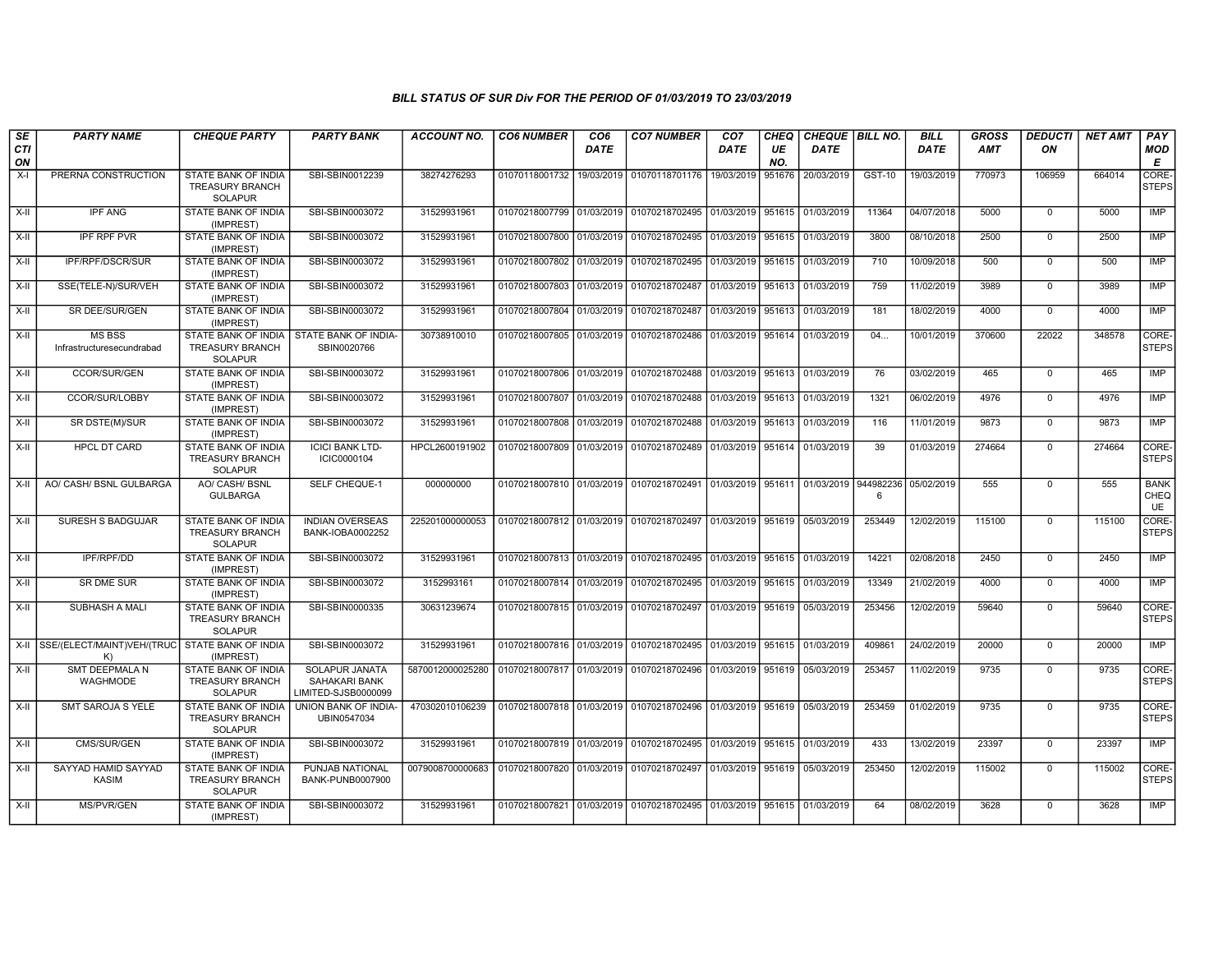### *BILL STATUS OF SUR Div FOR THE PERIOD OF 01/03/2019 TO 23/03/2019*

| SECTION | PARTY NAME | CHEQUE PARTY | PARTY BANK | ACCOUNT NO. | CO6 NUMBER | CO6 DATE | CO7 NUMBER | CO7 DATE | CHEQUE NO. | CHEQUE DATE | BILL NO. | BILL DATE | GROSS AMT | DEDUCTION | NET AMT | PAY MODE |
|---|---|---|---|---|---|---|---|---|---|---|---|---|---|---|---|---|
| X-I | PRERNA CONSTRUCTION | STATE BANK OF INDIA TREASURY BRANCH SOLAPUR | SBI-SBIN0012239 | 38274276293 | 01070118001732 | 19/03/2019 | 01070118701176 | 19/03/2019 | 951676 | 20/03/2019 | GST-10 | 19/03/2019 | 770973 | 106959 | 664014 | CORE-STEPS |
| X-II | IPF ANG | STATE BANK OF INDIA (IMPREST) | SBI-SBIN0003072 | 31529931961 | 01070218007799 | 01/03/2019 | 01070218702495 | 01/03/2019 | 951615 | 01/03/2019 | 11364 | 04/07/2018 | 5000 | 0 | 5000 | IMP |
| X-II | IPF RPF PVR | STATE BANK OF INDIA (IMPREST) | SBI-SBIN0003072 | 31529931961 | 01070218007800 | 01/03/2019 | 01070218702495 | 01/03/2019 | 951615 | 01/03/2019 | 3800 | 08/10/2018 | 2500 | 0 | 2500 | IMP |
| X-II | IPF/RPF/DSCR/SUR | STATE BANK OF INDIA (IMPREST) | SBI-SBIN0003072 | 31529931961 | 01070218007802 | 01/03/2019 | 01070218702495 | 01/03/2019 | 951615 | 01/03/2019 | 710 | 10/09/2018 | 500 | 0 | 500 | IMP |
| X-II | SSE(TELE-N)/SUR/VEH | STATE BANK OF INDIA (IMPREST) | SBI-SBIN0003072 | 31529931961 | 01070218007803 | 01/03/2019 | 01070218702487 | 01/03/2019 | 951613 | 01/03/2019 | 759 | 11/02/2019 | 3989 | 0 | 3989 | IMP |
| X-II | SR DEE/SUR/GEN | STATE BANK OF INDIA (IMPREST) | SBI-SBIN0003072 | 31529931961 | 01070218007804 | 01/03/2019 | 01070218702487 | 01/03/2019 | 951613 | 01/03/2019 | 181 | 18/02/2019 | 4000 | 0 | 4000 | IMP |
| X-II | MS BSS Infrastructuresecundrabad | STATE BANK OF INDIA TREASURY BRANCH SOLAPUR | STATE BANK OF INDIA-SBIN0020766 | 30738910010 | 01070218007805 | 01/03/2019 | 01070218702486 | 01/03/2019 | 951614 | 01/03/2019 | 04... | 10/01/2019 | 370600 | 22022 | 348578 | CORE-STEPS |
| X-II | CCOR/SUR/GEN | STATE BANK OF INDIA (IMPREST) | SBI-SBIN0003072 | 31529931961 | 01070218007806 | 01/03/2019 | 01070218702488 | 01/03/2019 | 951613 | 01/03/2019 | 76 | 03/02/2019 | 465 | 0 | 465 | IMP |
| X-II | CCOR/SUR/LOBBY | STATE BANK OF INDIA (IMPREST) | SBI-SBIN0003072 | 31529931961 | 01070218007807 | 01/03/2019 | 01070218702488 | 01/03/2019 | 951613 | 01/03/2019 | 1321 | 06/02/2019 | 4976 | 0 | 4976 | IMP |
| X-II | SR DSTE(M)/SUR | STATE BANK OF INDIA (IMPREST) | SBI-SBIN0003072 | 31529931961 | 01070218007808 | 01/03/2019 | 01070218702488 | 01/03/2019 | 951613 | 01/03/2019 | 116 | 11/01/2019 | 9873 | 0 | 9873 | IMP |
| X-II | HPCL DT CARD | STATE BANK OF INDIA TREASURY BRANCH SOLAPUR | ICICI BANK LTD-ICIC0000104 | HPCL2600191902 | 01070218007809 | 01/03/2019 | 01070218702489 | 01/03/2019 | 951614 | 01/03/2019 | 39 | 01/03/2019 | 274664 | 0 | 274664 | CORE-STEPS |
| X-II | AO/ CASH/ BSNL GULBARGA | AO/ CASH/ BSNL GULBARGA | SELF CHEQUE-1 | 000000000 | 01070218007810 | 01/03/2019 | 01070218702491 | 01/03/2019 | 951611 | 01/03/2019 | 9449822366 | 05/02/2019 | 555 | 0 | 555 | BANK CHEQUE |
| X-II | SURESH S BADGUJAR | STATE BANK OF INDIA TREASURY BRANCH SOLAPUR | INDIAN OVERSEAS BANK-IOBA0002252 | 225201000000053 | 01070218007812 | 01/03/2019 | 01070218702497 | 01/03/2019 | 951619 | 05/03/2019 | 253449 | 12/02/2019 | 115100 | 0 | 115100 | CORE-STEPS |
| X-II | IPF/RPF/DD | STATE BANK OF INDIA (IMPREST) | SBI-SBIN0003072 | 31529931961 | 01070218007813 | 01/03/2019 | 01070218702495 | 01/03/2019 | 951615 | 01/03/2019 | 14221 | 02/08/2018 | 2450 | 0 | 2450 | IMP |
| X-II | SR DME SUR | STATE BANK OF INDIA (IMPREST) | SBI-SBIN0003072 | 3152993161 | 01070218007814 | 01/03/2019 | 01070218702495 | 01/03/2019 | 951615 | 01/03/2019 | 13349 | 21/02/2019 | 4000 | 0 | 4000 | IMP |
| X-II | SUBHASH A MALI | STATE BANK OF INDIA TREASURY BRANCH SOLAPUR | SBI-SBIN0000335 | 30631239674 | 01070218007815 | 01/03/2019 | 01070218702497 | 01/03/2019 | 951619 | 05/03/2019 | 253456 | 12/02/2019 | 59640 | 0 | 59640 | CORE-STEPS |
| X-II | SSE/(ELECT/MAINT)VEH/(TRUCK) | STATE BANK OF INDIA (IMPREST) | SBI-SBIN0003072 | 31529931961 | 01070218007816 | 01/03/2019 | 01070218702495 | 01/03/2019 | 951615 | 01/03/2019 | 409861 | 24/02/2019 | 20000 | 0 | 20000 | IMP |
| X-II | SMT DEEPMALA N WAGHMODE | STATE BANK OF INDIA TREASURY BRANCH SOLAPUR | SOLAPUR JANATA SAHAKARI BANK LIMITED-SJSB0000099 | 5870012000025280 | 01070218007817 | 01/03/2019 | 01070218702496 | 01/03/2019 | 951619 | 05/03/2019 | 253457 | 11/02/2019 | 9735 | 0 | 9735 | CORE-STEPS |
| X-II | SMT SAROJA S YELE | STATE BANK OF INDIA TREASURY BRANCH SOLAPUR | UNION BANK OF INDIA-UBIN0547034 | 470302010106239 | 01070218007818 | 01/03/2019 | 01070218702496 | 01/03/2019 | 951619 | 05/03/2019 | 253459 | 01/02/2019 | 9735 | 0 | 9735 | CORE-STEPS |
| X-II | CMS/SUR/GEN | STATE BANK OF INDIA (IMPREST) | SBI-SBIN0003072 | 31529931961 | 01070218007819 | 01/03/2019 | 01070218702495 | 01/03/2019 | 951615 | 01/03/2019 | 433 | 13/02/2019 | 23397 | 0 | 23397 | IMP |
| X-II | SAYYAD HAMID SAYYAD KASIM | STATE BANK OF INDIA TREASURY BRANCH SOLAPUR | PUNJAB NATIONAL BANK-PUNB0007900 | 0079008700000683 | 01070218007820 | 01/03/2019 | 01070218702497 | 01/03/2019 | 951619 | 05/03/2019 | 253450 | 12/02/2019 | 115002 | 0 | 115002 | CORE-STEPS |
| X-II | MS/PVR/GEN | STATE BANK OF INDIA (IMPREST) | SBI-SBIN0003072 | 31529931961 | 01070218007821 | 01/03/2019 | 01070218702495 | 01/03/2019 | 951615 | 01/03/2019 | 64 | 08/02/2019 | 3628 | 0 | 3628 | IMP |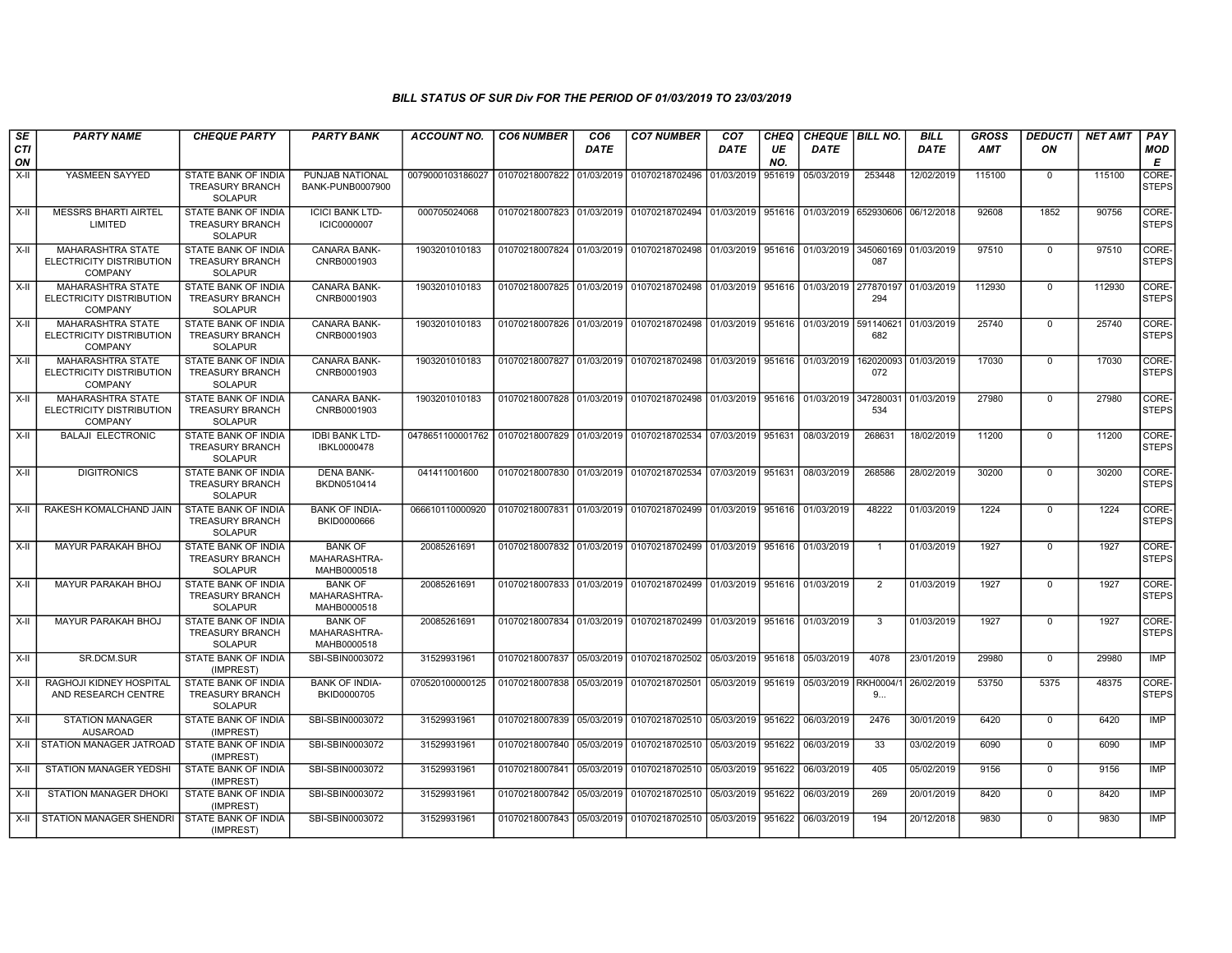# BILL STATUS OF SUR Div FOR THE PERIOD OF 01/03/2019 TO 23/03/2019

| SECTION | PARTY NAME | CHEQUE PARTY | PARTY BANK | ACCOUNT NO. | CO6 NUMBER | CO6 DATE | CO7 NUMBER | CO7 DATE | CHEQUE NO. | CHEQUE DATE | BILL NO. | BILL DATE | GROSS AMT | DEDUCTION | NET AMT | PAY MODE |
|---|---|---|---|---|---|---|---|---|---|---|---|---|---|---|---|---|
| X-II | YASMEEN SAYYED | STATE BANK OF INDIA TREASURY BRANCH SOLAPUR | PUNJAB NATIONAL BANK-PUNB0007900 | 0079000103186027 | 01070218007822 | 01/03/2019 | 01070218702496 | 01/03/2019 | 951619 | 05/03/2019 | 253448 | 12/02/2019 | 115100 | 0 | 115100 | CORE-STEPS |
| X-II | MESSRS BHARTI AIRTEL LIMITED | STATE BANK OF INDIA TREASURY BRANCH SOLAPUR | ICICI BANK LTD-ICIC0000007 | 000705024068 | 01070218007823 | 01/03/2019 | 01070218702494 | 01/03/2019 | 951616 | 01/03/2019 | 652930606 | 06/12/2018 | 92608 | 1852 | 90756 | CORE-STEPS |
| X-II | MAHARASHTRA STATE ELECTRICITY DISTRIBUTION COMPANY | STATE BANK OF INDIA TREASURY BRANCH SOLAPUR | CANARA BANK-CNRB0001903 | 1903201010183 | 01070218007824 | 01/03/2019 | 01070218702498 | 01/03/2019 | 951616 | 01/03/2019 | 345060169087 | 01/03/2019 | 97510 | 0 | 97510 | CORE-STEPS |
| X-II | MAHARASHTRA STATE ELECTRICITY DISTRIBUTION COMPANY | STATE BANK OF INDIA TREASURY BRANCH SOLAPUR | CANARA BANK-CNRB0001903 | 1903201010183 | 01070218007825 | 01/03/2019 | 01070218702498 | 01/03/2019 | 951616 | 01/03/2019 | 277870197294 | 01/03/2019 | 112930 | 0 | 112930 | CORE-STEPS |
| X-II | MAHARASHTRA STATE ELECTRICITY DISTRIBUTION COMPANY | STATE BANK OF INDIA TREASURY BRANCH SOLAPUR | CANARA BANK-CNRB0001903 | 1903201010183 | 01070218007826 | 01/03/2019 | 01070218702498 | 01/03/2019 | 951616 | 01/03/2019 | 591140621682 | 01/03/2019 | 25740 | 0 | 25740 | CORE-STEPS |
| X-II | MAHARASHTRA STATE ELECTRICITY DISTRIBUTION COMPANY | STATE BANK OF INDIA TREASURY BRANCH SOLAPUR | CANARA BANK-CNRB0001903 | 1903201010183 | 01070218007827 | 01/03/2019 | 01070218702498 | 01/03/2019 | 951616 | 01/03/2019 | 162020093072 | 01/03/2019 | 17030 | 0 | 17030 | CORE-STEPS |
| X-II | MAHARASHTRA STATE ELECTRICITY DISTRIBUTION COMPANY | STATE BANK OF INDIA TREASURY BRANCH SOLAPUR | CANARA BANK-CNRB0001903 | 1903201010183 | 01070218007828 | 01/03/2019 | 01070218702498 | 01/03/2019 | 951616 | 01/03/2019 | 347280031534 | 01/03/2019 | 27980 | 0 | 27980 | CORE-STEPS |
| X-II | BALAJI ELECTRONIC | STATE BANK OF INDIA TREASURY BRANCH SOLAPUR | IDBI BANK LTD-IBKL0000478 | 0478651100001762 | 01070218007829 | 01/03/2019 | 01070218702534 | 07/03/2019 | 951631 | 08/03/2019 | 268631 | 18/02/2019 | 11200 | 0 | 11200 | CORE-STEPS |
| X-II | DIGITRONICS | STATE BANK OF INDIA TREASURY BRANCH SOLAPUR | DENA BANK-BKDN0510414 | 041411001600 | 01070218007830 | 01/03/2019 | 01070218702534 | 07/03/2019 | 951631 | 08/03/2019 | 268586 | 28/02/2019 | 30200 | 0 | 30200 | CORE-STEPS |
| X-II | RAKESH KOMALCHAND JAIN | STATE BANK OF INDIA TREASURY BRANCH SOLAPUR | BANK OF INDIA-BKID0000666 | 066610110000920 | 01070218007831 | 01/03/2019 | 01070218702499 | 01/03/2019 | 951616 | 01/03/2019 | 48222 | 01/03/2019 | 1224 | 0 | 1224 | CORE-STEPS |
| X-II | MAYUR PARAKAH BHOJ | STATE BANK OF INDIA TREASURY BRANCH SOLAPUR | BANK OF MAHARASHTRA-MAHB0000518 | 20085261691 | 01070218007832 | 01/03/2019 | 01070218702499 | 01/03/2019 | 951616 | 01/03/2019 | 1 | 01/03/2019 | 1927 | 0 | 1927 | CORE-STEPS |
| X-II | MAYUR PARAKAH BHOJ | STATE BANK OF INDIA TREASURY BRANCH SOLAPUR | BANK OF MAHARASHTRA-MAHB0000518 | 20085261691 | 01070218007833 | 01/03/2019 | 01070218702499 | 01/03/2019 | 951616 | 01/03/2019 | 2 | 01/03/2019 | 1927 | 0 | 1927 | CORE-STEPS |
| X-II | MAYUR PARAKAH BHOJ | STATE BANK OF INDIA TREASURY BRANCH SOLAPUR | BANK OF MAHARASHTRA-MAHB0000518 | 20085261691 | 01070218007834 | 01/03/2019 | 01070218702499 | 01/03/2019 | 951616 | 01/03/2019 | 3 | 01/03/2019 | 1927 | 0 | 1927 | CORE-STEPS |
| X-II | SR.DCM.SUR | STATE BANK OF INDIA (IMPREST) | SBI-SBIN0003072 | 31529931961 | 01070218007837 | 05/03/2019 | 01070218702502 | 05/03/2019 | 951618 | 05/03/2019 | 4078 | 23/01/2019 | 29980 | 0 | 29980 | IMP |
| X-II | RAGHOJI KIDNEY HOSPITAL AND RESEARCH CENTRE | STATE BANK OF INDIA TREASURY BRANCH SOLAPUR | BANK OF INDIA-BKID0000705 | 070520100000125 | 01070218007838 | 05/03/2019 | 01070218702501 | 05/03/2019 | 951619 | 05/03/2019 | RKH0004/19... | 26/02/2019 | 53750 | 5375 | 48375 | CORE-STEPS |
| X-II | STATION MANAGER AUSAROAD | STATE BANK OF INDIA (IMPREST) | SBI-SBIN0003072 | 31529931961 | 01070218007839 | 05/03/2019 | 01070218702510 | 05/03/2019 | 951622 | 06/03/2019 | 2476 | 30/01/2019 | 6420 | 0 | 6420 | IMP |
| X-II | STATION MANAGER JATROAD | STATE BANK OF INDIA (IMPREST) | SBI-SBIN0003072 | 31529931961 | 01070218007840 | 05/03/2019 | 01070218702510 | 05/03/2019 | 951622 | 06/03/2019 | 33 | 03/02/2019 | 6090 | 0 | 6090 | IMP |
| X-II | STATION MANAGER YEDSHI | STATE BANK OF INDIA (IMPREST) | SBI-SBIN0003072 | 31529931961 | 01070218007841 | 05/03/2019 | 01070218702510 | 05/03/2019 | 951622 | 06/03/2019 | 405 | 05/02/2019 | 9156 | 0 | 9156 | IMP |
| X-II | STATION MANAGER DHOKI | STATE BANK OF INDIA (IMPREST) | SBI-SBIN0003072 | 31529931961 | 01070218007842 | 05/03/2019 | 01070218702510 | 05/03/2019 | 951622 | 06/03/2019 | 269 | 20/01/2019 | 8420 | 0 | 8420 | IMP |
| X-II | STATION MANAGER SHENDRI | STATE BANK OF INDIA (IMPREST) | SBI-SBIN0003072 | 31529931961 | 01070218007843 | 05/03/2019 | 01070218702510 | 05/03/2019 | 951622 | 06/03/2019 | 194 | 20/12/2018 | 9830 | 0 | 9830 | IMP |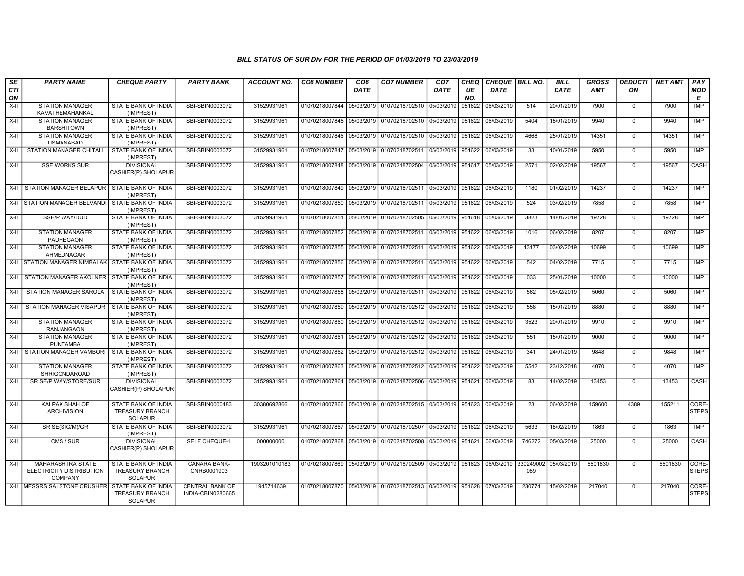# BILL STATUS OF SUR Div FOR THE PERIOD OF 01/03/2019 TO 23/03/2019

| SECTION | PARTY NAME | CHEQUE PARTY | PARTY BANK | ACCOUNT NO. | CO6 NUMBER | CO6 DATE | CO7 NUMBER | CO7 DATE | CHEQUE NO. | CHEQUE DATE | BILL NO. | BILL DATE | GROSS AMT | DEDUCTION | NET AMT | PAY MODE |
|---|---|---|---|---|---|---|---|---|---|---|---|---|---|---|---|---|
| X-II | STATION MANAGER KAVATHEMAHANKAL | STATE BANK OF INDIA (IMPREST) | SBI-SBIN0003072 | 31529931961 | 01070218007844 | 05/03/2019 | 01070218702510 | 05/03/2019 | 951622 | 06/03/2019 | 514 | 20/01/2019 | 7900 | 0 | 7900 | IMP |
| X-II | STATION MANAGER BARSHITOWN | STATE BANK OF INDIA (IMPREST) | SBI-SBIN0003072 | 31529931961 | 01070218007845 | 05/03/2019 | 01070218702510 | 05/03/2019 | 951622 | 06/03/2019 | 5404 | 18/01/2019 | 9940 | 0 | 9940 | IMP |
| X-II | STATION MANAGER USMANABAD | STATE BANK OF INDIA (IMPREST) | SBI-SBIN0003072 | 31529931961 | 01070218007846 | 05/03/2019 | 01070218702510 | 05/03/2019 | 951622 | 06/03/2019 | 4668 | 25/01/2019 | 14351 | 0 | 14351 | IMP |
| X-II | STATION MANAGER CHITALI | STATE BANK OF INDIA (IMPREST) | SBI-SBIN0003072 | 31529931961 | 01070218007847 | 05/03/2019 | 01070218702511 | 05/03/2019 | 951622 | 06/03/2019 | 33 | 10/01/2019 | 5950 | 0 | 5950 | IMP |
| X-II | SSE WORKS SUR | DIVISIONAL CASHIER(P) SHOLAPUR | SBI-SBIN0003072 | 31529931961 | 01070218007848 | 05/03/2019 | 01070218702504 | 05/03/2019 | 951617 | 05/03/2019 | 2571 | 02/02/2019 | 19567 | 0 | 19567 | CASH |
| X-II | STATION MANAGER BELAPUR | STATE BANK OF INDIA (IMPREST) | SBI-SBIN0003072 | 31529931961 | 01070218007849 | 05/03/2019 | 01070218702511 | 05/03/2019 | 951622 | 06/03/2019 | 1180 | 01/02/2019 | 14237 | 0 | 14237 | IMP |
| X-II | STATION MANAGER BELVANDI | STATE BANK OF INDIA (IMPREST) | SBI-SBIN0003072 | 31529931961 | 01070218007850 | 05/03/2019 | 01070218702511 | 05/03/2019 | 951622 | 06/03/2019 | 524 | 03/02/2019 | 7858 | 0 | 7858 | IMP |
| X-II | SSE/P WAY/DUD | STATE BANK OF INDIA (IMPREST) | SBI-SBIN0003072 | 31529931961 | 01070218007851 | 05/03/2019 | 01070218702505 | 05/03/2019 | 951618 | 05/03/2019 | 3823 | 14/01/2019 | 19728 | 0 | 19728 | IMP |
| X-II | STATION MANAGER PADHEGAON | STATE BANK OF INDIA (IMPREST) | SBI-SBIN0003072 | 31529931961 | 01070218007852 | 05/03/2019 | 01070218702511 | 05/03/2019 | 951622 | 06/03/2019 | 1016 | 06/02/2019 | 8207 | 0 | 8207 | IMP |
| X-II | STATION MANAGER AHMEDNAGAR | STATE BANK OF INDIA (IMPREST) | SBI-SBIN0003072 | 31529931961 | 01070218007855 | 05/03/2019 | 01070218702511 | 05/03/2019 | 951622 | 06/03/2019 | 13177 | 03/02/2019 | 10699 | 0 | 10699 | IMP |
| X-II | STATION MANAGER NIMBALAK | STATE BANK OF INDIA (IMPREST) | SBI-SBIN0003072 | 31529931961 | 01070218007856 | 05/03/2019 | 01070218702511 | 05/03/2019 | 951622 | 06/03/2019 | 542 | 04/02/2019 | 7715 | 0 | 7715 | IMP |
| X-II | STATION MANAGER AKOLNER | STATE BANK OF INDIA (IMPREST) | SBI-SBIN0003072 | 31529931961 | 01070218007857 | 05/03/2019 | 01070218702511 | 05/03/2019 | 951622 | 06/03/2019 | 033 | 25/01/2019 | 10000 | 0 | 10000 | IMP |
| X-II | STATION MANAGER SAROLA | STATE BANK OF INDIA (IMPREST) | SBI-SBIN0003072 | 31529931961 | 01070218007858 | 05/03/2019 | 01070218702511 | 05/03/2019 | 951622 | 06/03/2019 | 562 | 05/02/2019 | 5060 | 0 | 5060 | IMP |
| X-II | STATION MANAGER VISAPUR | STATE BANK OF INDIA (IMPREST) | SBI-SBIN0003072 | 31529931961 | 01070218007859 | 05/03/2019 | 01070218702512 | 05/03/2019 | 951622 | 06/03/2019 | 558 | 15/01/2019 | 8880 | 0 | 8880 | IMP |
| X-II | STATION MANAGER RANJANGAON | STATE BANK OF INDIA (IMPREST) | SBI-SBIN0003072 | 31529931961 | 01070218007860 | 05/03/2019 | 01070218702512 | 05/03/2019 | 951622 | 06/03/2019 | 3523 | 20/01/2019 | 9910 | 0 | 9910 | IMP |
| X-II | STATION MANAGER PUNTAMBA | STATE BANK OF INDIA (IMPREST) | SBI-SBIN0003072 | 31529931961 | 01070218007861 | 05/03/2019 | 01070218702512 | 05/03/2019 | 951622 | 06/03/2019 | 551 | 15/01/2019 | 9000 | 0 | 9000 | IMP |
| X-II | STATION MANAGER VAMBORI | STATE BANK OF INDIA (IMPREST) | SBI-SBIN0003072 | 31529931961 | 01070218007862 | 05/03/2019 | 01070218702512 | 05/03/2019 | 951622 | 06/03/2019 | 341 | 24/01/2019 | 9848 | 0 | 9848 | IMP |
| X-II | STATION MANAGER SHRIGONDAROAD | STATE BANK OF INDIA (IMPREST) | SBI-SBIN0003072 | 31529931961 | 01070218007863 | 05/03/2019 | 01070218702512 | 05/03/2019 | 951622 | 06/03/2019 | 5542 | 23/12/2018 | 4070 | 0 | 4070 | IMP |
| X-II | SR.SE/P.WAY/STORE/SUR | DIVISIONAL CASHIER(P) SHOLAPUR | SBI-SBIN0003072 | 31529931961 | 01070218007864 | 05/03/2019 | 01070218702506 | 05/03/2019 | 951621 | 06/03/2019 | 83 | 14/02/2019 | 13453 | 0 | 13453 | CASH |
| X-II | KALPAK SHAH OF ARCHIVISION | STATE BANK OF INDIA TREASURY BRANCH SOLAPUR | SBI-SBIN0000483 | 30380692866 | 01070218007866 | 05/03/2019 | 01070218702515 | 05/03/2019 | 951623 | 06/03/2019 | 23 | 06/02/2019 | 159600 | 4389 | 155211 | CORE-STEPS |
| X-II | SR SE(SIG/M)/GR | STATE BANK OF INDIA (IMPREST) | SBI-SBIN0003072 | 31529931961 | 01070218007867 | 05/03/2019 | 01070218702507 | 05/03/2019 | 951622 | 06/03/2019 | 5633 | 18/02/2019 | 1863 | 0 | 1863 | IMP |
| X-II | CMS / SUR | DIVISIONAL CASHIER(P) SHOLAPUR | SELF CHEQUE-1 | 000000000 | 01070218007868 | 05/03/2019 | 01070218702508 | 05/03/2019 | 951621 | 06/03/2019 | 746272 | 05/03/2019 | 25000 | 0 | 25000 | CASH |
| X-II | MAHARASHTRA STATE ELECTRICITY DISTRIBUTION COMPANY | STATE BANK OF INDIA TREASURY BRANCH SOLAPUR | CANARA BANK-CNRB0001903 | 1903201010183 | 01070218007869 | 05/03/2019 | 01070218702509 | 05/03/2019 | 951623 | 06/03/2019 | 330249002089 | 05/03/2019 | 5501830 | 0 | 5501830 | CORE-STEPS |
| X-II | MESSRS SAI STONE CRUSHER | STATE BANK OF INDIA TREASURY BRANCH SOLAPUR | CENTRAL BANK OF INDIA-CBIN0280665 | 1945714639 | 01070218007870 | 05/03/2019 | 01070218702513 | 05/03/2019 | 951628 | 07/03/2019 | 230774 | 15/02/2019 | 217040 | 0 | 217040 | CORE-STEPS |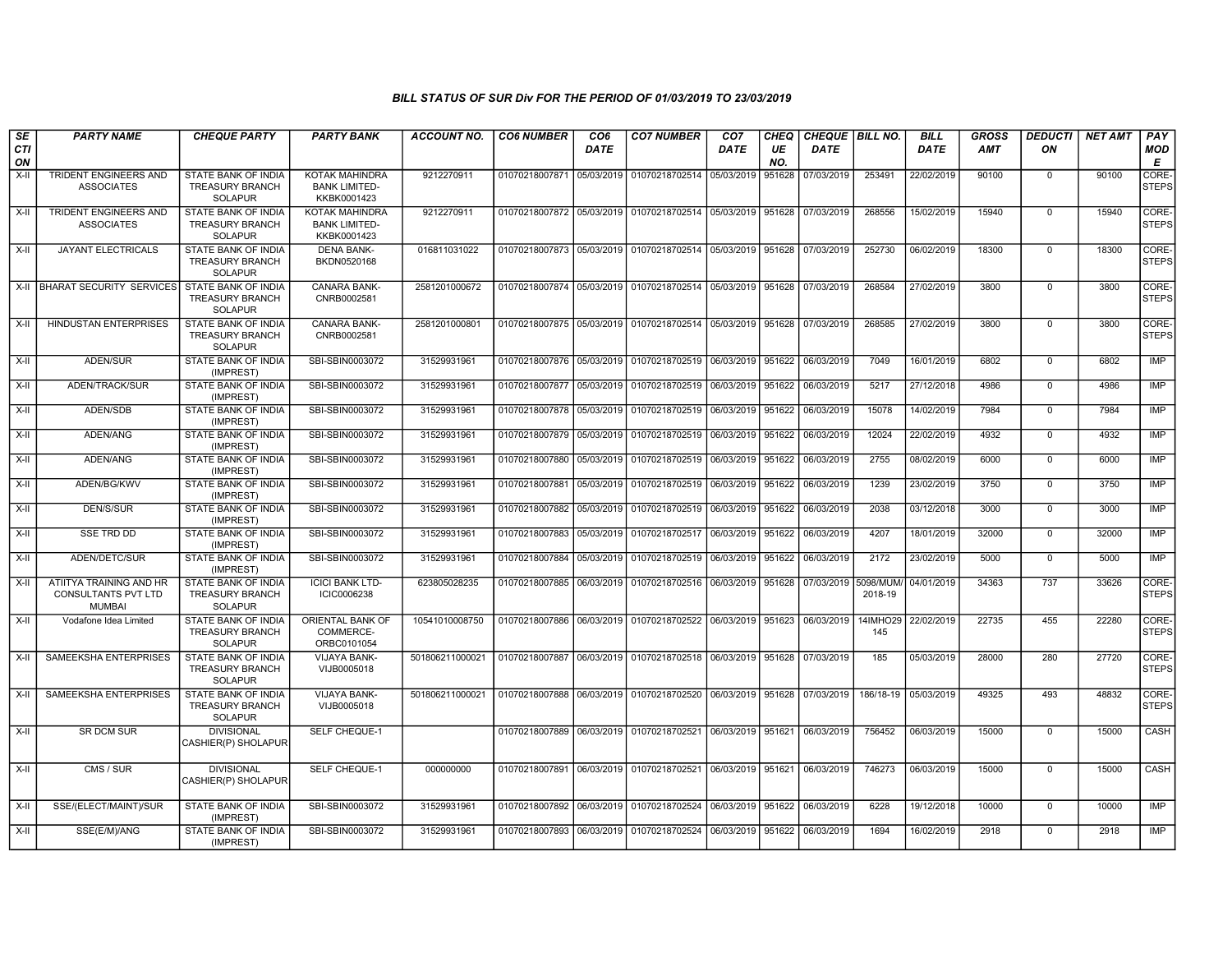### BILL STATUS OF SUR Div FOR THE PERIOD OF 01/03/2019 TO 23/03/2019

| SECTION | PARTY NAME | CHEQUE PARTY | PARTY BANK | ACCOUNT NO. | CO6 NUMBER | CO6 DATE | CO7 NUMBER | CO7 DATE | CHEQUE NO. | CHEQUE DATE | BILL NO. | BILL DATE | GROSS AMT | DEDUCTION | NET AMT | PAY MODE |
|---|---|---|---|---|---|---|---|---|---|---|---|---|---|---|---|---|
| X-II | TRIDENT ENGINEERS AND ASSOCIATES | STATE BANK OF INDIA TREASURY BRANCH SOLAPUR | KOTAK MAHINDRA BANK LIMITED-KKBK0001423 | 9212270911 | 01070218007871 | 05/03/2019 | 01070218702514 | 05/03/2019 | 951628 | 07/03/2019 | 253491 | 22/02/2019 | 90100 | 0 | 90100 | CORE-STEPS |
| X-II | TRIDENT ENGINEERS AND ASSOCIATES | STATE BANK OF INDIA TREASURY BRANCH SOLAPUR | KOTAK MAHINDRA BANK LIMITED-KKBK0001423 | 9212270911 | 01070218007872 | 05/03/2019 | 01070218702514 | 05/03/2019 | 951628 | 07/03/2019 | 268556 | 15/02/2019 | 15940 | 0 | 15940 | CORE-STEPS |
| X-II | JAYANT ELECTRICALS | STATE BANK OF INDIA TREASURY BRANCH SOLAPUR | DENA BANK-BKDN0520168 | 016811031022 | 01070218007873 | 05/03/2019 | 01070218702514 | 05/03/2019 | 951628 | 07/03/2019 | 252730 | 06/02/2019 | 18300 | 0 | 18300 | CORE-STEPS |
| X-II | BHARAT SECURITY SERVICES | STATE BANK OF INDIA TREASURY BRANCH SOLAPUR | CANARA BANK-CNRB0002581 | 2581201000672 | 01070218007874 | 05/03/2019 | 01070218702514 | 05/03/2019 | 951628 | 07/03/2019 | 268584 | 27/02/2019 | 3800 | 0 | 3800 | CORE-STEPS |
| X-II | HINDUSTAN ENTERPRISES | STATE BANK OF INDIA TREASURY BRANCH SOLAPUR | CANARA BANK-CNRB0002581 | 2581201000801 | 01070218007875 | 05/03/2019 | 01070218702514 | 05/03/2019 | 951628 | 07/03/2019 | 268585 | 27/02/2019 | 3800 | 0 | 3800 | CORE-STEPS |
| X-II | ADEN/SUR | STATE BANK OF INDIA (IMPREST) | SBI-SBIN0003072 | 31529931961 | 01070218007876 | 05/03/2019 | 01070218702519 | 06/03/2019 | 951622 | 06/03/2019 | 7049 | 16/01/2019 | 6802 | 0 | 6802 | IMP |
| X-II | ADEN/TRACK/SUR | STATE BANK OF INDIA (IMPREST) | SBI-SBIN0003072 | 31529931961 | 01070218007877 | 05/03/2019 | 01070218702519 | 06/03/2019 | 951622 | 06/03/2019 | 5217 | 27/12/2018 | 4986 | 0 | 4986 | IMP |
| X-II | ADEN/SDB | STATE BANK OF INDIA (IMPREST) | SBI-SBIN0003072 | 31529931961 | 01070218007878 | 05/03/2019 | 01070218702519 | 06/03/2019 | 951622 | 06/03/2019 | 15078 | 14/02/2019 | 7984 | 0 | 7984 | IMP |
| X-II | ADEN/ANG | STATE BANK OF INDIA (IMPREST) | SBI-SBIN0003072 | 31529931961 | 01070218007879 | 05/03/2019 | 01070218702519 | 06/03/2019 | 951622 | 06/03/2019 | 12024 | 22/02/2019 | 4932 | 0 | 4932 | IMP |
| X-II | ADEN/ANG | STATE BANK OF INDIA (IMPREST) | SBI-SBIN0003072 | 31529931961 | 01070218007880 | 05/03/2019 | 01070218702519 | 06/03/2019 | 951622 | 06/03/2019 | 2755 | 08/02/2019 | 6000 | 0 | 6000 | IMP |
| X-II | ADEN/BG/KWV | STATE BANK OF INDIA (IMPREST) | SBI-SBIN0003072 | 31529931961 | 01070218007881 | 05/03/2019 | 01070218702519 | 06/03/2019 | 951622 | 06/03/2019 | 1239 | 23/02/2019 | 3750 | 0 | 3750 | IMP |
| X-II | DEN/S/SUR | STATE BANK OF INDIA (IMPREST) | SBI-SBIN0003072 | 31529931961 | 01070218007882 | 05/03/2019 | 01070218702519 | 06/03/2019 | 951622 | 06/03/2019 | 2038 | 03/12/2018 | 3000 | 0 | 3000 | IMP |
| X-II | SSE TRD DD | STATE BANK OF INDIA (IMPREST) | SBI-SBIN0003072 | 31529931961 | 01070218007883 | 05/03/2019 | 01070218702517 | 06/03/2019 | 951622 | 06/03/2019 | 4207 | 18/01/2019 | 32000 | 0 | 32000 | IMP |
| X-II | ADEN/DETC/SUR | STATE BANK OF INDIA (IMPREST) | SBI-SBIN0003072 | 31529931961 | 01070218007884 | 05/03/2019 | 01070218702519 | 06/03/2019 | 951622 | 06/03/2019 | 2172 | 23/02/2019 | 5000 | 0 | 5000 | IMP |
| X-II | ATIITYA TRAINING AND HR CONSULTANTS PVT LTD MUMBAI | STATE BANK OF INDIA TREASURY BRANCH SOLAPUR | ICICI BANK LTD-ICIC0006238 | 623805028235 | 01070218007885 | 06/03/2019 | 01070218702516 | 06/03/2019 | 951628 | 07/03/2019 | 5098/MUM/2018-19 | 04/01/2019 | 34363 | 737 | 33626 | CORE-STEPS |
| X-II | Vodafone Idea Limited | STATE BANK OF INDIA TREASURY BRANCH SOLAPUR | ORIENTAL BANK OF COMMERCE-ORBC0101054 | 10541010008750 | 01070218007886 | 06/03/2019 | 01070218702522 | 06/03/2019 | 951623 | 06/03/2019 | 14IMHO29145 | 22/02/2019 | 22735 | 455 | 22280 | CORE-STEPS |
| X-II | SAMEEKSHA ENTERPRISES | STATE BANK OF INDIA TREASURY BRANCH SOLAPUR | VIJAYA BANK-VIJB0005018 | 501806211000021 | 01070218007887 | 06/03/2019 | 01070218702518 | 06/03/2019 | 951628 | 07/03/2019 | 185 | 05/03/2019 | 28000 | 280 | 27720 | CORE-STEPS |
| X-II | SAMEEKSHA ENTERPRISES | STATE BANK OF INDIA TREASURY BRANCH SOLAPUR | VIJAYA BANK-VIJB0005018 | 501806211000021 | 01070218007888 | 06/03/2019 | 01070218702520 | 06/03/2019 | 951628 | 07/03/2019 | 186/18-19 | 05/03/2019 | 49325 | 493 | 48832 | CORE-STEPS |
| X-II | SR DCM SUR | DIVISIONAL CASHIER(P) SHOLAPUR | SELF CHEQUE-1 | | 01070218007889 | 06/03/2019 | 01070218702521 | 06/03/2019 | 951621 | 06/03/2019 | 756452 | 06/03/2019 | 15000 | 0 | 15000 | CASH |
| X-II | CMS / SUR | DIVISIONAL CASHIER(P) SHOLAPUR | SELF CHEQUE-1 | 000000000 | 01070218007891 | 06/03/2019 | 01070218702521 | 06/03/2019 | 951621 | 06/03/2019 | 746273 | 06/03/2019 | 15000 | 0 | 15000 | CASH |
| X-II | SSE/(ELECT/MAINT)/SUR | STATE BANK OF INDIA (IMPREST) | SBI-SBIN0003072 | 31529931961 | 01070218007892 | 06/03/2019 | 01070218702524 | 06/03/2019 | 951622 | 06/03/2019 | 6228 | 19/12/2018 | 10000 | 0 | 10000 | IMP |
| X-II | SSE(E/M)/ANG | STATE BANK OF INDIA (IMPREST) | SBI-SBIN0003072 | 31529931961 | 01070218007893 | 06/03/2019 | 01070218702524 | 06/03/2019 | 951622 | 06/03/2019 | 1694 | 16/02/2019 | 2918 | 0 | 2918 | IMP |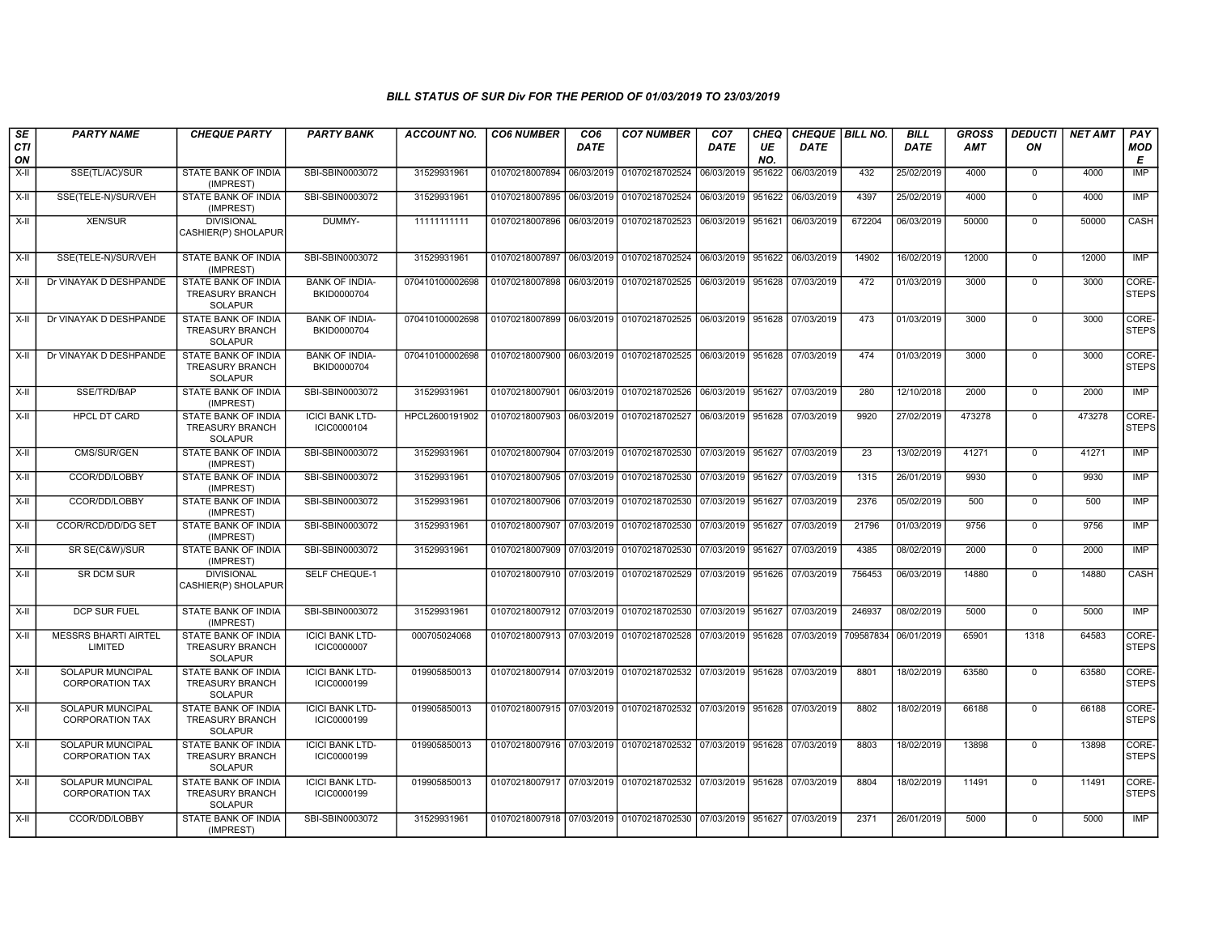# BILL STATUS OF SUR Div FOR THE PERIOD OF 01/03/2019 TO 23/03/2019

| SECTION | PARTY NAME | CHEQUE PARTY | PARTY BANK | ACCOUNT NO. | CO6 NUMBER | CO6 DATE | CO7 NUMBER | CO7 DATE | CHEQUE NO. | CHEQUE DATE | BILL NO. | BILL DATE | GROSS AMT | DEDUCTION | NET AMT | PAY MODE |
|---|---|---|---|---|---|---|---|---|---|---|---|---|---|---|---|---|
| X-II | SSE(TL/AC)/SUR | STATE BANK OF INDIA (IMPREST) | SBI-SBIN0003072 | 31529931961 | 01070218007894 | 06/03/2019 | 01070218702524 | 06/03/2019 | 951622 | 06/03/2019 | 432 | 25/02/2019 | 4000 | 0 | 4000 | IMP |
| X-II | SSE(TELE-N)/SUR/VEH | STATE BANK OF INDIA (IMPREST) | SBI-SBIN0003072 | 31529931961 | 01070218007895 | 06/03/2019 | 01070218702524 | 06/03/2019 | 951622 | 06/03/2019 | 4397 | 25/02/2019 | 4000 | 0 | 4000 | IMP |
| X-II | XEN/SUR | DIVISIONAL CASHIER(P) SHOLAPUR | DUMMY- | 11111111111 | 01070218007896 | 06/03/2019 | 01070218702523 | 06/03/2019 | 951621 | 06/03/2019 | 672204 | 06/03/2019 | 50000 | 0 | 50000 | CASH |
| X-II | SSE(TELE-N)/SUR/VEH | STATE BANK OF INDIA (IMPREST) | SBI-SBIN0003072 | 31529931961 | 01070218007897 | 06/03/2019 | 01070218702524 | 06/03/2019 | 951622 | 06/03/2019 | 14902 | 16/02/2019 | 12000 | 0 | 12000 | IMP |
| X-II | Dr VINAYAK D DESHPANDE | STATE BANK OF INDIA TREASURY BRANCH SOLAPUR | BANK OF INDIA-BKID0000704 | 070410100002698 | 01070218007898 | 06/03/2019 | 01070218702525 | 06/03/2019 | 951628 | 07/03/2019 | 472 | 01/03/2019 | 3000 | 0 | 3000 | CORE-STEPS |
| X-II | Dr VINAYAK D DESHPANDE | STATE BANK OF INDIA TREASURY BRANCH SOLAPUR | BANK OF INDIA-BKID0000704 | 070410100002698 | 01070218007899 | 06/03/2019 | 01070218702525 | 06/03/2019 | 951628 | 07/03/2019 | 473 | 01/03/2019 | 3000 | 0 | 3000 | CORE-STEPS |
| X-II | Dr VINAYAK D DESHPANDE | STATE BANK OF INDIA TREASURY BRANCH SOLAPUR | BANK OF INDIA-BKID0000704 | 070410100002698 | 01070218007900 | 06/03/2019 | 01070218702525 | 06/03/2019 | 951628 | 07/03/2019 | 474 | 01/03/2019 | 3000 | 0 | 3000 | CORE-STEPS |
| X-II | SSE/TRD/BAP | STATE BANK OF INDIA (IMPREST) | SBI-SBIN0003072 | 31529931961 | 01070218007901 | 06/03/2019 | 01070218702526 | 06/03/2019 | 951627 | 07/03/2019 | 280 | 12/10/2018 | 2000 | 0 | 2000 | IMP |
| X-II | HPCL DT CARD | STATE BANK OF INDIA TREASURY BRANCH SOLAPUR | ICICI BANK LTD-ICIC0000104 | HPCL2600191902 | 01070218007903 | 06/03/2019 | 01070218702527 | 06/03/2019 | 951628 | 07/03/2019 | 9920 | 27/02/2019 | 473278 | 0 | 473278 | CORE-STEPS |
| X-II | CMS/SUR/GEN | STATE BANK OF INDIA (IMPREST) | SBI-SBIN0003072 | 31529931961 | 01070218007904 | 07/03/2019 | 01070218702530 | 07/03/2019 | 951627 | 07/03/2019 | 23 | 13/02/2019 | 41271 | 0 | 41271 | IMP |
| X-II | CCOR/DD/LOBBY | STATE BANK OF INDIA (IMPREST) | SBI-SBIN0003072 | 31529931961 | 01070218007905 | 07/03/2019 | 01070218702530 | 07/03/2019 | 951627 | 07/03/2019 | 1315 | 26/01/2019 | 9930 | 0 | 9930 | IMP |
| X-II | CCOR/DD/LOBBY | STATE BANK OF INDIA (IMPREST) | SBI-SBIN0003072 | 31529931961 | 01070218007906 | 07/03/2019 | 01070218702530 | 07/03/2019 | 951627 | 07/03/2019 | 2376 | 05/02/2019 | 500 | 0 | 500 | IMP |
| X-II | CCOR/RCD/DD/DG SET | STATE BANK OF INDIA (IMPREST) | SBI-SBIN0003072 | 31529931961 | 01070218007907 | 07/03/2019 | 01070218702530 | 07/03/2019 | 951627 | 07/03/2019 | 21796 | 01/03/2019 | 9756 | 0 | 9756 | IMP |
| X-II | SR SE(C&W)/SUR | STATE BANK OF INDIA (IMPREST) | SBI-SBIN0003072 | 31529931961 | 01070218007909 | 07/03/2019 | 01070218702530 | 07/03/2019 | 951627 | 07/03/2019 | 4385 | 08/02/2019 | 2000 | 0 | 2000 | IMP |
| X-II | SR DCM SUR | DIVISIONAL CASHIER(P) SHOLAPUR | SELF CHEQUE-1 | | 01070218007910 | 07/03/2019 | 01070218702529 | 07/03/2019 | 951626 | 07/03/2019 | 756453 | 06/03/2019 | 14880 | 0 | 14880 | CASH |
| X-II | DCP SUR FUEL | STATE BANK OF INDIA (IMPREST) | SBI-SBIN0003072 | 31529931961 | 01070218007912 | 07/03/2019 | 01070218702530 | 07/03/2019 | 951627 | 07/03/2019 | 246937 | 08/02/2019 | 5000 | 0 | 5000 | IMP |
| X-II | MESSRS BHARTI AIRTEL LIMITED | STATE BANK OF INDIA TREASURY BRANCH SOLAPUR | ICICI BANK LTD-ICIC0000007 | 000705024068 | 01070218007913 | 07/03/2019 | 01070218702528 | 07/03/2019 | 951628 | 07/03/2019 | 709587834 | 06/01/2019 | 65901 | 1318 | 64583 | CORE-STEPS |
| X-II | SOLAPUR MUNCIPAL CORPORATION TAX | STATE BANK OF INDIA TREASURY BRANCH SOLAPUR | ICICI BANK LTD-ICIC0000199 | 019905850013 | 01070218007914 | 07/03/2019 | 01070218702532 | 07/03/2019 | 951628 | 07/03/2019 | 8801 | 18/02/2019 | 63580 | 0 | 63580 | CORE-STEPS |
| X-II | SOLAPUR MUNCIPAL CORPORATION TAX | STATE BANK OF INDIA TREASURY BRANCH SOLAPUR | ICICI BANK LTD-ICIC0000199 | 019905850013 | 01070218007915 | 07/03/2019 | 01070218702532 | 07/03/2019 | 951628 | 07/03/2019 | 8802 | 18/02/2019 | 66188 | 0 | 66188 | CORE-STEPS |
| X-II | SOLAPUR MUNCIPAL CORPORATION TAX | STATE BANK OF INDIA TREASURY BRANCH SOLAPUR | ICICI BANK LTD-ICIC0000199 | 019905850013 | 01070218007916 | 07/03/2019 | 01070218702532 | 07/03/2019 | 951628 | 07/03/2019 | 8803 | 18/02/2019 | 13898 | 0 | 13898 | CORE-STEPS |
| X-II | SOLAPUR MUNCIPAL CORPORATION TAX | STATE BANK OF INDIA TREASURY BRANCH SOLAPUR | ICICI BANK LTD-ICIC0000199 | 019905850013 | 01070218007917 | 07/03/2019 | 01070218702532 | 07/03/2019 | 951628 | 07/03/2019 | 8804 | 18/02/2019 | 11491 | 0 | 11491 | CORE-STEPS |
| X-II | CCOR/DD/LOBBY | STATE BANK OF INDIA (IMPREST) | SBI-SBIN0003072 | 31529931961 | 01070218007918 | 07/03/2019 | 01070218702530 | 07/03/2019 | 951627 | 07/03/2019 | 2371 | 26/01/2019 | 5000 | 0 | 5000 | IMP |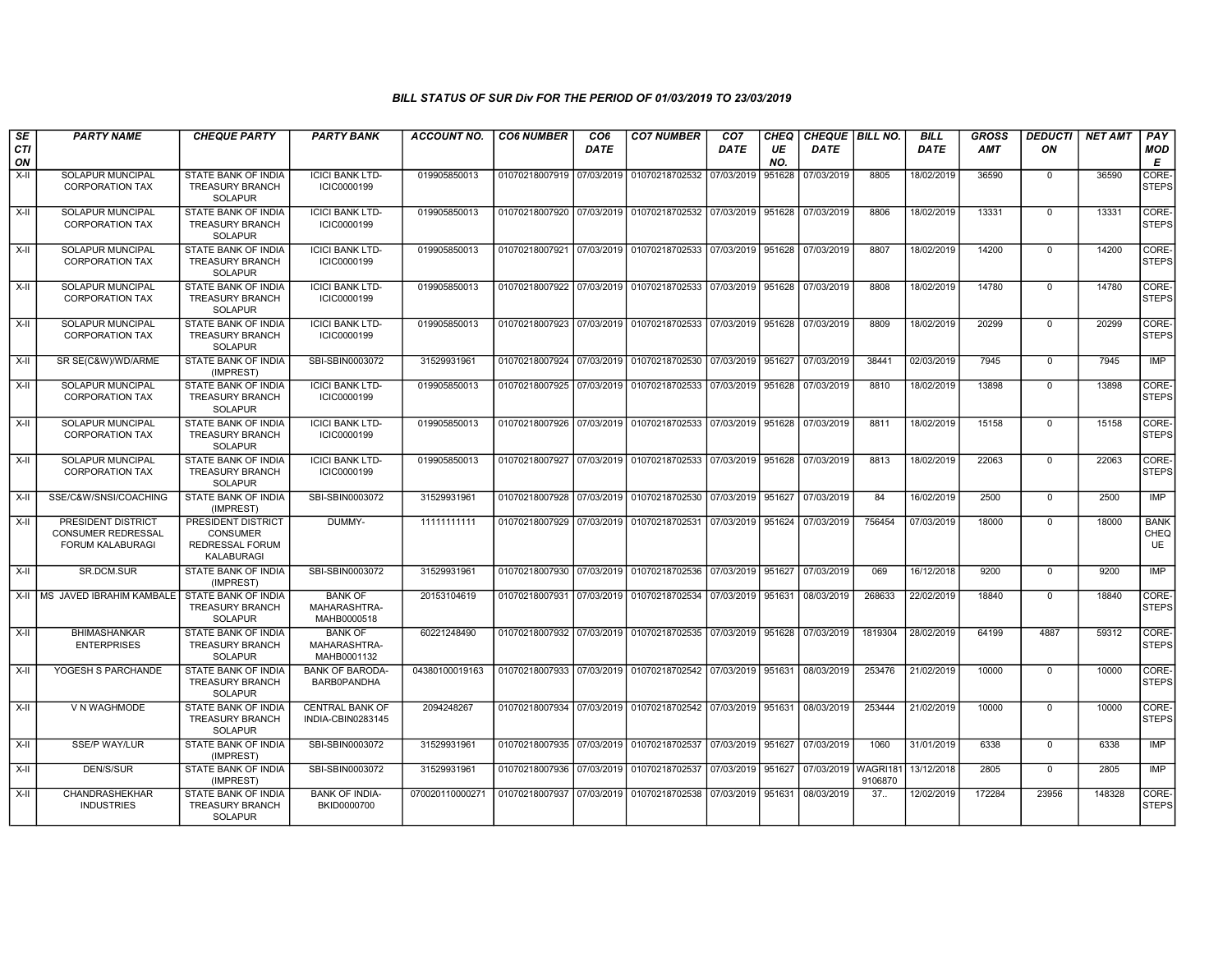### BILL STATUS OF SUR Div FOR THE PERIOD OF 01/03/2019 TO 23/03/2019

| SECTION | PARTY NAME | CHEQUE PARTY | PARTY BANK | ACCOUNT NO. | CO6 NUMBER | CO6 DATE | CO7 NUMBER | CO7 DATE | CHEQUE NO. | CHEQUE DATE | BILL NO. | BILL DATE | GROSS AMT | DEDUCTION | NET AMT | PAY MODE |
|---|---|---|---|---|---|---|---|---|---|---|---|---|---|---|---|---|
| X-II | SOLAPUR MUNCIPAL CORPORATION TAX | STATE BANK OF INDIA TREASURY BRANCH SOLAPUR | ICICI BANK LTD-ICIC0000199 | 019905850013 | 01070218007919 | 07/03/2019 | 01070218702532 | 07/03/2019 | 951628 | 07/03/2019 | 8805 | 18/02/2019 | 36590 | 0 | 36590 | CORE-STEPS |
| X-II | SOLAPUR MUNCIPAL CORPORATION TAX | STATE BANK OF INDIA TREASURY BRANCH SOLAPUR | ICICI BANK LTD-ICIC0000199 | 019905850013 | 01070218007920 | 07/03/2019 | 01070218702532 | 07/03/2019 | 951628 | 07/03/2019 | 8806 | 18/02/2019 | 13331 | 0 | 13331 | CORE-STEPS |
| X-II | SOLAPUR MUNCIPAL CORPORATION TAX | STATE BANK OF INDIA TREASURY BRANCH SOLAPUR | ICICI BANK LTD-ICIC0000199 | 019905850013 | 01070218007921 | 07/03/2019 | 01070218702533 | 07/03/2019 | 951628 | 07/03/2019 | 8807 | 18/02/2019 | 14200 | 0 | 14200 | CORE-STEPS |
| X-II | SOLAPUR MUNCIPAL CORPORATION TAX | STATE BANK OF INDIA TREASURY BRANCH SOLAPUR | ICICI BANK LTD-ICIC0000199 | 019905850013 | 01070218007922 | 07/03/2019 | 01070218702533 | 07/03/2019 | 951628 | 07/03/2019 | 8808 | 18/02/2019 | 14780 | 0 | 14780 | CORE-STEPS |
| X-II | SOLAPUR MUNCIPAL CORPORATION TAX | STATE BANK OF INDIA TREASURY BRANCH SOLAPUR | ICICI BANK LTD-ICIC0000199 | 019905850013 | 01070218007923 | 07/03/2019 | 01070218702533 | 07/03/2019 | 951628 | 07/03/2019 | 8809 | 18/02/2019 | 20299 | 0 | 20299 | CORE-STEPS |
| X-II | SR SE(C&W)/WD/ARME | STATE BANK OF INDIA (IMPREST) | SBI-SBIN0003072 | 31529931961 | 01070218007924 | 07/03/2019 | 01070218702530 | 07/03/2019 | 951627 | 07/03/2019 | 38441 | 02/03/2019 | 7945 | 0 | 7945 | IMP |
| X-II | SOLAPUR MUNCIPAL CORPORATION TAX | STATE BANK OF INDIA TREASURY BRANCH SOLAPUR | ICICI BANK LTD-ICIC0000199 | 019905850013 | 01070218007925 | 07/03/2019 | 01070218702533 | 07/03/2019 | 951628 | 07/03/2019 | 8810 | 18/02/2019 | 13898 | 0 | 13898 | CORE-STEPS |
| X-II | SOLAPUR MUNCIPAL CORPORATION TAX | STATE BANK OF INDIA TREASURY BRANCH SOLAPUR | ICICI BANK LTD-ICIC0000199 | 019905850013 | 01070218007926 | 07/03/2019 | 01070218702533 | 07/03/2019 | 951628 | 07/03/2019 | 8811 | 18/02/2019 | 15158 | 0 | 15158 | CORE-STEPS |
| X-II | SOLAPUR MUNCIPAL CORPORATION TAX | STATE BANK OF INDIA TREASURY BRANCH SOLAPUR | ICICI BANK LTD-ICIC0000199 | 019905850013 | 01070218007927 | 07/03/2019 | 01070218702533 | 07/03/2019 | 951628 | 07/03/2019 | 8813 | 18/02/2019 | 22063 | 0 | 22063 | CORE-STEPS |
| X-II | SSE/C&W/SNSI/COACHING | STATE BANK OF INDIA (IMPREST) | SBI-SBIN0003072 | 31529931961 | 01070218007928 | 07/03/2019 | 01070218702530 | 07/03/2019 | 951627 | 07/03/2019 | 84 | 16/02/2019 | 2500 | 0 | 2500 | IMP |
| X-II | PRESIDENT DISTRICT CONSUMER REDRESSAL FORUM KALABURAGI | PRESIDENT DISTRICT CONSUMER REDRESSAL FORUM KALABURAGI | DUMMY- | 11111111111 | 01070218007929 | 07/03/2019 | 01070218702531 | 07/03/2019 | 951624 | 07/03/2019 | 756454 | 07/03/2019 | 18000 | 0 | 18000 | BANK CHEQUE |
| X-II | SR.DCM.SUR | STATE BANK OF INDIA (IMPREST) | SBI-SBIN0003072 | 31529931961 | 01070218007930 | 07/03/2019 | 01070218702536 | 07/03/2019 | 951627 | 07/03/2019 | 069 | 16/12/2018 | 9200 | 0 | 9200 | IMP |
| X-II | MS JAVED IBRAHIM KAMBALE | STATE BANK OF INDIA TREASURY BRANCH SOLAPUR | BANK OF MAHARASHTRA-MAHB0000518 | 20153104619 | 01070218007931 | 07/03/2019 | 01070218702534 | 07/03/2019 | 951631 | 08/03/2019 | 268633 | 22/02/2019 | 18840 | 0 | 18840 | CORE-STEPS |
| X-II | BHIMASHANKAR ENTERPRISES | STATE BANK OF INDIA TREASURY BRANCH SOLAPUR | BANK OF MAHARASHTRA-MAHB0001132 | 60221248490 | 01070218007932 | 07/03/2019 | 01070218702535 | 07/03/2019 | 951628 | 07/03/2019 | 1819304 | 28/02/2019 | 64199 | 4887 | 59312 | CORE-STEPS |
| X-II | YOGESH S PARCHANDE | STATE BANK OF INDIA TREASURY BRANCH SOLAPUR | BANK OF BARODA-BARB0PANDHA | 04380100019163 | 01070218007933 | 07/03/2019 | 01070218702542 | 07/03/2019 | 951631 | 08/03/2019 | 253476 | 21/02/2019 | 10000 | 0 | 10000 | CORE-STEPS |
| X-II | V N WAGHMODE | STATE BANK OF INDIA TREASURY BRANCH SOLAPUR | CENTRAL BANK OF INDIA-CBIN0283145 | 2094248267 | 01070218007934 | 07/03/2019 | 01070218702542 | 07/03/2019 | 951631 | 08/03/2019 | 253444 | 21/02/2019 | 10000 | 0 | 10000 | CORE-STEPS |
| X-II | SSE/P WAY/LUR | STATE BANK OF INDIA (IMPREST) | SBI-SBIN0003072 | 31529931961 | 01070218007935 | 07/03/2019 | 01070218702537 | 07/03/2019 | 951627 | 07/03/2019 | 1060 | 31/01/2019 | 6338 | 0 | 6338 | IMP |
| X-II | DEN/S/SUR | STATE BANK OF INDIA (IMPREST) | SBI-SBIN0003072 | 31529931961 | 01070218007936 | 07/03/2019 | 01070218702537 | 07/03/2019 | 951627 | 07/03/2019 | WAGRI1819106870 | 13/12/2018 | 2805 | 0 | 2805 | IMP |
| X-II | CHANDRASHEKHAR INDUSTRIES | STATE BANK OF INDIA TREASURY BRANCH SOLAPUR | BANK OF INDIA-BKID0000700 | 070020110000271 | 01070218007937 | 07/03/2019 | 01070218702538 | 07/03/2019 | 951631 | 08/03/2019 | 37.. | 12/02/2019 | 172284 | 23956 | 148328 | CORE-STEPS |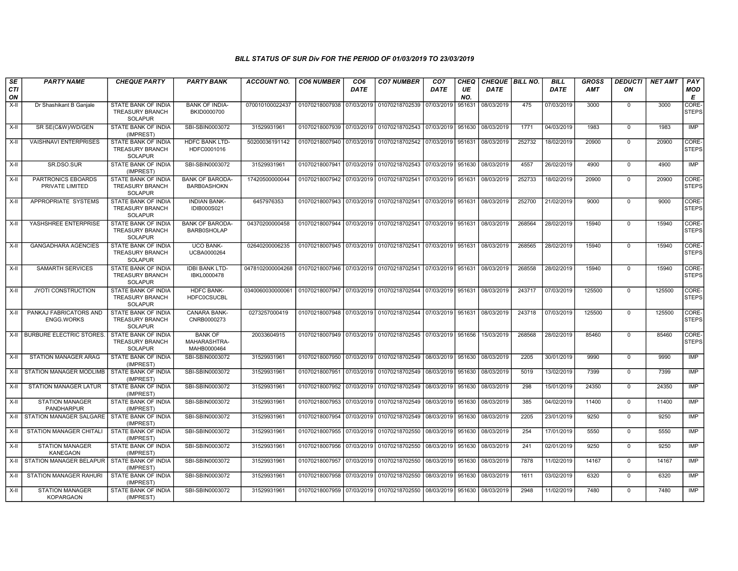### BILL STATUS OF SUR Div FOR THE PERIOD OF 01/03/2019 TO 23/03/2019

| SECTION | PARTY NAME | CHEQUE PARTY | PARTY BANK | ACCOUNT NO. | CO6 NUMBER | CO6 DATE | CO7 NUMBER | CO7 DATE | CHEQUE NO. | CHEQUE DATE | BILL NO. | BILL DATE | GROSS AMT | DEDUCTION | NET AMT | PAY MODE |
|---|---|---|---|---|---|---|---|---|---|---|---|---|---|---|---|---|
| X-II | Dr Shashikant B Ganjale | STATE BANK OF INDIA TREASURY BRANCH SOLAPUR | BANK OF INDIA-BKID0000700 | 070010100022437 | 01070218007938 | 07/03/2019 | 01070218702539 | 07/03/2019 | 951631 | 08/03/2019 | 475 | 07/03/2019 | 3000 | 0 | 3000 | CORE-STEPS |
| X-II | SR SE(C&W)/WD/GEN | STATE BANK OF INDIA (IMPREST) | SBI-SBIN0003072 | 31529931961 | 01070218007939 | 07/03/2019 | 01070218702543 | 07/03/2019 | 951630 | 08/03/2019 | 1771 | 04/03/2019 | 1983 | 0 | 1983 | IMP |
| X-II | VAISHNAVI ENTERPRISES | STATE BANK OF INDIA TREASURY BRANCH SOLAPUR | HDFC BANK LTD-HDFC0001016 | 50200036191142 | 01070218007940 | 07/03/2019 | 01070218702542 | 07/03/2019 | 951631 | 08/03/2019 | 252732 | 18/02/2019 | 20900 | 0 | 20900 | CORE-STEPS |
| X-II | SR.DSO.SUR | STATE BANK OF INDIA (IMPREST) | SBI-SBIN0003072 | 31529931961 | 01070218007941 | 07/03/2019 | 01070218702543 | 07/03/2019 | 951630 | 08/03/2019 | 4557 | 26/02/2019 | 4900 | 0 | 4900 | IMP |
| X-II | PARTRONICS EBOARDS PRIVATE LIMITED | STATE BANK OF INDIA TREASURY BRANCH SOLAPUR | BANK OF BARODA-BARB0ASHOKN | 17420500000044 | 01070218007942 | 07/03/2019 | 01070218702541 | 07/03/2019 | 951631 | 08/03/2019 | 252733 | 18/02/2019 | 20900 | 0 | 20900 | CORE-STEPS |
| X-II | APPROPRIATE SYSTEMS | STATE BANK OF INDIA TREASURY BRANCH SOLAPUR | INDIAN BANK-IDIB000S021 | 6457976353 | 01070218007943 | 07/03/2019 | 01070218702541 | 07/03/2019 | 951631 | 08/03/2019 | 252700 | 21/02/2019 | 9000 | 0 | 9000 | CORE-STEPS |
| X-II | YASHSHREE ENTERPRISE | STATE BANK OF INDIA TREASURY BRANCH SOLAPUR | BANK OF BARODA-BARB0SHOLAP | 04370200000458 | 01070218007944 | 07/03/2019 | 01070218702541 | 07/03/2019 | 951631 | 08/03/2019 | 268564 | 28/02/2019 | 15940 | 0 | 15940 | CORE-STEPS |
| X-II | GANGADHARA AGENCIES | STATE BANK OF INDIA TREASURY BRANCH SOLAPUR | UCO BANK-UCBA0000264 | 02640200006235 | 01070218007945 | 07/03/2019 | 01070218702541 | 07/03/2019 | 951631 | 08/03/2019 | 268565 | 28/02/2019 | 15940 | 0 | 15940 | CORE-STEPS |
| X-II | SAMARTH SERVICES | STATE BANK OF INDIA TREASURY BRANCH SOLAPUR | IDBI BANK LTD-IBKL0000478 | 0478102000004268 | 01070218007946 | 07/03/2019 | 01070218702541 | 07/03/2019 | 951631 | 08/03/2019 | 268558 | 28/02/2019 | 15940 | 0 | 15940 | CORE-STEPS |
| X-II | JYOTI CONSTRUCTION | STATE BANK OF INDIA TREASURY BRANCH SOLAPUR | HDFC BANK-HDFC0CSUCBL | 0340060030000061 | 01070218007947 | 07/03/2019 | 01070218702544 | 07/03/2019 | 951631 | 08/03/2019 | 243717 | 07/03/2019 | 125500 | 0 | 125500 | CORE-STEPS |
| X-II | PANKAJ FABRICATORS AND ENGG.WORKS | STATE BANK OF INDIA TREASURY BRANCH SOLAPUR | CANARA BANK-CNRB0000273 | 0273257000419 | 01070218007948 | 07/03/2019 | 01070218702544 | 07/03/2019 | 951631 | 08/03/2019 | 243718 | 07/03/2019 | 125500 | 0 | 125500 | CORE-STEPS |
| X-II | BURBURE ELECTRIC STORES. | STATE BANK OF INDIA TREASURY BRANCH SOLAPUR | BANK OF MAHARASHTRA-MAHB0000464 | 20033604915 | 01070218007949 | 07/03/2019 | 01070218702545 | 07/03/2019 | 951656 | 15/03/2019 | 268568 | 28/02/2019 | 85460 | 0 | 85460 | CORE-STEPS |
| X-II | STATION MANAGER ARAG | STATE BANK OF INDIA (IMPREST) | SBI-SBIN0003072 | 31529931961 | 01070218007950 | 07/03/2019 | 01070218702549 | 08/03/2019 | 951630 | 08/03/2019 | 2205 | 30/01/2019 | 9990 | 0 | 9990 | IMP |
| X-II | STATION MANAGER MODLIMB | STATE BANK OF INDIA (IMPREST) | SBI-SBIN0003072 | 31529931961 | 01070218007951 | 07/03/2019 | 01070218702549 | 08/03/2019 | 951630 | 08/03/2019 | 5019 | 13/02/2019 | 7399 | 0 | 7399 | IMP |
| X-II | STATION MANAGER LATUR | STATE BANK OF INDIA (IMPREST) | SBI-SBIN0003072 | 31529931961 | 01070218007952 | 07/03/2019 | 01070218702549 | 08/03/2019 | 951630 | 08/03/2019 | 298 | 15/01/2019 | 24350 | 0 | 24350 | IMP |
| X-II | STATION MANAGER PANDHARPUR | STATE BANK OF INDIA (IMPREST) | SBI-SBIN0003072 | 31529931961 | 01070218007953 | 07/03/2019 | 01070218702549 | 08/03/2019 | 951630 | 08/03/2019 | 385 | 04/02/2019 | 11400 | 0 | 11400 | IMP |
| X-II | STATION MANAGER SALGARE | STATE BANK OF INDIA (IMPREST) | SBI-SBIN0003072 | 31529931961 | 01070218007954 | 07/03/2019 | 01070218702549 | 08/03/2019 | 951630 | 08/03/2019 | 2205 | 23/01/2019 | 9250 | 0 | 9250 | IMP |
| X-II | STATION MANAGER CHITALI | STATE BANK OF INDIA (IMPREST) | SBI-SBIN0003072 | 31529931961 | 01070218007955 | 07/03/2019 | 01070218702550 | 08/03/2019 | 951630 | 08/03/2019 | 254 | 17/01/2019 | 5550 | 0 | 5550 | IMP |
| X-II | STATION MANAGER KANEGAON | STATE BANK OF INDIA (IMPREST) | SBI-SBIN0003072 | 31529931961 | 01070218007956 | 07/03/2019 | 01070218702550 | 08/03/2019 | 951630 | 08/03/2019 | 241 | 02/01/2019 | 9250 | 0 | 9250 | IMP |
| X-II | STATION MANAGER BELAPUR | STATE BANK OF INDIA (IMPREST) | SBI-SBIN0003072 | 31529931961 | 01070218007957 | 07/03/2019 | 01070218702550 | 08/03/2019 | 951630 | 08/03/2019 | 7878 | 11/02/2019 | 14167 | 0 | 14167 | IMP |
| X-II | STATION MANAGER RAHURI | STATE BANK OF INDIA (IMPREST) | SBI-SBIN0003072 | 31529931961 | 01070218007958 | 07/03/2019 | 01070218702550 | 08/03/2019 | 951630 | 08/03/2019 | 1611 | 03/02/2019 | 6320 | 0 | 6320 | IMP |
| X-II | STATION MANAGER KOPARGAON | STATE BANK OF INDIA (IMPREST) | SBI-SBIN0003072 | 31529931961 | 01070218007959 | 07/03/2019 | 01070218702550 | 08/03/2019 | 951630 | 08/03/2019 | 2948 | 11/02/2019 | 7480 | 0 | 7480 | IMP |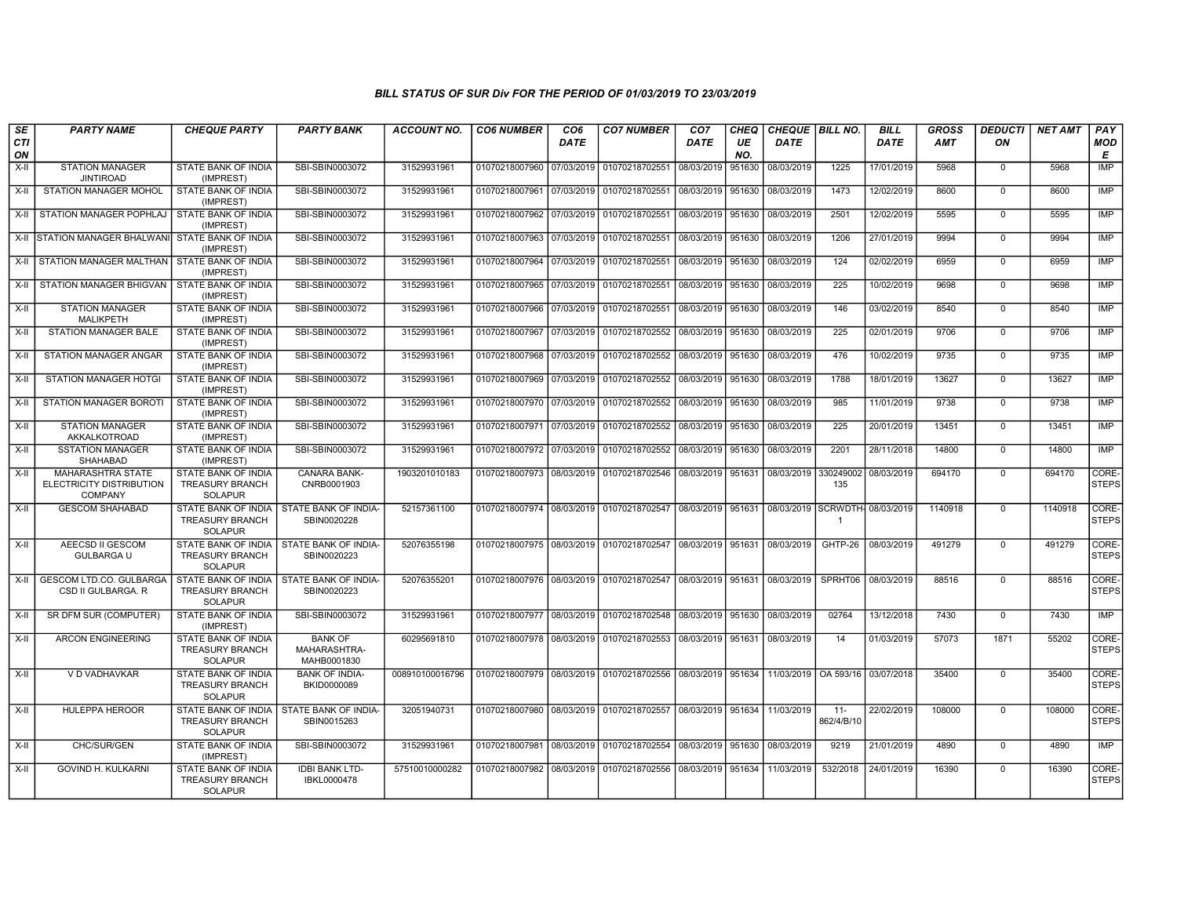### BILL STATUS OF SUR Div FOR THE PERIOD OF 01/03/2019 TO 23/03/2019

| SECTION | PARTY NAME | CHEQUE PARTY | PARTY BANK | ACCOUNT NO. | CO6 NUMBER | CO6 DATE | CO7 NUMBER | CO7 DATE | CHEQUE NO. | CHEQUE DATE | BILL NO. | BILL DATE | GROSS AMT | DEDUCTION | NET AMT | PAY MODE |
|---|---|---|---|---|---|---|---|---|---|---|---|---|---|---|---|---|
| X-II | STATION MANAGER JINTIROAD | STATE BANK OF INDIA (IMPREST) | SBI-SBIN0003072 | 31529931961 | 01070218007960 | 07/03/2019 | 01070218702551 | 08/03/2019 | 951630 | 08/03/2019 | 1225 | 17/01/2019 | 5968 | 0 | 5968 | IMP |
| X-II | STATION MANAGER MOHOL | STATE BANK OF INDIA (IMPREST) | SBI-SBIN0003072 | 31529931961 | 01070218007961 | 07/03/2019 | 01070218702551 | 08/03/2019 | 951630 | 08/03/2019 | 1473 | 12/02/2019 | 8600 | 0 | 8600 | IMP |
| X-II | STATION MANAGER POPHLAJ | STATE BANK OF INDIA (IMPREST) | SBI-SBIN0003072 | 31529931961 | 01070218007962 | 07/03/2019 | 01070218702551 | 08/03/2019 | 951630 | 08/03/2019 | 2501 | 12/02/2019 | 5595 | 0 | 5595 | IMP |
| X-II | STATION MANAGER BHALWANI | STATE BANK OF INDIA (IMPREST) | SBI-SBIN0003072 | 31529931961 | 01070218007963 | 07/03/2019 | 01070218702551 | 08/03/2019 | 951630 | 08/03/2019 | 1206 | 27/01/2019 | 9994 | 0 | 9994 | IMP |
| X-II | STATION MANAGER MALTHAN | STATE BANK OF INDIA (IMPREST) | SBI-SBIN0003072 | 31529931961 | 01070218007964 | 07/03/2019 | 01070218702551 | 08/03/2019 | 951630 | 08/03/2019 | 124 | 02/02/2019 | 6959 | 0 | 6959 | IMP |
| X-II | STATION MANAGER BHIGVAN | STATE BANK OF INDIA (IMPREST) | SBI-SBIN0003072 | 31529931961 | 01070218007965 | 07/03/2019 | 01070218702551 | 08/03/2019 | 951630 | 08/03/2019 | 225 | 10/02/2019 | 9698 | 0 | 9698 | IMP |
| X-II | STATION MANAGER MALIKPETH | STATE BANK OF INDIA (IMPREST) | SBI-SBIN0003072 | 31529931961 | 01070218007966 | 07/03/2019 | 01070218702551 | 08/03/2019 | 951630 | 08/03/2019 | 146 | 03/02/2019 | 8540 | 0 | 8540 | IMP |
| X-II | STATION MANAGER BALE | STATE BANK OF INDIA (IMPREST) | SBI-SBIN0003072 | 31529931961 | 01070218007967 | 07/03/2019 | 01070218702552 | 08/03/2019 | 951630 | 08/03/2019 | 225 | 02/01/2019 | 9706 | 0 | 9706 | IMP |
| X-II | STATION MANAGER ANGAR | STATE BANK OF INDIA (IMPREST) | SBI-SBIN0003072 | 31529931961 | 01070218007968 | 07/03/2019 | 01070218702552 | 08/03/2019 | 951630 | 08/03/2019 | 476 | 10/02/2019 | 9735 | 0 | 9735 | IMP |
| X-II | STATION MANAGER HOTGI | STATE BANK OF INDIA (IMPREST) | SBI-SBIN0003072 | 31529931961 | 01070218007969 | 07/03/2019 | 01070218702552 | 08/03/2019 | 951630 | 08/03/2019 | 1788 | 18/01/2019 | 13627 | 0 | 13627 | IMP |
| X-II | STATION MANAGER BOROTI | STATE BANK OF INDIA (IMPREST) | SBI-SBIN0003072 | 31529931961 | 01070218007970 | 07/03/2019 | 01070218702552 | 08/03/2019 | 951630 | 08/03/2019 | 985 | 11/01/2019 | 9738 | 0 | 9738 | IMP |
| X-II | STATION MANAGER AKKALKOTROAD | STATE BANK OF INDIA (IMPREST) | SBI-SBIN0003072 | 31529931961 | 01070218007971 | 07/03/2019 | 01070218702552 | 08/03/2019 | 951630 | 08/03/2019 | 225 | 20/01/2019 | 13451 | 0 | 13451 | IMP |
| X-II | SSTATION MANAGER SHAHABAD | STATE BANK OF INDIA (IMPREST) | SBI-SBIN0003072 | 31529931961 | 01070218007972 | 07/03/2019 | 01070218702552 | 08/03/2019 | 951630 | 08/03/2019 | 2201 | 28/11/2018 | 14800 | 0 | 14800 | IMP |
| X-II | MAHARASHTRA STATE ELECTRICITY DISTRIBUTION COMPANY | STATE BANK OF INDIA TREASURY BRANCH SOLAPUR | CANARA BANK-CNRB0001903 | 1903201010183 | 01070218007973 | 08/03/2019 | 01070218702546 | 08/03/2019 | 951631 | 08/03/2019 | 330249002135 | 08/03/2019 | 694170 | 0 | 694170 | CORE-STEPS |
| X-II | GESCOM SHAHABAD | STATE BANK OF INDIA TREASURY BRANCH SOLAPUR | STATE BANK OF INDIA-SBIN0020228 | 52157361100 | 01070218007974 | 08/03/2019 | 01070218702547 | 08/03/2019 | 951631 | 08/03/2019 | SCRWDTH-1 | 08/03/2019 | 1140918 | 0 | 1140918 | CORE-STEPS |
| X-II | AEECSD II GESCOM GULBARGA U | STATE BANK OF INDIA TREASURY BRANCH SOLAPUR | STATE BANK OF INDIA-SBIN0020223 | 52076355198 | 01070218007975 | 08/03/2019 | 01070218702547 | 08/03/2019 | 951631 | 08/03/2019 | GHTP-26 | 08/03/2019 | 491279 | 0 | 491279 | CORE-STEPS |
| X-II | GESCOM LTD.CO. GULBARGA CSD II GULBARGA. R | STATE BANK OF INDIA TREASURY BRANCH SOLAPUR | STATE BANK OF INDIA-SBIN0020223 | 52076355201 | 01070218007976 | 08/03/2019 | 01070218702547 | 08/03/2019 | 951631 | 08/03/2019 | SPRHT06 | 08/03/2019 | 88516 | 0 | 88516 | CORE-STEPS |
| X-II | SR DFM SUR (COMPUTER) | STATE BANK OF INDIA (IMPREST) | SBI-SBIN0003072 | 31529931961 | 01070218007977 | 08/03/2019 | 01070218702548 | 08/03/2019 | 951630 | 08/03/2019 | 02764 | 13/12/2018 | 7430 | 0 | 7430 | IMP |
| X-II | ARCON ENGINEERING | STATE BANK OF INDIA TREASURY BRANCH SOLAPUR | BANK OF MAHARASHTRA-MAHB0001830 | 60295691810 | 01070218007978 | 08/03/2019 | 01070218702553 | 08/03/2019 | 951631 | 08/03/2019 | 14 | 01/03/2019 | 57073 | 1871 | 55202 | CORE-STEPS |
| X-II | V D VADHAVKAR | STATE BANK OF INDIA TREASURY BRANCH SOLAPUR | BANK OF INDIA-BKID0000089 | 008910100016796 | 01070218007979 | 08/03/2019 | 01070218702556 | 08/03/2019 | 951634 | 11/03/2019 | OA 593/16 | 03/07/2018 | 35400 | 0 | 35400 | CORE-STEPS |
| X-II | HULEPPA HEROOR | STATE BANK OF INDIA TREASURY BRANCH SOLAPUR | STATE BANK OF INDIA-SBIN0015263 | 32051940731 | 01070218007980 | 08/03/2019 | 01070218702557 | 08/03/2019 | 951634 | 11/03/2019 | 11-862/4/B/10 | 22/02/2019 | 108000 | 0 | 108000 | CORE-STEPS |
| X-II | CHC/SUR/GEN | STATE BANK OF INDIA (IMPREST) | SBI-SBIN0003072 | 31529931961 | 01070218007981 | 08/03/2019 | 01070218702554 | 08/03/2019 | 951630 | 08/03/2019 | 9219 | 21/01/2019 | 4890 | 0 | 4890 | IMP |
| X-II | GOVIND H. KULKARNI | STATE BANK OF INDIA TREASURY BRANCH SOLAPUR | IDBI BANK LTD-IBKL0000478 | 57510010000282 | 01070218007982 | 08/03/2019 | 01070218702556 | 08/03/2019 | 951634 | 11/03/2019 | 532/2018 | 24/01/2019 | 16390 | 0 | 16390 | CORE-STEPS |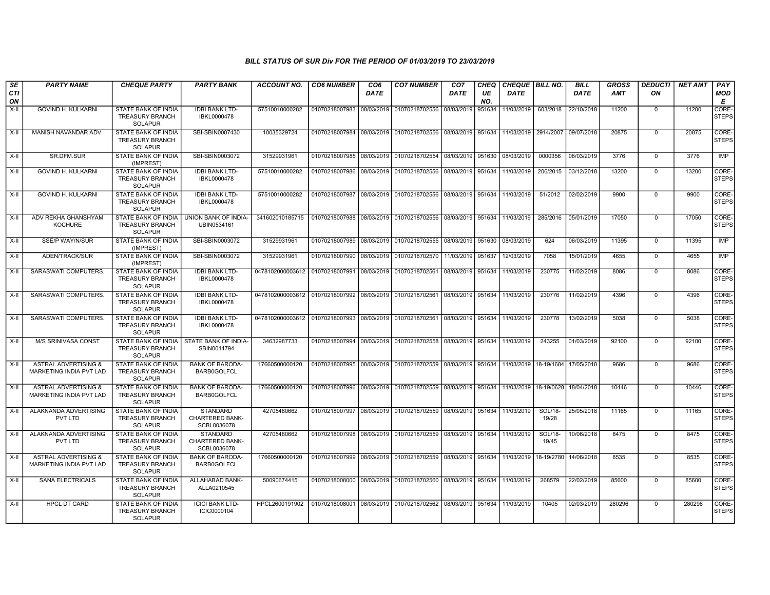# BILL STATUS OF SUR Div FOR THE PERIOD OF 01/03/2019 TO 23/03/2019

| SECTION | PARTY NAME | CHEQUE PARTY | PARTY BANK | ACCOUNT NO. | CO6 NUMBER | CO6 DATE | CO7 NUMBER | CO7 DATE | CHEQUE NO. | CHEQUE DATE | BILL NO. | BILL DATE | GROSS AMT | DEDUCTION | NET AMT | PAY MODE |
|---|---|---|---|---|---|---|---|---|---|---|---|---|---|---|---|---|
| X-II | GOVIND H. KULKARNI | STATE BANK OF INDIA TREASURY BRANCH SOLAPUR | IDBI BANK LTD-IBKL0000478 | 57510010000282 | 01070218007983 | 08/03/2019 | 01070218702556 | 08/03/2019 | 951634 | 11/03/2019 | 603/2018 | 22/10/2018 | 11200 | 0 | 11200 | CORE-STEPS |
| X-II | MANISH NAVANDAR ADV. | STATE BANK OF INDIA TREASURY BRANCH SOLAPUR | SBI-SBIN0007430 | 10035329724 | 01070218007984 | 08/03/2019 | 01070218702556 | 08/03/2019 | 951634 | 11/03/2019 | 2914/2007 | 09/07/2018 | 20875 | 0 | 20875 | CORE-STEPS |
| X-II | SR.DFM.SUR | STATE BANK OF INDIA (IMPREST) | SBI-SBIN0003072 | 31529931961 | 01070218007985 | 08/03/2019 | 01070218702554 | 08/03/2019 | 951630 | 08/03/2019 | 0000356 | 08/03/2019 | 3776 | 0 | 3776 | IMP |
| X-II | GOVIND H. KULKARNI | STATE BANK OF INDIA TREASURY BRANCH SOLAPUR | IDBI BANK LTD-IBKL0000478 | 57510010000282 | 01070218007986 | 08/03/2019 | 01070218702556 | 08/03/2019 | 951634 | 11/03/2019 | 206/2015 | 03/12/2018 | 13200 | 0 | 13200 | CORE-STEPS |
| X-II | GOVIND H. KULKARNI | STATE BANK OF INDIA TREASURY BRANCH SOLAPUR | IDBI BANK LTD-IBKL0000478 | 57510010000282 | 01070218007987 | 08/03/2019 | 01070218702556 | 08/03/2019 | 951634 | 11/03/2019 | 51/2012 | 02/02/2019 | 9900 | 0 | 9900 | CORE-STEPS |
| X-II | ADV REKHA GHANSHYAM KOCHURE | STATE BANK OF INDIA TREASURY BRANCH SOLAPUR | UNION BANK OF INDIA-UBIN0534161 | 341602010185715 | 01070218007988 | 08/03/2019 | 01070218702556 | 08/03/2019 | 951634 | 11/03/2019 | 285/2016 | 05/01/2019 | 17050 | 0 | 17050 | CORE-STEPS |
| X-II | SSE/P WAY/N/SUR | STATE BANK OF INDIA (IMPREST) | SBI-SBIN0003072 | 31529931961 | 01070218007989 | 08/03/2019 | 01070218702555 | 08/03/2019 | 951630 | 08/03/2019 | 624 | 06/03/2019 | 11395 | 0 | 11395 | IMP |
| X-II | ADEN/TRACK/SUR | STATE BANK OF INDIA (IMPREST) | SBI-SBIN0003072 | 31529931961 | 01070218007990 | 08/03/2019 | 01070218702570 | 11/03/2019 | 951637 | 12/03/2019 | 7058 | 15/01/2019 | 4655 | 0 | 4655 | IMP |
| X-II | SARASWATI COMPUTERS. | STATE BANK OF INDIA TREASURY BRANCH SOLAPUR | IDBI BANK LTD-IBKL0000478 | 0478102000003612 | 01070218007991 | 08/03/2019 | 01070218702561 | 08/03/2019 | 951634 | 11/03/2019 | 230775 | 11/02/2019 | 8086 | 0 | 8086 | CORE-STEPS |
| X-II | SARASWATI COMPUTERS. | STATE BANK OF INDIA TREASURY BRANCH SOLAPUR | IDBI BANK LTD-IBKL0000478 | 0478102000003612 | 01070218007992 | 08/03/2019 | 01070218702561 | 08/03/2019 | 951634 | 11/03/2019 | 230776 | 11/02/2019 | 4396 | 0 | 4396 | CORE-STEPS |
| X-II | SARASWATI COMPUTERS. | STATE BANK OF INDIA TREASURY BRANCH SOLAPUR | IDBI BANK LTD-IBKL0000478 | 0478102000003612 | 01070218007993 | 08/03/2019 | 01070218702561 | 08/03/2019 | 951634 | 11/03/2019 | 230778 | 13/02/2019 | 5038 | 0 | 5038 | CORE-STEPS |
| X-II | M/S SRINIVASA CONST | STATE BANK OF INDIA TREASURY BRANCH SOLAPUR | STATE BANK OF INDIA-SBIN0014794 | 34632987733 | 01070218007994 | 08/03/2019 | 01070218702558 | 08/03/2019 | 951634 | 11/03/2019 | 243255 | 01/03/2019 | 92100 | 0 | 92100 | CORE-STEPS |
| X-II | ASTRAL ADVERTISING & MARKETING INDIA PVT LAD | STATE BANK OF INDIA TREASURY BRANCH SOLAPUR | BANK OF BARODA-BARB0GOLFCL | 17660500000120 | 01070218007995 | 08/03/2019 | 01070218702559 | 08/03/2019 | 951634 | 11/03/2019 | 18-19/1684 | 17/05/2018 | 9686 | 0 | 9686 | CORE-STEPS |
| X-II | ASTRAL ADVERTISING & MARKETING INDIA PVT LAD | STATE BANK OF INDIA TREASURY BRANCH SOLAPUR | BANK OF BARODA-BARB0GOLFCL | 17660500000120 | 01070218007996 | 08/03/2019 | 01070218702559 | 08/03/2019 | 951634 | 11/03/2019 | 18-19/0628 | 18/04/2018 | 10446 | 0 | 10446 | CORE-STEPS |
| X-II | ALAKNANDA ADVERTISING PVT LTD | STATE BANK OF INDIA TREASURY BRANCH SOLAPUR | STANDARD CHARTERED BANK-SCBL0036078 | 42705480662 | 01070218007997 | 08/03/2019 | 01070218702559 | 08/03/2019 | 951634 | 11/03/2019 | SOL/18-19/28 | 25/05/2018 | 11165 | 0 | 11165 | CORE-STEPS |
| X-II | ALAKNANDA ADVERTISING PVT LTD | STATE BANK OF INDIA TREASURY BRANCH SOLAPUR | STANDARD CHARTERED BANK-SCBL0036078 | 42705480662 | 01070218007998 | 08/03/2019 | 01070218702559 | 08/03/2019 | 951634 | 11/03/2019 | SOL/18-19/45 | 10/06/2018 | 8475 | 0 | 8475 | CORE-STEPS |
| X-II | ASTRAL ADVERTISING & MARKETING INDIA PVT LAD | STATE BANK OF INDIA TREASURY BRANCH SOLAPUR | BANK OF BARODA-BARB0GOLFCL | 17660500000120 | 01070218007999 | 08/03/2019 | 01070218702559 | 08/03/2019 | 951634 | 11/03/2019 | 18-19/2780 | 14/06/2018 | 8535 | 0 | 8535 | CORE-STEPS |
| X-II | SANA ELECTRICALS | STATE BANK OF INDIA TREASURY BRANCH SOLAPUR | ALLAHABAD BANK-ALLA0210545 | 50090674415 | 01070218008000 | 08/03/2019 | 01070218702560 | 08/03/2019 | 951634 | 11/03/2019 | 268579 | 22/02/2019 | 85600 | 0 | 85600 | CORE-STEPS |
| X-II | HPCL DT CARD | STATE BANK OF INDIA TREASURY BRANCH SOLAPUR | ICICI BANK LTD-ICIC0000104 | HPCL2600191902 | 01070218008001 | 08/03/2019 | 01070218702562 | 08/03/2019 | 951634 | 11/03/2019 | 10405 | 02/03/2019 | 280296 | 0 | 280296 | CORE-STEPS |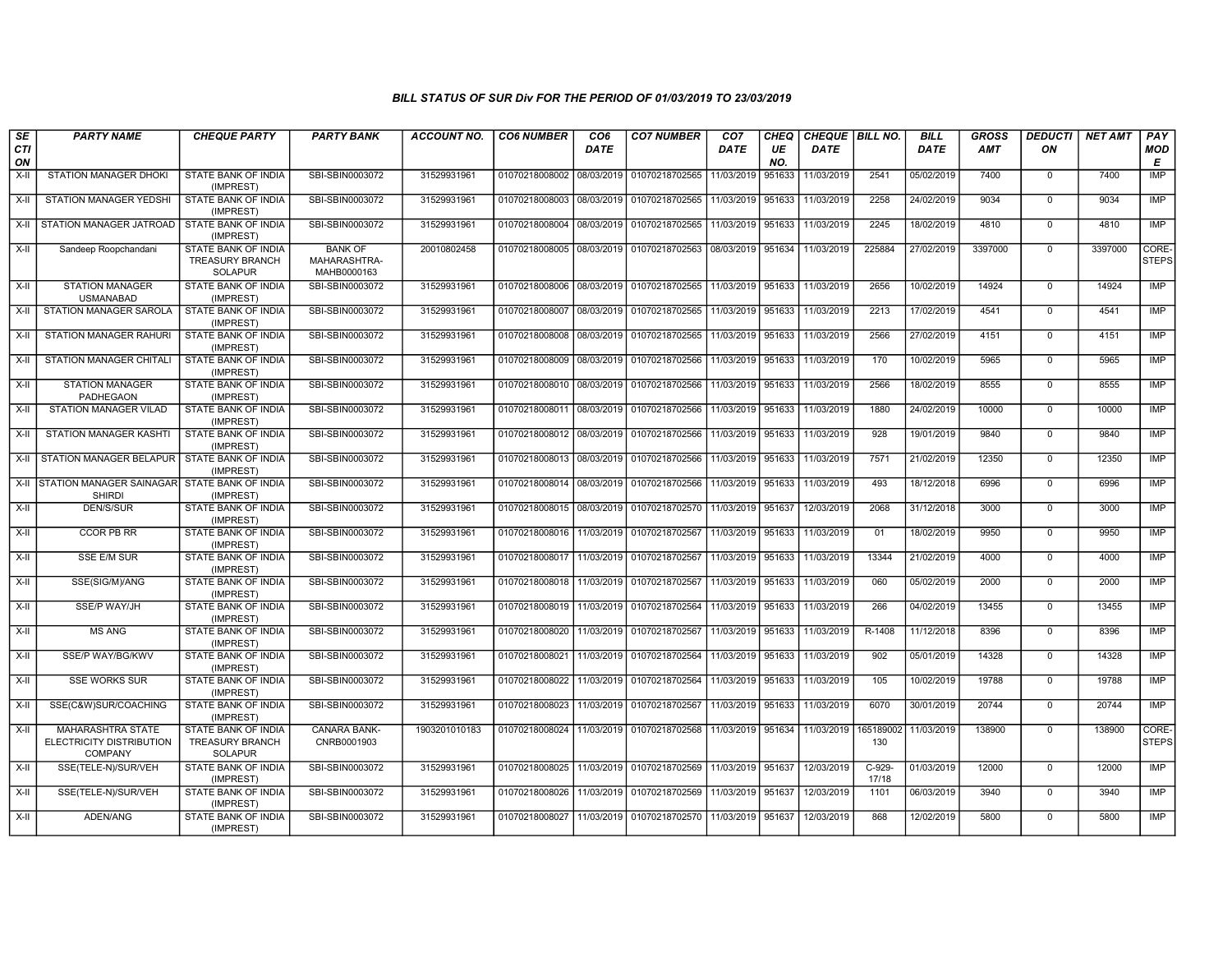# BILL STATUS OF SUR Div FOR THE PERIOD OF 01/03/2019 TO 23/03/2019

| SECTION | PARTY NAME | CHEQUE PARTY | PARTY BANK | ACCOUNT NO. | CO6 NUMBER | CO6 DATE | CO7 NUMBER | CO7 DATE | CHEQUE NO. | CHEQUE DATE | BILL NO. | BILL DATE | GROSS AMT | DEDUCTION | NET AMT | PAY MODE |
|---|---|---|---|---|---|---|---|---|---|---|---|---|---|---|---|---|
| X-II | STATION MANAGER DHOKI | STATE BANK OF INDIA (IMPREST) | SBI-SBIN0003072 | 31529931961 | 01070218008002 | 08/03/2019 | 01070218702565 | 11/03/2019 | 951633 | 11/03/2019 | 2541 | 05/02/2019 | 7400 | 0 | 7400 | IMP |
| X-II | STATION MANAGER YEDSHI | STATE BANK OF INDIA (IMPREST) | SBI-SBIN0003072 | 31529931961 | 01070218008003 | 08/03/2019 | 01070218702565 | 11/03/2019 | 951633 | 11/03/2019 | 2258 | 24/02/2019 | 9034 | 0 | 9034 | IMP |
| X-II | STATION MANAGER JATROAD | STATE BANK OF INDIA (IMPREST) | SBI-SBIN0003072 | 31529931961 | 01070218008004 | 08/03/2019 | 01070218702565 | 11/03/2019 | 951633 | 11/03/2019 | 2245 | 18/02/2019 | 4810 | 0 | 4810 | IMP |
| X-II | Sandeep Roopchandani | STATE BANK OF INDIA TREASURY BRANCH SOLAPUR | BANK OF MAHARASHTRA-MAHB0000163 | 20010802458 | 01070218008005 | 08/03/2019 | 01070218702563 | 08/03/2019 | 951634 | 11/03/2019 | 225884 | 27/02/2019 | 3397000 | 0 | 3397000 | CORE-STEPS |
| X-II | STATION MANAGER USMANABAD | STATE BANK OF INDIA (IMPREST) | SBI-SBIN0003072 | 31529931961 | 01070218008006 | 08/03/2019 | 01070218702565 | 11/03/2019 | 951633 | 11/03/2019 | 2656 | 10/02/2019 | 14924 | 0 | 14924 | IMP |
| X-II | STATION MANAGER SAROLA | STATE BANK OF INDIA (IMPREST) | SBI-SBIN0003072 | 31529931961 | 01070218008007 | 08/03/2019 | 01070218702565 | 11/03/2019 | 951633 | 11/03/2019 | 2213 | 17/02/2019 | 4541 | 0 | 4541 | IMP |
| X-II | STATION MANAGER RAHURI | STATE BANK OF INDIA (IMPREST) | SBI-SBIN0003072 | 31529931961 | 01070218008008 | 08/03/2019 | 01070218702565 | 11/03/2019 | 951633 | 11/03/2019 | 2566 | 27/02/2019 | 4151 | 0 | 4151 | IMP |
| X-II | STATION MANAGER CHITALI | STATE BANK OF INDIA (IMPREST) | SBI-SBIN0003072 | 31529931961 | 01070218008009 | 08/03/2019 | 01070218702566 | 11/03/2019 | 951633 | 11/03/2019 | 170 | 10/02/2019 | 5965 | 0 | 5965 | IMP |
| X-II | STATION MANAGER PADHEGAON | STATE BANK OF INDIA (IMPREST) | SBI-SBIN0003072 | 31529931961 | 01070218008010 | 08/03/2019 | 01070218702566 | 11/03/2019 | 951633 | 11/03/2019 | 2566 | 18/02/2019 | 8555 | 0 | 8555 | IMP |
| X-II | STATION MANAGER VILAD | STATE BANK OF INDIA (IMPREST) | SBI-SBIN0003072 | 31529931961 | 01070218008011 | 08/03/2019 | 01070218702566 | 11/03/2019 | 951633 | 11/03/2019 | 1880 | 24/02/2019 | 10000 | 0 | 10000 | IMP |
| X-II | STATION MANAGER KASHTI | STATE BANK OF INDIA (IMPREST) | SBI-SBIN0003072 | 31529931961 | 01070218008012 | 08/03/2019 | 01070218702566 | 11/03/2019 | 951633 | 11/03/2019 | 928 | 19/01/2019 | 9840 | 0 | 9840 | IMP |
| X-II | STATION MANAGER BELAPUR | STATE BANK OF INDIA (IMPREST) | SBI-SBIN0003072 | 31529931961 | 01070218008013 | 08/03/2019 | 01070218702566 | 11/03/2019 | 951633 | 11/03/2019 | 7571 | 21/02/2019 | 12350 | 0 | 12350 | IMP |
| X-II | STATION MANAGER SAINAGAR SHIRDI | STATE BANK OF INDIA (IMPREST) | SBI-SBIN0003072 | 31529931961 | 01070218008014 | 08/03/2019 | 01070218702566 | 11/03/2019 | 951633 | 11/03/2019 | 493 | 18/12/2018 | 6996 | 0 | 6996 | IMP |
| X-II | DEN/S/SUR | STATE BANK OF INDIA (IMPREST) | SBI-SBIN0003072 | 31529931961 | 01070218008015 | 08/03/2019 | 01070218702570 | 11/03/2019 | 951637 | 12/03/2019 | 2068 | 31/12/2018 | 3000 | 0 | 3000 | IMP |
| X-II | CCOR PB RR | STATE BANK OF INDIA (IMPREST) | SBI-SBIN0003072 | 31529931961 | 01070218008016 | 11/03/2019 | 01070218702567 | 11/03/2019 | 951633 | 11/03/2019 | 01 | 18/02/2019 | 9950 | 0 | 9950 | IMP |
| X-II | SSE E/M SUR | STATE BANK OF INDIA (IMPREST) | SBI-SBIN0003072 | 31529931961 | 01070218008017 | 11/03/2019 | 01070218702567 | 11/03/2019 | 951633 | 11/03/2019 | 13344 | 21/02/2019 | 4000 | 0 | 4000 | IMP |
| X-II | SSE(SIG/M)/ANG | STATE BANK OF INDIA (IMPREST) | SBI-SBIN0003072 | 31529931961 | 01070218008018 | 11/03/2019 | 01070218702567 | 11/03/2019 | 951633 | 11/03/2019 | 060 | 05/02/2019 | 2000 | 0 | 2000 | IMP |
| X-II | SSE/P WAY/JH | STATE BANK OF INDIA (IMPREST) | SBI-SBIN0003072 | 31529931961 | 01070218008019 | 11/03/2019 | 01070218702564 | 11/03/2019 | 951633 | 11/03/2019 | 266 | 04/02/2019 | 13455 | 0 | 13455 | IMP |
| X-II | MS ANG | STATE BANK OF INDIA (IMPREST) | SBI-SBIN0003072 | 31529931961 | 01070218008020 | 11/03/2019 | 01070218702567 | 11/03/2019 | 951633 | 11/03/2019 | R-1408 | 11/12/2018 | 8396 | 0 | 8396 | IMP |
| X-II | SSE/P WAY/BG/KWV | STATE BANK OF INDIA (IMPREST) | SBI-SBIN0003072 | 31529931961 | 01070218008021 | 11/03/2019 | 01070218702564 | 11/03/2019 | 951633 | 11/03/2019 | 902 | 05/01/2019 | 14328 | 0 | 14328 | IMP |
| X-II | SSE WORKS SUR | STATE BANK OF INDIA (IMPREST) | SBI-SBIN0003072 | 31529931961 | 01070218008022 | 11/03/2019 | 01070218702564 | 11/03/2019 | 951633 | 11/03/2019 | 105 | 10/02/2019 | 19788 | 0 | 19788 | IMP |
| X-II | SSE(C&W)SUR/COACHING | STATE BANK OF INDIA (IMPREST) | SBI-SBIN0003072 | 31529931961 | 01070218008023 | 11/03/2019 | 01070218702567 | 11/03/2019 | 951633 | 11/03/2019 | 6070 | 30/01/2019 | 20744 | 0 | 20744 | IMP |
| X-II | MAHARASHTRA STATE ELECTRICITY DISTRIBUTION COMPANY | STATE BANK OF INDIA TREASURY BRANCH SOLAPUR | CANARA BANK-CNRB0001903 | 1903201010183 | 01070218008024 | 11/03/2019 | 01070218702568 | 11/03/2019 | 951634 | 11/03/2019 | 165189002130 | 11/03/2019 | 138900 | 0 | 138900 | CORE-STEPS |
| X-II | SSE(TELE-N)/SUR/VEH | STATE BANK OF INDIA (IMPREST) | SBI-SBIN0003072 | 31529931961 | 01070218008025 | 11/03/2019 | 01070218702569 | 11/03/2019 | 951637 | 12/03/2019 | C-929-17/18 | 01/03/2019 | 12000 | 0 | 12000 | IMP |
| X-II | SSE(TELE-N)/SUR/VEH | STATE BANK OF INDIA (IMPREST) | SBI-SBIN0003072 | 31529931961 | 01070218008026 | 11/03/2019 | 01070218702569 | 11/03/2019 | 951637 | 12/03/2019 | 1101 | 06/03/2019 | 3940 | 0 | 3940 | IMP |
| X-II | ADEN/ANG | STATE BANK OF INDIA (IMPREST) | SBI-SBIN0003072 | 31529931961 | 01070218008027 | 11/03/2019 | 01070218702570 | 11/03/2019 | 951637 | 12/03/2019 | 868 | 12/02/2019 | 5800 | 0 | 5800 | IMP |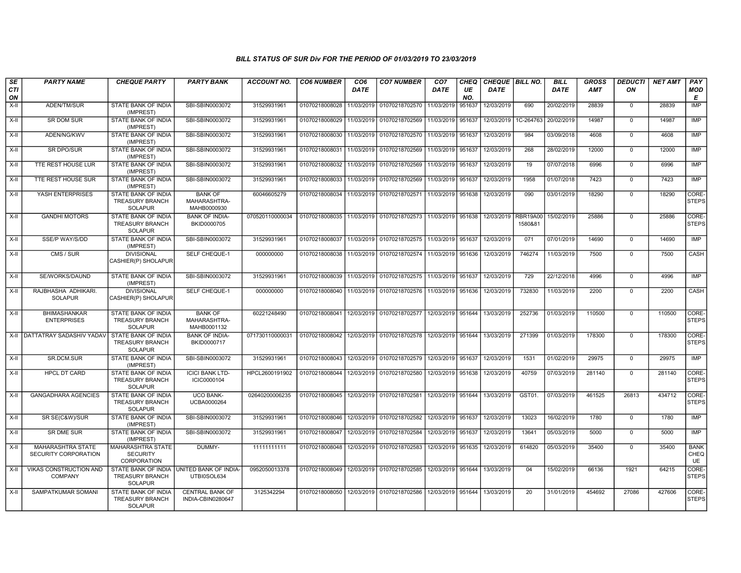### BILL STATUS OF SUR Div FOR THE PERIOD OF 01/03/2019 TO 23/03/2019

| SECTION | PARTY NAME | CHEQUE PARTY | PARTY BANK | ACCOUNT NO. | CO6 NUMBER | CO6 DATE | CO7 NUMBER | CO7 DATE | CHEQUE NO. | CHEQUE DATE | BILL NO. | BILL DATE | GROSS AMT | DEDUCTION | NET AMT | PAY MODE |
|---|---|---|---|---|---|---|---|---|---|---|---|---|---|---|---|---|
| X-II | ADEN/TM/SUR | STATE BANK OF INDIA (IMPREST) | SBI-SBIN0003072 | 31529931961 | 01070218008028 | 11/03/2019 | 01070218702570 | 11/03/2019 | 951637 | 12/03/2019 | 690 | 20/02/2019 | 28839 | 0 | 28839 | IMP |
| X-II | SR DOM SUR | STATE BANK OF INDIA (IMPREST) | SBI-SBIN0003072 | 31529931961 | 01070218008029 | 11/03/2019 | 01070218702569 | 11/03/2019 | 951637 | 12/03/2019 | 1C-264763 | 20/02/2019 | 14987 | 0 | 14987 | IMP |
| X-II | ADEN/NG/KWV | STATE BANK OF INDIA (IMPREST) | SBI-SBIN0003072 | 31529931961 | 01070218008030 | 11/03/2019 | 01070218702570 | 11/03/2019 | 951637 | 12/03/2019 | 984 | 03/09/2018 | 4608 | 0 | 4608 | IMP |
| X-II | SR DPO/SUR | STATE BANK OF INDIA (IMPREST) | SBI-SBIN0003072 | 31529931961 | 01070218008031 | 11/03/2019 | 01070218702569 | 11/03/2019 | 951637 | 12/03/2019 | 268 | 28/02/2019 | 12000 | 0 | 12000 | IMP |
| X-II | TTE REST HOUSE LUR | STATE BANK OF INDIA (IMPREST) | SBI-SBIN0003072 | 31529931961 | 01070218008032 | 11/03/2019 | 01070218702569 | 11/03/2019 | 951637 | 12/03/2019 | 19 | 07/07/2018 | 6996 | 0 | 6996 | IMP |
| X-II | TTE REST HOUSE SUR | STATE BANK OF INDIA (IMPREST) | SBI-SBIN0003072 | 31529931961 | 01070218008033 | 11/03/2019 | 01070218702569 | 11/03/2019 | 951637 | 12/03/2019 | 1958 | 01/07/2018 | 7423 | 0 | 7423 | IMP |
| X-II | YASH ENTERPRISES | STATE BANK OF INDIA TREASURY BRANCH SOLAPUR | BANK OF MAHARASHTRA-MAHB0000930 | 60046605279 | 01070218008034 | 11/03/2019 | 01070218702571 | 11/03/2019 | 951638 | 12/03/2019 | 090 | 03/01/2019 | 18290 | 0 | 18290 | CORE-STEPS |
| X-II | GANDHI MOTORS | STATE BANK OF INDIA TREASURY BRANCH SOLAPUR | BANK OF INDIA-BKID0000705 | 070520110000034 | 01070218008035 | 11/03/2019 | 01070218702573 | 11/03/2019 | 951638 | 12/03/2019 | RBR19A00 1580&81 | 15/02/2019 | 25886 | 0 | 25886 | CORE-STEPS |
| X-II | SSE/P WAY/S/DD | STATE BANK OF INDIA (IMPREST) | SBI-SBIN0003072 | 31529931961 | 01070218008037 | 11/03/2019 | 01070218702575 | 11/03/2019 | 951637 | 12/03/2019 | 071 | 07/01/2019 | 14690 | 0 | 14690 | IMP |
| X-II | CMS / SUR | DIVISIONAL CASHIER(P) SHOLAPUR | SELF CHEQUE-1 | 000000000 | 01070218008038 | 11/03/2019 | 01070218702574 | 11/03/2019 | 951636 | 12/03/2019 | 746274 | 11/03/2019 | 7500 | 0 | 7500 | CASH |
| X-II | SE/WORKS/DAUND | STATE BANK OF INDIA (IMPREST) | SBI-SBIN0003072 | 31529931961 | 01070218008039 | 11/03/2019 | 01070218702575 | 11/03/2019 | 951637 | 12/03/2019 | 729 | 22/12/2018 | 4996 | 0 | 4996 | IMP |
| X-II | RAJBHASHA ADHIKARI. SOLAPUR | DIVISIONAL CASHIER(P) SHOLAPUR | SELF CHEQUE-1 | 000000000 | 01070218008040 | 11/03/2019 | 01070218702576 | 11/03/2019 | 951636 | 12/03/2019 | 732830 | 11/03/2019 | 2200 | 0 | 2200 | CASH |
| X-II | BHIMASHANKAR ENTERPRISES | STATE BANK OF INDIA TREASURY BRANCH SOLAPUR | BANK OF MAHARASHTRA-MAHB0001132 | 60221248490 | 01070218008041 | 12/03/2019 | 01070218702577 | 12/03/2019 | 951644 | 13/03/2019 | 252736 | 01/03/2019 | 110500 | 0 | 110500 | CORE-STEPS |
| X-II | DATTATRAY SADASHIV YADAV | STATE BANK OF INDIA TREASURY BRANCH SOLAPUR | BANK OF INDIA-BKID0000717 | 071730110000031 | 01070218008042 | 12/03/2019 | 01070218702578 | 12/03/2019 | 951644 | 13/03/2019 | 271399 | 01/03/2019 | 178300 | 0 | 178300 | CORE-STEPS |
| X-II | SR.DCM.SUR | STATE BANK OF INDIA (IMPREST) | SBI-SBIN0003072 | 31529931961 | 01070218008043 | 12/03/2019 | 01070218702579 | 12/03/2019 | 951637 | 12/03/2019 | 1531 | 01/02/2019 | 29975 | 0 | 29975 | IMP |
| X-II | HPCL DT CARD | STATE BANK OF INDIA TREASURY BRANCH SOLAPUR | ICICI BANK LTD-ICIC0000104 | HPCL2600191902 | 01070218008044 | 12/03/2019 | 01070218702580 | 12/03/2019 | 951638 | 12/03/2019 | 40759 | 07/03/2019 | 281140 | 0 | 281140 | CORE-STEPS |
| X-II | GANGADHARA AGENCIES | STATE BANK OF INDIA TREASURY BRANCH SOLAPUR | UCO BANK-UCBA0000264 | 02640200006235 | 01070218008045 | 12/03/2019 | 01070218702581 | 12/03/2019 | 951644 | 13/03/2019 | GST01. | 07/03/2019 | 461525 | 26813 | 434712 | CORE-STEPS |
| X-II | SR SE(C&W)/SUR | STATE BANK OF INDIA (IMPREST) | SBI-SBIN0003072 | 31529931961 | 01070218008046 | 12/03/2019 | 01070218702582 | 12/03/2019 | 951637 | 12/03/2019 | 13023 | 16/02/2019 | 1780 | 0 | 1780 | IMP |
| X-II | SR DME SUR | STATE BANK OF INDIA (IMPREST) | SBI-SBIN0003072 | 31529931961 | 01070218008047 | 12/03/2019 | 01070218702584 | 12/03/2019 | 951637 | 12/03/2019 | 13641 | 05/03/2019 | 5000 | 0 | 5000 | IMP |
| X-II | MAHARASHTRA STATE SECURITY CORPORATION | MAHARASHTRA STATE SECURITY CORPORATION | DUMMY- | 11111111111 | 01070218008048 | 12/03/2019 | 01070218702583 | 12/03/2019 | 951635 | 12/03/2019 | 614820 | 05/03/2019 | 35400 | 0 | 35400 | BANK CHEQUE |
| X-II | VIKAS CONSTRUCTION AND COMPANY | STATE BANK OF INDIA TREASURY BRANCH SOLAPUR | UNITED BANK OF INDIA-UTBI0SOL634 | 0952050013378 | 01070218008049 | 12/03/2019 | 01070218702585 | 12/03/2019 | 951644 | 13/03/2019 | 04 | 15/02/2019 | 66136 | 1921 | 64215 | CORE-STEPS |
| X-II | SAMPATKUMAR SOMANI | STATE BANK OF INDIA TREASURY BRANCH SOLAPUR | CENTRAL BANK OF INDIA-CBIN0280647 | 3125342294 | 01070218008050 | 12/03/2019 | 01070218702586 | 12/03/2019 | 951644 | 13/03/2019 | 20 | 31/01/2019 | 454692 | 27086 | 427606 | CORE-STEPS |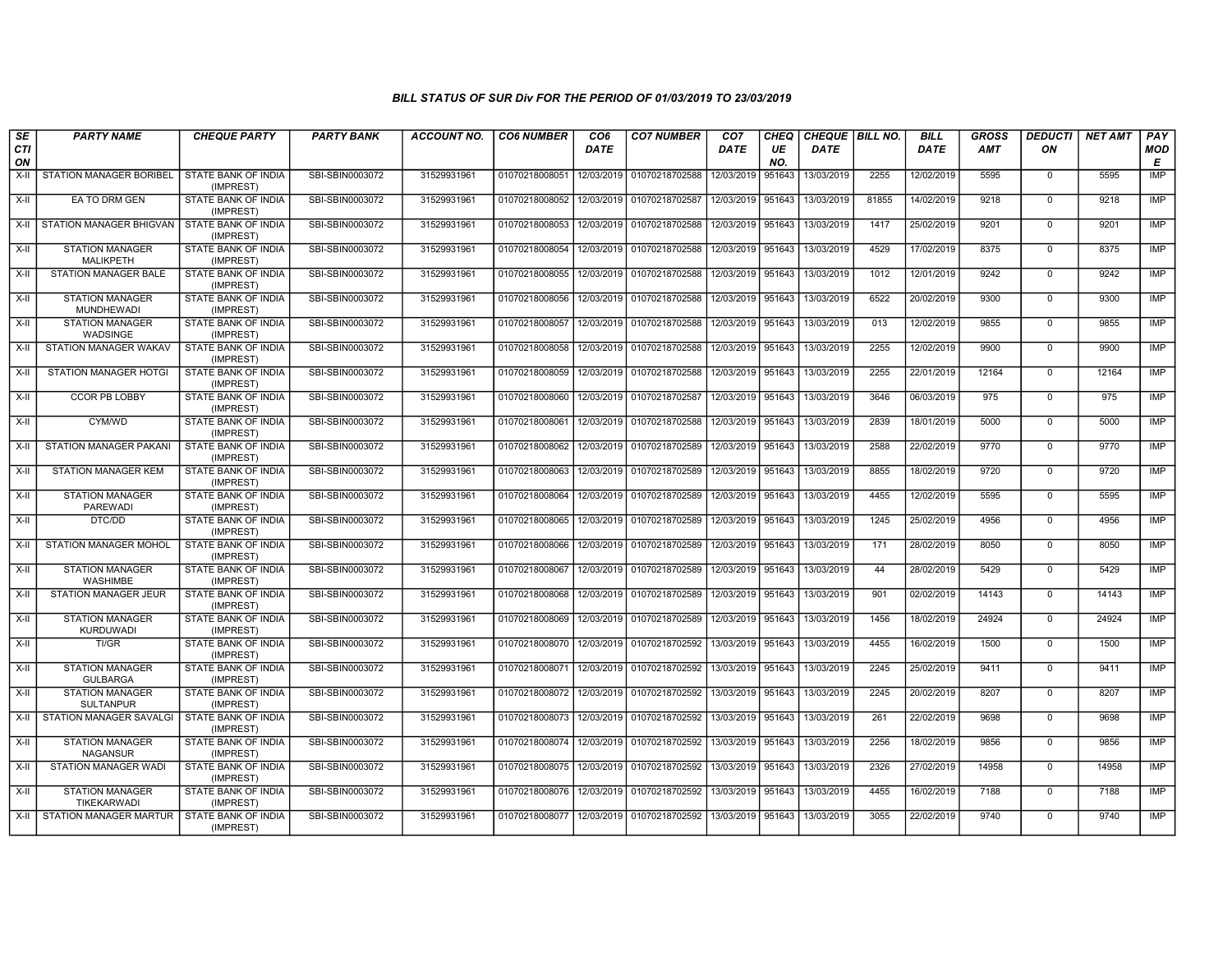### BILL STATUS OF SUR Div FOR THE PERIOD OF 01/03/2019 TO 23/03/2019

| SECTION | PARTY NAME | CHEQUE PARTY | PARTY BANK | ACCOUNT NO. | CO6 NUMBER | CO6 DATE | CO7 NUMBER | CO7 DATE | CHEQUE NO. | CHEQUE DATE | BILL NO. | BILL DATE | GROSS AMT | DEDUCTION | NET AMT | PAY MODE |
|---|---|---|---|---|---|---|---|---|---|---|---|---|---|---|---|---|
| X-II | STATION MANAGER BORIBEL | STATE BANK OF INDIA (IMPREST) | SBI-SBIN0003072 | 31529931961 | 01070218008051 | 12/03/2019 | 01070218702588 | 12/03/2019 | 951643 | 13/03/2019 | 2255 | 12/02/2019 | 5595 | 0 | 5595 | IMP |
| X-II | EA TO DRM GEN | STATE BANK OF INDIA (IMPREST) | SBI-SBIN0003072 | 31529931961 | 01070218008052 | 12/03/2019 | 01070218702587 | 12/03/2019 | 951643 | 13/03/2019 | 81855 | 14/02/2019 | 9218 | 0 | 9218 | IMP |
| X-II | STATION MANAGER BHIGVAN | STATE BANK OF INDIA (IMPREST) | SBI-SBIN0003072 | 31529931961 | 01070218008053 | 12/03/2019 | 01070218702588 | 12/03/2019 | 951643 | 13/03/2019 | 1417 | 25/02/2019 | 9201 | 0 | 9201 | IMP |
| X-II | STATION MANAGER MALIKPETH | STATE BANK OF INDIA (IMPREST) | SBI-SBIN0003072 | 31529931961 | 01070218008054 | 12/03/2019 | 01070218702588 | 12/03/2019 | 951643 | 13/03/2019 | 4529 | 17/02/2019 | 8375 | 0 | 8375 | IMP |
| X-II | STATION MANAGER BALE | STATE BANK OF INDIA (IMPREST) | SBI-SBIN0003072 | 31529931961 | 01070218008055 | 12/03/2019 | 01070218702588 | 12/03/2019 | 951643 | 13/03/2019 | 1012 | 12/01/2019 | 9242 | 0 | 9242 | IMP |
| X-II | STATION MANAGER MUNDHEWADI | STATE BANK OF INDIA (IMPREST) | SBI-SBIN0003072 | 31529931961 | 01070218008056 | 12/03/2019 | 01070218702588 | 12/03/2019 | 951643 | 13/03/2019 | 6522 | 20/02/2019 | 9300 | 0 | 9300 | IMP |
| X-II | STATION MANAGER WADSINGE | STATE BANK OF INDIA (IMPREST) | SBI-SBIN0003072 | 31529931961 | 01070218008057 | 12/03/2019 | 01070218702588 | 12/03/2019 | 951643 | 13/03/2019 | 013 | 12/02/2019 | 9855 | 0 | 9855 | IMP |
| X-II | STATION MANAGER WAKAV | STATE BANK OF INDIA (IMPREST) | SBI-SBIN0003072 | 31529931961 | 01070218008058 | 12/03/2019 | 01070218702588 | 12/03/2019 | 951643 | 13/03/2019 | 2255 | 12/02/2019 | 9900 | 0 | 9900 | IMP |
| X-II | STATION MANAGER HOTGI | STATE BANK OF INDIA (IMPREST) | SBI-SBIN0003072 | 31529931961 | 01070218008059 | 12/03/2019 | 01070218702588 | 12/03/2019 | 951643 | 13/03/2019 | 2255 | 22/01/2019 | 12164 | 0 | 12164 | IMP |
| X-II | CCOR PB LOBBY | STATE BANK OF INDIA (IMPREST) | SBI-SBIN0003072 | 31529931961 | 01070218008060 | 12/03/2019 | 01070218702587 | 12/03/2019 | 951643 | 13/03/2019 | 3646 | 06/03/2019 | 975 | 0 | 975 | IMP |
| X-II | CYM/WD | STATE BANK OF INDIA (IMPREST) | SBI-SBIN0003072 | 31529931961 | 01070218008061 | 12/03/2019 | 01070218702588 | 12/03/2019 | 951643 | 13/03/2019 | 2839 | 18/01/2019 | 5000 | 0 | 5000 | IMP |
| X-II | STATION MANAGER PAKANI | STATE BANK OF INDIA (IMPREST) | SBI-SBIN0003072 | 31529931961 | 01070218008062 | 12/03/2019 | 01070218702589 | 12/03/2019 | 951643 | 13/03/2019 | 2588 | 22/02/2019 | 9770 | 0 | 9770 | IMP |
| X-II | STATION MANAGER KEM | STATE BANK OF INDIA (IMPREST) | SBI-SBIN0003072 | 31529931961 | 01070218008063 | 12/03/2019 | 01070218702589 | 12/03/2019 | 951643 | 13/03/2019 | 8855 | 18/02/2019 | 9720 | 0 | 9720 | IMP |
| X-II | STATION MANAGER PAREWADI | STATE BANK OF INDIA (IMPREST) | SBI-SBIN0003072 | 31529931961 | 01070218008064 | 12/03/2019 | 01070218702589 | 12/03/2019 | 951643 | 13/03/2019 | 4455 | 12/02/2019 | 5595 | 0 | 5595 | IMP |
| X-II | DTC/DD | STATE BANK OF INDIA (IMPREST) | SBI-SBIN0003072 | 31529931961 | 01070218008065 | 12/03/2019 | 01070218702589 | 12/03/2019 | 951643 | 13/03/2019 | 1245 | 25/02/2019 | 4956 | 0 | 4956 | IMP |
| X-II | STATION MANAGER MOHOL | STATE BANK OF INDIA (IMPREST) | SBI-SBIN0003072 | 31529931961 | 01070218008066 | 12/03/2019 | 01070218702589 | 12/03/2019 | 951643 | 13/03/2019 | 171 | 28/02/2019 | 8050 | 0 | 8050 | IMP |
| X-II | STATION MANAGER WASHIMBE | STATE BANK OF INDIA (IMPREST) | SBI-SBIN0003072 | 31529931961 | 01070218008067 | 12/03/2019 | 01070218702589 | 12/03/2019 | 951643 | 13/03/2019 | 44 | 28/02/2019 | 5429 | 0 | 5429 | IMP |
| X-II | STATION MANAGER JEUR | STATE BANK OF INDIA (IMPREST) | SBI-SBIN0003072 | 31529931961 | 01070218008068 | 12/03/2019 | 01070218702589 | 12/03/2019 | 951643 | 13/03/2019 | 901 | 02/02/2019 | 14143 | 0 | 14143 | IMP |
| X-II | STATION MANAGER KURDUWADI | STATE BANK OF INDIA (IMPREST) | SBI-SBIN0003072 | 31529931961 | 01070218008069 | 12/03/2019 | 01070218702589 | 12/03/2019 | 951643 | 13/03/2019 | 1456 | 18/02/2019 | 24924 | 0 | 24924 | IMP |
| X-II | TI/GR | STATE BANK OF INDIA (IMPREST) | SBI-SBIN0003072 | 31529931961 | 01070218008070 | 12/03/2019 | 01070218702592 | 13/03/2019 | 951643 | 13/03/2019 | 4455 | 16/02/2019 | 1500 | 0 | 1500 | IMP |
| X-II | STATION MANAGER GULBARGA | STATE BANK OF INDIA (IMPREST) | SBI-SBIN0003072 | 31529931961 | 01070218008071 | 12/03/2019 | 01070218702592 | 13/03/2019 | 951643 | 13/03/2019 | 2245 | 25/02/2019 | 9411 | 0 | 9411 | IMP |
| X-II | STATION MANAGER SULTANPUR | STATE BANK OF INDIA (IMPREST) | SBI-SBIN0003072 | 31529931961 | 01070218008072 | 12/03/2019 | 01070218702592 | 13/03/2019 | 951643 | 13/03/2019 | 2245 | 20/02/2019 | 8207 | 0 | 8207 | IMP |
| X-II | STATION MANAGER SAVALGI | STATE BANK OF INDIA (IMPREST) | SBI-SBIN0003072 | 31529931961 | 01070218008073 | 12/03/2019 | 01070218702592 | 13/03/2019 | 951643 | 13/03/2019 | 261 | 22/02/2019 | 9698 | 0 | 9698 | IMP |
| X-II | STATION MANAGER NAGANSUR | STATE BANK OF INDIA (IMPREST) | SBI-SBIN0003072 | 31529931961 | 01070218008074 | 12/03/2019 | 01070218702592 | 13/03/2019 | 951643 | 13/03/2019 | 2256 | 18/02/2019 | 9856 | 0 | 9856 | IMP |
| X-II | STATION MANAGER WADI | STATE BANK OF INDIA (IMPREST) | SBI-SBIN0003072 | 31529931961 | 01070218008075 | 12/03/2019 | 01070218702592 | 13/03/2019 | 951643 | 13/03/2019 | 2326 | 27/02/2019 | 14958 | 0 | 14958 | IMP |
| X-II | STATION MANAGER TIKEKARWADI | STATE BANK OF INDIA (IMPREST) | SBI-SBIN0003072 | 31529931961 | 01070218008076 | 12/03/2019 | 01070218702592 | 13/03/2019 | 951643 | 13/03/2019 | 4455 | 16/02/2019 | 7188 | 0 | 7188 | IMP |
| X-II | STATION MANAGER MARTUR | STATE BANK OF INDIA (IMPREST) | SBI-SBIN0003072 | 31529931961 | 01070218008077 | 12/03/2019 | 01070218702592 | 13/03/2019 | 951643 | 13/03/2019 | 3055 | 22/02/2019 | 9740 | 0 | 9740 | IMP |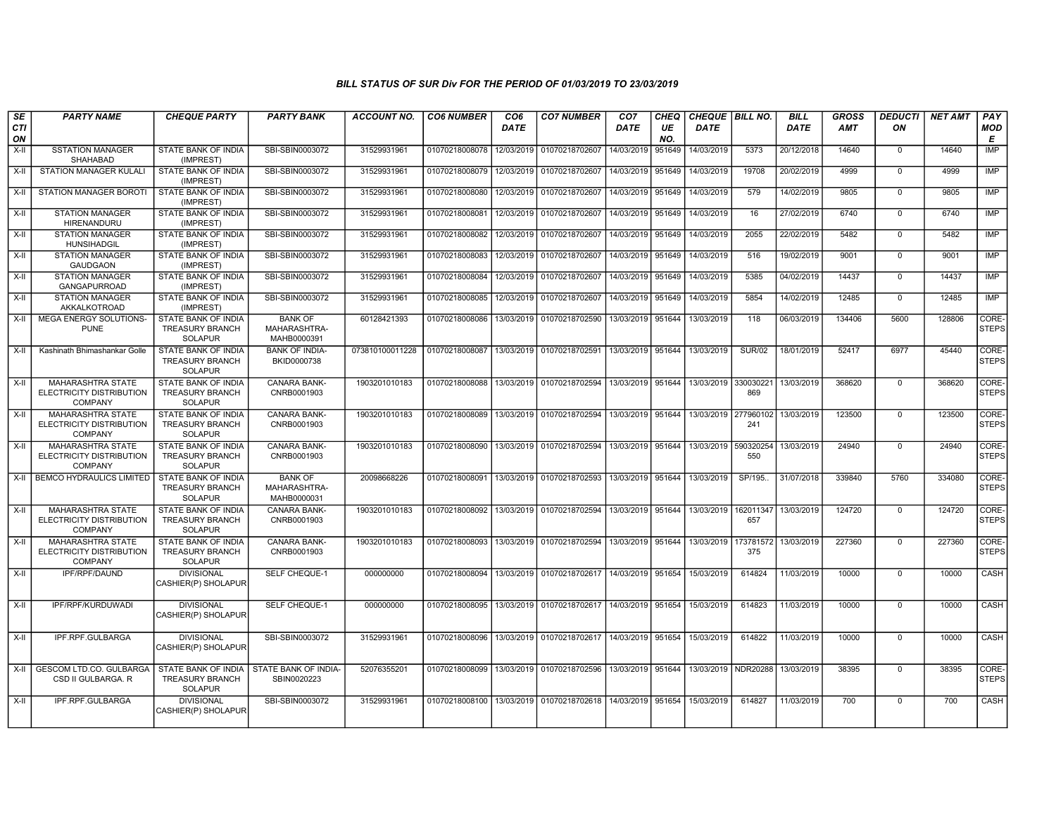### BILL STATUS OF SUR Div FOR THE PERIOD OF 01/03/2019 TO 23/03/2019

| SECTION | PARTY NAME | CHEQUE PARTY | PARTY BANK | ACCOUNT NO. | CO6 NUMBER | CO6 DATE | CO7 NUMBER | CO7 DATE | CHEQUE NO. | CHEQUE DATE | BILL NO. | BILL DATE | GROSS AMT | DEDUCTION | NET AMT | PAY MODE |
|---|---|---|---|---|---|---|---|---|---|---|---|---|---|---|---|---|
| X-II | SSTATION MANAGER SHAHABAD | STATE BANK OF INDIA (IMPREST) | SBI-SBIN0003072 | 31529931961 | 01070218008078 | 12/03/2019 | 01070218702607 | 14/03/2019 | 951649 | 14/03/2019 | 5373 | 20/12/2018 | 14640 | 0 | 14640 | IMP |
| X-II | STATION MANAGER KULALI | STATE BANK OF INDIA (IMPREST) | SBI-SBIN0003072 | 31529931961 | 01070218008079 | 12/03/2019 | 01070218702607 | 14/03/2019 | 951649 | 14/03/2019 | 19708 | 20/02/2019 | 4999 | 0 | 4999 | IMP |
| X-II | STATION MANAGER BOROTI | STATE BANK OF INDIA (IMPREST) | SBI-SBIN0003072 | 31529931961 | 01070218008080 | 12/03/2019 | 01070218702607 | 14/03/2019 | 951649 | 14/03/2019 | 579 | 14/02/2019 | 9805 | 0 | 9805 | IMP |
| X-II | STATION MANAGER HIRENANDURU | STATE BANK OF INDIA (IMPREST) | SBI-SBIN0003072 | 31529931961 | 01070218008081 | 12/03/2019 | 01070218702607 | 14/03/2019 | 951649 | 14/03/2019 | 16 | 27/02/2019 | 6740 | 0 | 6740 | IMP |
| X-II | STATION MANAGER HUNSIHADGIL | STATE BANK OF INDIA (IMPREST) | SBI-SBIN0003072 | 31529931961 | 01070218008082 | 12/03/2019 | 01070218702607 | 14/03/2019 | 951649 | 14/03/2019 | 2055 | 22/02/2019 | 5482 | 0 | 5482 | IMP |
| X-II | STATION MANAGER GAUDGAON | STATE BANK OF INDIA (IMPREST) | SBI-SBIN0003072 | 31529931961 | 01070218008083 | 12/03/2019 | 01070218702607 | 14/03/2019 | 951649 | 14/03/2019 | 516 | 19/02/2019 | 9001 | 0 | 9001 | IMP |
| X-II | STATION MANAGER GANGAPURROAD | STATE BANK OF INDIA (IMPREST) | SBI-SBIN0003072 | 31529931961 | 01070218008084 | 12/03/2019 | 01070218702607 | 14/03/2019 | 951649 | 14/03/2019 | 5385 | 04/02/2019 | 14437 | 0 | 14437 | IMP |
| X-II | STATION MANAGER AKKALKOTROAD | STATE BANK OF INDIA (IMPREST) | SBI-SBIN0003072 | 31529931961 | 01070218008085 | 12/03/2019 | 01070218702607 | 14/03/2019 | 951649 | 14/03/2019 | 5854 | 14/02/2019 | 12485 | 0 | 12485 | IMP |
| X-II | MEGA ENERGY SOLUTIONS-PUNE | STATE BANK OF INDIA TREASURY BRANCH SOLAPUR | BANK OF MAHARASHTRA-MAHB0000391 | 60128421393 | 01070218008086 | 13/03/2019 | 01070218702590 | 13/03/2019 | 951644 | 13/03/2019 | 118 | 06/03/2019 | 134406 | 5600 | 128806 | CORE-STEPS |
| X-II | Kashinath Bhimashankar Golle | STATE BANK OF INDIA TREASURY BRANCH SOLAPUR | BANK OF INDIA-BKID0000738 | 073810100011228 | 01070218008087 | 13/03/2019 | 01070218702591 | 13/03/2019 | 951644 | 13/03/2019 | SUR/02 | 18/01/2019 | 52417 | 6977 | 45440 | CORE-STEPS |
| X-II | MAHARASHTRA STATE ELECTRICITY DISTRIBUTION COMPANY | STATE BANK OF INDIA TREASURY BRANCH SOLAPUR | CANARA BANK-CNRB0001903 | 1903201010183 | 01070218008088 | 13/03/2019 | 01070218702594 | 13/03/2019 | 951644 | 13/03/2019 | 330030221869 | 13/03/2019 | 368620 | 0 | 368620 | CORE-STEPS |
| X-II | MAHARASHTRA STATE ELECTRICITY DISTRIBUTION COMPANY | STATE BANK OF INDIA TREASURY BRANCH SOLAPUR | CANARA BANK-CNRB0001903 | 1903201010183 | 01070218008089 | 13/03/2019 | 01070218702594 | 13/03/2019 | 951644 | 13/03/2019 | 277960102241 | 13/03/2019 | 123500 | 0 | 123500 | CORE-STEPS |
| X-II | MAHARASHTRA STATE ELECTRICITY DISTRIBUTION COMPANY | STATE BANK OF INDIA TREASURY BRANCH SOLAPUR | CANARA BANK-CNRB0001903 | 1903201010183 | 01070218008090 | 13/03/2019 | 01070218702594 | 13/03/2019 | 951644 | 13/03/2019 | 590320254550 | 13/03/2019 | 24940 | 0 | 24940 | CORE-STEPS |
| X-II | BEMCO HYDRAULICS LIMITED | STATE BANK OF INDIA TREASURY BRANCH SOLAPUR | BANK OF MAHARASHTRA-MAHB0000031 | 20098668226 | 01070218008091 | 13/03/2019 | 01070218702593 | 13/03/2019 | 951644 | 13/03/2019 | SP/195.. | 31/07/2018 | 339840 | 5760 | 334080 | CORE-STEPS |
| X-II | MAHARASHTRA STATE ELECTRICITY DISTRIBUTION COMPANY | STATE BANK OF INDIA TREASURY BRANCH SOLAPUR | CANARA BANK-CNRB0001903 | 1903201010183 | 01070218008092 | 13/03/2019 | 01070218702594 | 13/03/2019 | 951644 | 13/03/2019 | 162011347657 | 13/03/2019 | 124720 | 0 | 124720 | CORE-STEPS |
| X-II | MAHARASHTRA STATE ELECTRICITY DISTRIBUTION COMPANY | STATE BANK OF INDIA TREASURY BRANCH SOLAPUR | CANARA BANK-CNRB0001903 | 1903201010183 | 01070218008093 | 13/03/2019 | 01070218702594 | 13/03/2019 | 951644 | 13/03/2019 | 173781572375 | 13/03/2019 | 227360 | 0 | 227360 | CORE-STEPS |
| X-II | IPF/RPF/DAUND | DIVISIONAL CASHIER(P) SHOLAPUR | SELF CHEQUE-1 | 000000000 | 01070218008094 | 13/03/2019 | 01070218702617 | 14/03/2019 | 951654 | 15/03/2019 | 614824 | 11/03/2019 | 10000 | 0 | 10000 | CASH |
| X-II | IPF/RPF/KURDUWADI | DIVISIONAL CASHIER(P) SHOLAPUR | SELF CHEQUE-1 | 000000000 | 01070218008095 | 13/03/2019 | 01070218702617 | 14/03/2019 | 951654 | 15/03/2019 | 614823 | 11/03/2019 | 10000 | 0 | 10000 | CASH |
| X-II | IPF.RPF.GULBARGA | DIVISIONAL CASHIER(P) SHOLAPUR | SBI-SBIN0003072 | 31529931961 | 01070218008096 | 13/03/2019 | 01070218702617 | 14/03/2019 | 951654 | 15/03/2019 | 614822 | 11/03/2019 | 10000 | 0 | 10000 | CASH |
| X-II | GESCOM LTD.CO. GULBARGA CSD II GULBARGA. R | STATE BANK OF INDIA TREASURY BRANCH SOLAPUR | STATE BANK OF INDIA-SBIN0020223 | 52076355201 | 01070218008099 | 13/03/2019 | 01070218702596 | 13/03/2019 | 951644 | 13/03/2019 | NDR20288 | 13/03/2019 | 38395 | 0 | 38395 | CORE-STEPS |
| X-II | IPF.RPF.GULBARGA | DIVISIONAL CASHIER(P) SHOLAPUR | SBI-SBIN0003072 | 31529931961 | 01070218008100 | 13/03/2019 | 01070218702618 | 14/03/2019 | 951654 | 15/03/2019 | 614827 | 11/03/2019 | 700 | 0 | 700 | CASH |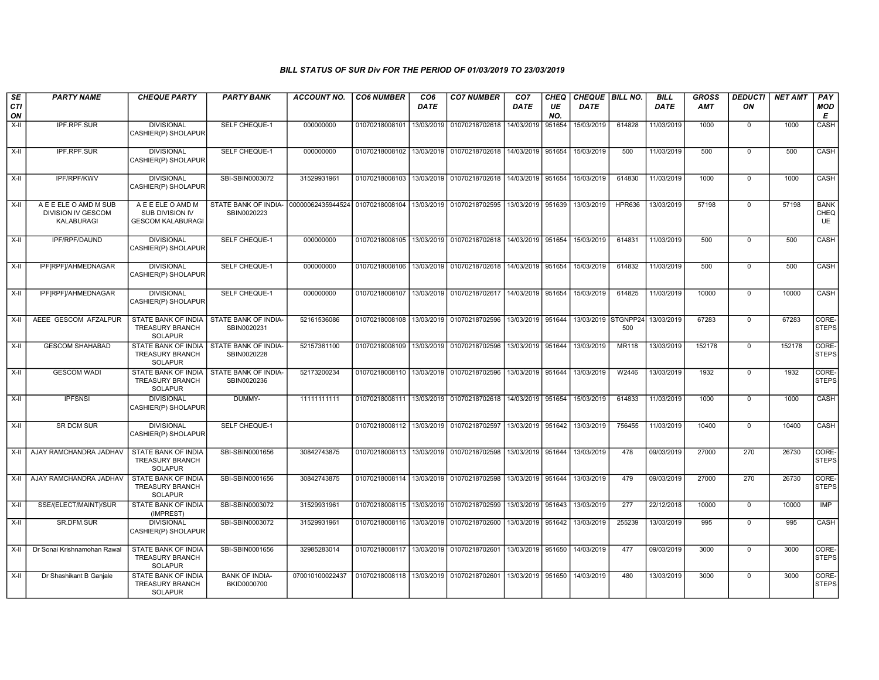# BILL STATUS OF SUR Div FOR THE PERIOD OF 01/03/2019 TO 23/03/2019

| SECTION | PARTY NAME | CHEQUE PARTY | PARTY BANK | ACCOUNT NO. | CO6 NUMBER | CO6 DATE | CO7 NUMBER | CO7 DATE | CHEQUE NO. | CHEQUE DATE | BILL NO. | BILL DATE | GROSS AMT | DEDUCTION | NET AMT | PAY MODE |
|---|---|---|---|---|---|---|---|---|---|---|---|---|---|---|---|---|
| X-II | IPF.RPF.SUR | DIVISIONAL CASHIER(P) SHOLAPUR | SELF CHEQUE-1 | 000000000 | 01070218008101 | 13/03/2019 | 01070218702618 | 14/03/2019 | 951654 | 15/03/2019 | 614828 | 11/03/2019 | 1000 | 0 | 1000 | CASH |
| X-II | IPF.RPF.SUR | DIVISIONAL CASHIER(P) SHOLAPUR | SELF CHEQUE-1 | 000000000 | 01070218008102 | 13/03/2019 | 01070218702618 | 14/03/2019 | 951654 | 15/03/2019 | 500 | 11/03/2019 | 500 | 0 | 500 | CASH |
| X-II | IPF/RPF/KWV | DIVISIONAL CASHIER(P) SHOLAPUR | SBI-SBIN0003072 | 31529931961 | 01070218008103 | 13/03/2019 | 01070218702618 | 14/03/2019 | 951654 | 15/03/2019 | 614830 | 11/03/2019 | 1000 | 0 | 1000 | CASH |
| X-II | A E E ELE O AMD M SUB DIVISION IV GESCOM KALABURAGI | A E E ELE O AMD M SUB DIVISION IV GESCOM KALABURAGI | STATE BANK OF INDIA-SBIN0020223 | 00000062435944524 | 01070218008104 | 13/03/2019 | 01070218702595 | 13/03/2019 | 951639 | 13/03/2019 | HPR636 | 13/03/2019 | 57198 | 0 | 57198 | BANK CHEQUE |
| X-II | IPF/RPF/DAUND | DIVISIONAL CASHIER(P) SHOLAPUR | SELF CHEQUE-1 | 000000000 | 01070218008105 | 13/03/2019 | 01070218702618 | 14/03/2019 | 951654 | 15/03/2019 | 614831 | 11/03/2019 | 500 | 0 | 500 | CASH |
| X-II | IPF[RPF]/AHMEDNAGAR | DIVISIONAL CASHIER(P) SHOLAPUR | SELF CHEQUE-1 | 000000000 | 01070218008106 | 13/03/2019 | 01070218702618 | 14/03/2019 | 951654 | 15/03/2019 | 614832 | 11/03/2019 | 500 | 0 | 500 | CASH |
| X-II | IPF[RPF]/AHMEDNAGAR | DIVISIONAL CASHIER(P) SHOLAPUR | SELF CHEQUE-1 | 000000000 | 01070218008107 | 13/03/2019 | 01070218702617 | 14/03/2019 | 951654 | 15/03/2019 | 614825 | 11/03/2019 | 10000 | 0 | 10000 | CASH |
| X-II | AEEE GESCOM AFZALPUR | STATE BANK OF INDIA TREASURY BRANCH SOLAPUR | STATE BANK OF INDIA-SBIN0020231 | 52161536086 | 01070218008108 | 13/03/2019 | 01070218702596 | 13/03/2019 | 951644 | 13/03/2019 | STGNPP24500 | 13/03/2019 | 67283 | 0 | 67283 | CORE-STEPS |
| X-II | GESCOM SHAHABAD | STATE BANK OF INDIA TREASURY BRANCH SOLAPUR | STATE BANK OF INDIA-SBIN0020228 | 52157361100 | 01070218008109 | 13/03/2019 | 01070218702596 | 13/03/2019 | 951644 | 13/03/2019 | MR118 | 13/03/2019 | 152178 | 0 | 152178 | CORE-STEPS |
| X-II | GESCOM WADI | STATE BANK OF INDIA TREASURY BRANCH SOLAPUR | STATE BANK OF INDIA-SBIN0020236 | 52173200234 | 01070218008110 | 13/03/2019 | 01070218702596 | 13/03/2019 | 951644 | 13/03/2019 | W2446 | 13/03/2019 | 1932 | 0 | 1932 | CORE-STEPS |
| X-II | IPFSNSI | DIVISIONAL CASHIER(P) SHOLAPUR | DUMMY- | 11111111111 | 01070218008111 | 13/03/2019 | 01070218702618 | 14/03/2019 | 951654 | 15/03/2019 | 614833 | 11/03/2019 | 1000 | 0 | 1000 | CASH |
| X-II | SR DCM SUR | DIVISIONAL CASHIER(P) SHOLAPUR | SELF CHEQUE-1 | | 01070218008112 | 13/03/2019 | 01070218702597 | 13/03/2019 | 951642 | 13/03/2019 | 756455 | 11/03/2019 | 10400 | 0 | 10400 | CASH |
| X-II | AJAY RAMCHANDRA JADHAV | STATE BANK OF INDIA TREASURY BRANCH SOLAPUR | SBI-SBIN0001656 | 30842743875 | 01070218008113 | 13/03/2019 | 01070218702598 | 13/03/2019 | 951644 | 13/03/2019 | 478 | 09/03/2019 | 27000 | 270 | 26730 | CORE-STEPS |
| X-II | AJAY RAMCHANDRA JADHAV | STATE BANK OF INDIA TREASURY BRANCH SOLAPUR | SBI-SBIN0001656 | 30842743875 | 01070218008114 | 13/03/2019 | 01070218702598 | 13/03/2019 | 951644 | 13/03/2019 | 479 | 09/03/2019 | 27000 | 270 | 26730 | CORE-STEPS |
| X-II | SSE/(ELECT/MAINT)/SUR | STATE BANK OF INDIA (IMPREST) | SBI-SBIN0003072 | 31529931961 | 01070218008115 | 13/03/2019 | 01070218702599 | 13/03/2019 | 951643 | 13/03/2019 | 277 | 22/12/2018 | 10000 | 0 | 10000 | IMP |
| X-II | SR.DFM.SUR | DIVISIONAL CASHIER(P) SHOLAPUR | SBI-SBIN0003072 | 31529931961 | 01070218008116 | 13/03/2019 | 01070218702600 | 13/03/2019 | 951642 | 13/03/2019 | 255239 | 13/03/2019 | 995 | 0 | 995 | CASH |
| X-II | Dr Sonai Krishnamohan Rawal | STATE BANK OF INDIA TREASURY BRANCH SOLAPUR | SBI-SBIN0001656 | 32985283014 | 01070218008117 | 13/03/2019 | 01070218702601 | 13/03/2019 | 951650 | 14/03/2019 | 477 | 09/03/2019 | 3000 | 0 | 3000 | CORE-STEPS |
| X-II | Dr Shashikant B Ganjale | STATE BANK OF INDIA TREASURY BRANCH SOLAPUR | BANK OF INDIA-BKID0000700 | 070010100022437 | 01070218008118 | 13/03/2019 | 01070218702601 | 13/03/2019 | 951650 | 14/03/2019 | 480 | 13/03/2019 | 3000 | 0 | 3000 | CORE-STEPS |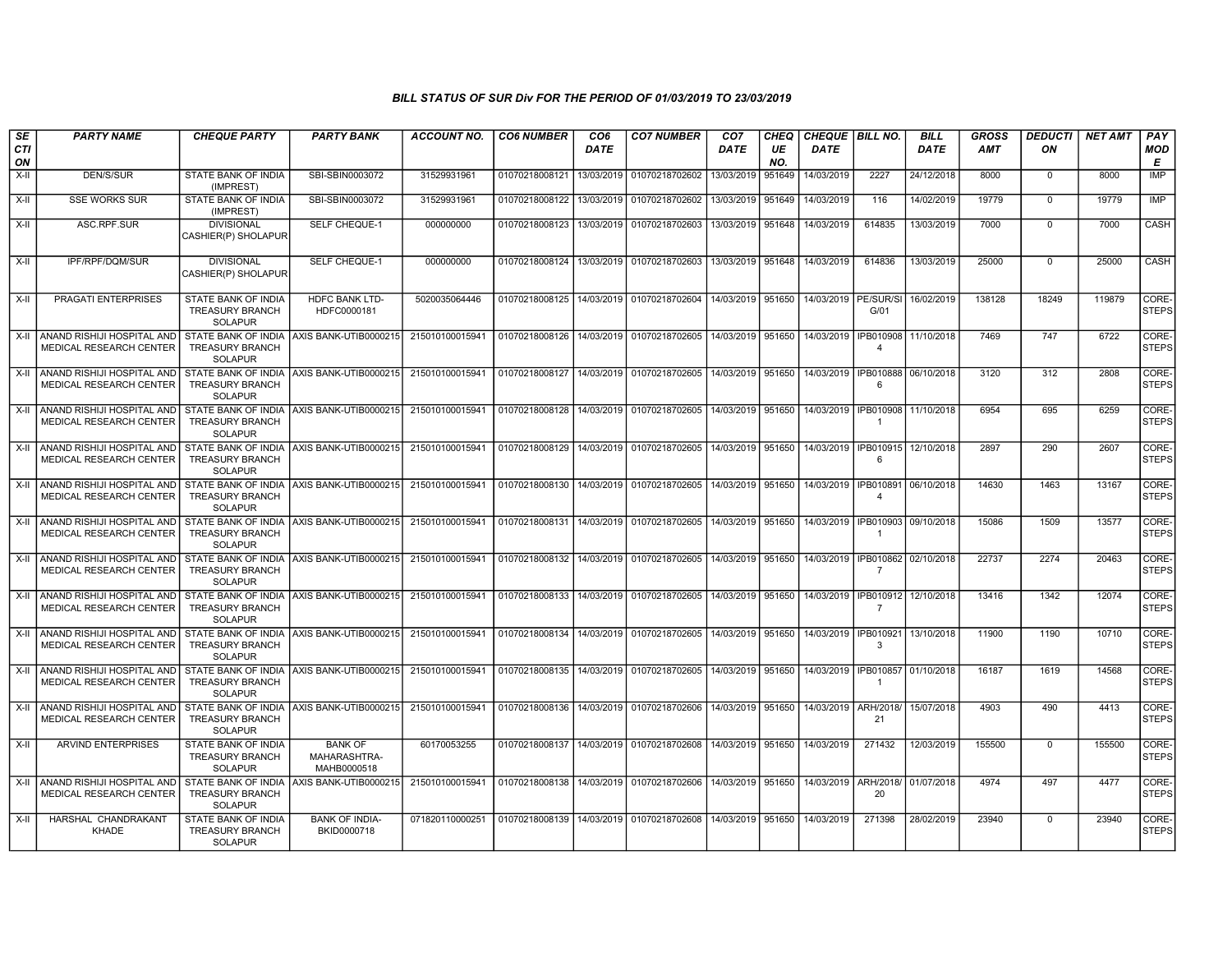### BILL STATUS OF SUR Div FOR THE PERIOD OF 01/03/2019 TO 23/03/2019

| SECTION | PARTY NAME | CHEQUE PARTY | PARTY BANK | ACCOUNT NO. | CO6 NUMBER | CO6 DATE | CO7 NUMBER | CO7 DATE | CHEQUE NO. | CHEQUE DATE | BILL NO. | BILL DATE | GROSS AMT | DEDUCTION | NET AMT | PAY MODE |
|---|---|---|---|---|---|---|---|---|---|---|---|---|---|---|---|---|
| X-II | DEN/S/SUR | STATE BANK OF INDIA (IMPREST) | SBI-SBIN0003072 | 31529931961 | 01070218008121 | 13/03/2019 | 01070218702602 | 13/03/2019 | 951649 | 14/03/2019 | 2227 | 24/12/2018 | 8000 | 0 | 8000 | IMP |
| X-II | SSE WORKS SUR | STATE BANK OF INDIA (IMPREST) | SBI-SBIN0003072 | 31529931961 | 01070218008122 | 13/03/2019 | 01070218702602 | 13/03/2019 | 951649 | 14/03/2019 | 116 | 14/02/2019 | 19779 | 0 | 19779 | IMP |
| X-II | ASC.RPF.SUR | DIVISIONAL CASHIER(P) SHOLAPUR | SELF CHEQUE-1 | 000000000 | 01070218008123 | 13/03/2019 | 01070218702603 | 13/03/2019 | 951648 | 14/03/2019 | 614835 | 13/03/2019 | 7000 | 0 | 7000 | CASH |
| X-II | IPF/RPF/DQM/SUR | DIVISIONAL CASHIER(P) SHOLAPUR | SELF CHEQUE-1 | 000000000 | 01070218008124 | 13/03/2019 | 01070218702603 | 13/03/2019 | 951648 | 14/03/2019 | 614836 | 13/03/2019 | 25000 | 0 | 25000 | CASH |
| X-II | PRAGATI ENTERPRISES | STATE BANK OF INDIA TREASURY BRANCH SOLAPUR | HDFC BANK LTD-HDFC0000181 | 5020035064446 | 01070218008125 | 14/03/2019 | 01070218702604 | 14/03/2019 | 951650 | 14/03/2019 | PE/SUR/SIG/01 | 16/02/2019 | 138128 | 18249 | 119879 | CORE-STEPS |
| X-II | ANAND RISHIJI HOSPITAL AND MEDICAL RESEARCH CENTER | STATE BANK OF INDIA TREASURY BRANCH SOLAPUR | AXIS BANK-UTIB0000215 | 215010100015941 | 01070218008126 | 14/03/2019 | 01070218702605 | 14/03/2019 | 951650 | 14/03/2019 | IPB0109084 | 11/10/2018 | 7469 | 747 | 6722 | CORE-STEPS |
| X-II | ANAND RISHIJI HOSPITAL AND MEDICAL RESEARCH CENTER | STATE BANK OF INDIA TREASURY BRANCH SOLAPUR | AXIS BANK-UTIB0000215 | 215010100015941 | 01070218008127 | 14/03/2019 | 01070218702605 | 14/03/2019 | 951650 | 14/03/2019 | IPB0108886 | 06/10/2018 | 3120 | 312 | 2808 | CORE-STEPS |
| X-II | ANAND RISHIJI HOSPITAL AND MEDICAL RESEARCH CENTER | STATE BANK OF INDIA TREASURY BRANCH SOLAPUR | AXIS BANK-UTIB0000215 | 215010100015941 | 01070218008128 | 14/03/2019 | 01070218702605 | 14/03/2019 | 951650 | 14/03/2019 | IPB0109081 | 11/10/2018 | 6954 | 695 | 6259 | CORE-STEPS |
| X-II | ANAND RISHIJI HOSPITAL AND MEDICAL RESEARCH CENTER | STATE BANK OF INDIA TREASURY BRANCH SOLAPUR | AXIS BANK-UTIB0000215 | 215010100015941 | 01070218008129 | 14/03/2019 | 01070218702605 | 14/03/2019 | 951650 | 14/03/2019 | IPB0109156 | 12/10/2018 | 2897 | 290 | 2607 | CORE-STEPS |
| X-II | ANAND RISHIJI HOSPITAL AND MEDICAL RESEARCH CENTER | STATE BANK OF INDIA TREASURY BRANCH SOLAPUR | AXIS BANK-UTIB0000215 | 215010100015941 | 01070218008130 | 14/03/2019 | 01070218702605 | 14/03/2019 | 951650 | 14/03/2019 | IPB0108914 | 06/10/2018 | 14630 | 1463 | 13167 | CORE-STEPS |
| X-II | ANAND RISHIJI HOSPITAL AND MEDICAL RESEARCH CENTER | STATE BANK OF INDIA TREASURY BRANCH SOLAPUR | AXIS BANK-UTIB0000215 | 215010100015941 | 01070218008131 | 14/03/2019 | 01070218702605 | 14/03/2019 | 951650 | 14/03/2019 | IPB0109031 | 09/10/2018 | 15086 | 1509 | 13577 | CORE-STEPS |
| X-II | ANAND RISHIJI HOSPITAL AND MEDICAL RESEARCH CENTER | STATE BANK OF INDIA TREASURY BRANCH SOLAPUR | AXIS BANK-UTIB0000215 | 215010100015941 | 01070218008132 | 14/03/2019 | 01070218702605 | 14/03/2019 | 951650 | 14/03/2019 | IPB0108627 | 02/10/2018 | 22737 | 2274 | 20463 | CORE-STEPS |
| X-II | ANAND RISHIJI HOSPITAL AND MEDICAL RESEARCH CENTER | STATE BANK OF INDIA TREASURY BRANCH SOLAPUR | AXIS BANK-UTIB0000215 | 215010100015941 | 01070218008133 | 14/03/2019 | 01070218702605 | 14/03/2019 | 951650 | 14/03/2019 | IPB0109127 | 12/10/2018 | 13416 | 1342 | 12074 | CORE-STEPS |
| X-II | ANAND RISHIJI HOSPITAL AND MEDICAL RESEARCH CENTER | STATE BANK OF INDIA TREASURY BRANCH SOLAPUR | AXIS BANK-UTIB0000215 | 215010100015941 | 01070218008134 | 14/03/2019 | 01070218702605 | 14/03/2019 | 951650 | 14/03/2019 | IPB0109213 | 13/10/2018 | 11900 | 1190 | 10710 | CORE-STEPS |
| X-II | ANAND RISHIJI HOSPITAL AND MEDICAL RESEARCH CENTER | STATE BANK OF INDIA TREASURY BRANCH SOLAPUR | AXIS BANK-UTIB0000215 | 215010100015941 | 01070218008135 | 14/03/2019 | 01070218702605 | 14/03/2019 | 951650 | 14/03/2019 | IPB0108571 | 01/10/2018 | 16187 | 1619 | 14568 | CORE-STEPS |
| X-II | ANAND RISHIJI HOSPITAL AND MEDICAL RESEARCH CENTER | STATE BANK OF INDIA TREASURY BRANCH SOLAPUR | AXIS BANK-UTIB0000215 | 215010100015941 | 01070218008136 | 14/03/2019 | 01070218702606 | 14/03/2019 | 951650 | 14/03/2019 | ARH/2018/21 | 15/07/2018 | 4903 | 490 | 4413 | CORE-STEPS |
| X-II | ARVIND ENTERPRISES | STATE BANK OF INDIA TREASURY BRANCH SOLAPUR | BANK OF MAHARASHTRA-MAHB0000518 | 60170053255 | 01070218008137 | 14/03/2019 | 01070218702608 | 14/03/2019 | 951650 | 14/03/2019 | 271432 | 12/03/2019 | 155500 | 0 | 155500 | CORE-STEPS |
| X-II | ANAND RISHIJI HOSPITAL AND MEDICAL RESEARCH CENTER | STATE BANK OF INDIA TREASURY BRANCH SOLAPUR | AXIS BANK-UTIB0000215 | 215010100015941 | 01070218008138 | 14/03/2019 | 01070218702606 | 14/03/2019 | 951650 | 14/03/2019 | ARH/2018/20 | 01/07/2018 | 4974 | 497 | 4477 | CORE-STEPS |
| X-II | HARSHAL CHANDRAKANT KHADE | STATE BANK OF INDIA TREASURY BRANCH SOLAPUR | BANK OF INDIA-BKID0000718 | 071820110000251 | 01070218008139 | 14/03/2019 | 01070218702608 | 14/03/2019 | 951650 | 14/03/2019 | 271398 | 28/02/2019 | 23940 | 0 | 23940 | CORE-STEPS |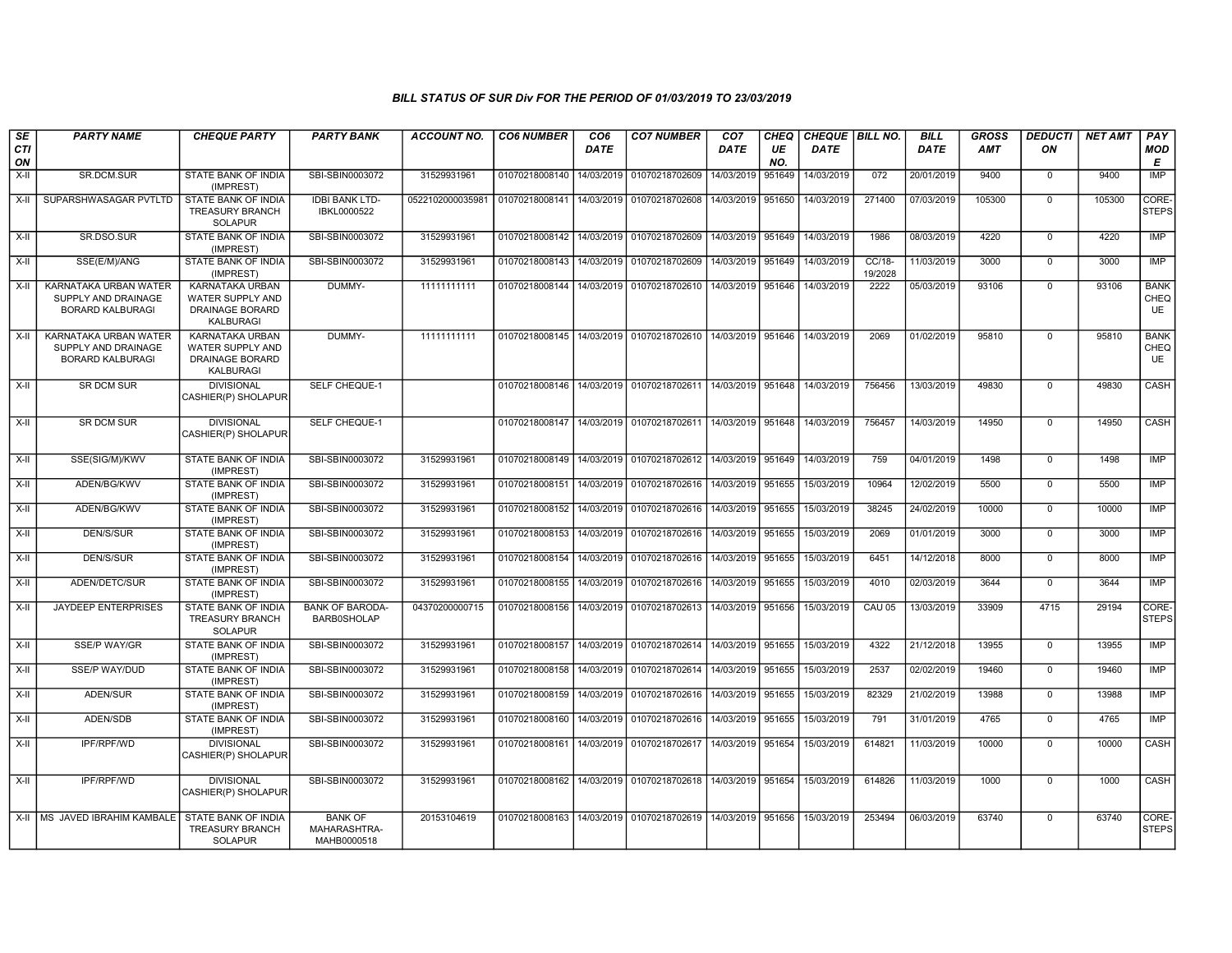### BILL STATUS OF SUR Div FOR THE PERIOD OF 01/03/2019 TO 23/03/2019

| SECTION | PARTY NAME | CHEQUE PARTY | PARTY BANK | ACCOUNT NO. | CO6 NUMBER | CO6 DATE | CO7 NUMBER | CO7 DATE | CHEQUE NO. | CHEQUE DATE | BILL NO. | BILL DATE | GROSS AMT | DEDUCTION | NET AMT | PAY MODE |
|---|---|---|---|---|---|---|---|---|---|---|---|---|---|---|---|---|
| X-II | SR.DCM.SUR | STATE BANK OF INDIA (IMPREST) | SBI-SBIN0003072 | 31529931961 | 01070218008140 | 14/03/2019 | 01070218702609 | 14/03/2019 | 951649 | 14/03/2019 | 072 | 20/01/2019 | 9400 | 0 | 9400 | IMP |
| X-II | SUPARSHWASAGAR PVTLTD | STATE BANK OF INDIA TREASURY BRANCH SOLAPUR | IDBI BANK LTD-IBKL0000522 | 0522102000035981 | 01070218008141 | 14/03/2019 | 01070218702608 | 14/03/2019 | 951650 | 14/03/2019 | 271400 | 07/03/2019 | 105300 | 0 | 105300 | CORE-STEPS |
| X-II | SR.DSO.SUR | STATE BANK OF INDIA (IMPREST) | SBI-SBIN0003072 | 31529931961 | 01070218008142 | 14/03/2019 | 01070218702609 | 14/03/2019 | 951649 | 14/03/2019 | 1986 | 08/03/2019 | 4220 | 0 | 4220 | IMP |
| X-II | SSE(E/M)/ANG | STATE BANK OF INDIA (IMPREST) | SBI-SBIN0003072 | 31529931961 | 01070218008143 | 14/03/2019 | 01070218702609 | 14/03/2019 | 951649 | 14/03/2019 | CC/18-19/2028 | 11/03/2019 | 3000 | 0 | 3000 | IMP |
| X-II | KARNATAKA URBAN WATER SUPPLY AND DRAINAGE BORARD KALBURAGI | KARNATAKA URBAN WATER SUPPLY AND DRAINAGE BORARD KALBURAGI | DUMMY- | 11111111111 | 01070218008144 | 14/03/2019 | 01070218702610 | 14/03/2019 | 951646 | 14/03/2019 | 2222 | 05/03/2019 | 93106 | 0 | 93106 | BANK CHEQUE |
| X-II | KARNATAKA URBAN WATER SUPPLY AND DRAINAGE BORARD KALBURAGI | KARNATAKA URBAN WATER SUPPLY AND DRAINAGE BORARD KALBURAGI | DUMMY- | 11111111111 | 01070218008145 | 14/03/2019 | 01070218702610 | 14/03/2019 | 951646 | 14/03/2019 | 2069 | 01/02/2019 | 95810 | 0 | 95810 | BANK CHEQUE |
| X-II | SR DCM SUR | DIVISIONAL CASHIER(P) SHOLAPUR | SELF CHEQUE-1 | | 01070218008146 | 14/03/2019 | 01070218702611 | 14/03/2019 | 951648 | 14/03/2019 | 756456 | 13/03/2019 | 49830 | 0 | 49830 | CASH |
| X-II | SR DCM SUR | DIVISIONAL CASHIER(P) SHOLAPUR | SELF CHEQUE-1 | | 01070218008147 | 14/03/2019 | 01070218702611 | 14/03/2019 | 951648 | 14/03/2019 | 756457 | 14/03/2019 | 14950 | 0 | 14950 | CASH |
| X-II | SSE(SIG/M)/KWV | STATE BANK OF INDIA (IMPREST) | SBI-SBIN0003072 | 31529931961 | 01070218008149 | 14/03/2019 | 01070218702612 | 14/03/2019 | 951649 | 14/03/2019 | 759 | 04/01/2019 | 1498 | 0 | 1498 | IMP |
| X-II | ADEN/BG/KWV | STATE BANK OF INDIA (IMPREST) | SBI-SBIN0003072 | 31529931961 | 01070218008151 | 14/03/2019 | 01070218702616 | 14/03/2019 | 951655 | 15/03/2019 | 10964 | 12/02/2019 | 5500 | 0 | 5500 | IMP |
| X-II | ADEN/BG/KWV | STATE BANK OF INDIA (IMPREST) | SBI-SBIN0003072 | 31529931961 | 01070218008152 | 14/03/2019 | 01070218702616 | 14/03/2019 | 951655 | 15/03/2019 | 38245 | 24/02/2019 | 10000 | 0 | 10000 | IMP |
| X-II | DEN/S/SUR | STATE BANK OF INDIA (IMPREST) | SBI-SBIN0003072 | 31529931961 | 01070218008153 | 14/03/2019 | 01070218702616 | 14/03/2019 | 951655 | 15/03/2019 | 2069 | 01/01/2019 | 3000 | 0 | 3000 | IMP |
| X-II | DEN/S/SUR | STATE BANK OF INDIA (IMPREST) | SBI-SBIN0003072 | 31529931961 | 01070218008154 | 14/03/2019 | 01070218702616 | 14/03/2019 | 951655 | 15/03/2019 | 6451 | 14/12/2018 | 8000 | 0 | 8000 | IMP |
| X-II | ADEN/DETC/SUR | STATE BANK OF INDIA (IMPREST) | SBI-SBIN0003072 | 31529931961 | 01070218008155 | 14/03/2019 | 01070218702616 | 14/03/2019 | 951655 | 15/03/2019 | 4010 | 02/03/2019 | 3644 | 0 | 3644 | IMP |
| X-II | JAYDEEP ENTERPRISES | STATE BANK OF INDIA TREASURY BRANCH SOLAPUR | BANK OF BARODA-BARB0SHOLAP | 04370200000715 | 01070218008156 | 14/03/2019 | 01070218702613 | 14/03/2019 | 951656 | 15/03/2019 | CAU 05 | 13/03/2019 | 33909 | 4715 | 29194 | CORE-STEPS |
| X-II | SSE/P WAY/GR | STATE BANK OF INDIA (IMPREST) | SBI-SBIN0003072 | 31529931961 | 01070218008157 | 14/03/2019 | 01070218702614 | 14/03/2019 | 951655 | 15/03/2019 | 4322 | 21/12/2018 | 13955 | 0 | 13955 | IMP |
| X-II | SSE/P WAY/DUD | STATE BANK OF INDIA (IMPREST) | SBI-SBIN0003072 | 31529931961 | 01070218008158 | 14/03/2019 | 01070218702614 | 14/03/2019 | 951655 | 15/03/2019 | 2537 | 02/02/2019 | 19460 | 0 | 19460 | IMP |
| X-II | ADEN/SUR | STATE BANK OF INDIA (IMPREST) | SBI-SBIN0003072 | 31529931961 | 01070218008159 | 14/03/2019 | 01070218702616 | 14/03/2019 | 951655 | 15/03/2019 | 82329 | 21/02/2019 | 13988 | 0 | 13988 | IMP |
| X-II | ADEN/SDB | STATE BANK OF INDIA (IMPREST) | SBI-SBIN0003072 | 31529931961 | 01070218008160 | 14/03/2019 | 01070218702616 | 14/03/2019 | 951655 | 15/03/2019 | 791 | 31/01/2019 | 4765 | 0 | 4765 | IMP |
| X-II | IPF/RPF/WD | DIVISIONAL CASHIER(P) SHOLAPUR | SBI-SBIN0003072 | 31529931961 | 01070218008161 | 14/03/2019 | 01070218702617 | 14/03/2019 | 951654 | 15/03/2019 | 614821 | 11/03/2019 | 10000 | 0 | 10000 | CASH |
| X-II | IPF/RPF/WD | DIVISIONAL CASHIER(P) SHOLAPUR | SBI-SBIN0003072 | 31529931961 | 01070218008162 | 14/03/2019 | 01070218702618 | 14/03/2019 | 951654 | 15/03/2019 | 614826 | 11/03/2019 | 1000 | 0 | 1000 | CASH |
| X-II | MS JAVED IBRAHIM KAMBALE | STATE BANK OF INDIA TREASURY BRANCH SOLAPUR | BANK OF MAHARASHTRA-MAHB0000518 | 20153104619 | 01070218008163 | 14/03/2019 | 01070218702619 | 14/03/2019 | 951656 | 15/03/2019 | 253494 | 06/03/2019 | 63740 | 0 | 63740 | CORE-STEPS |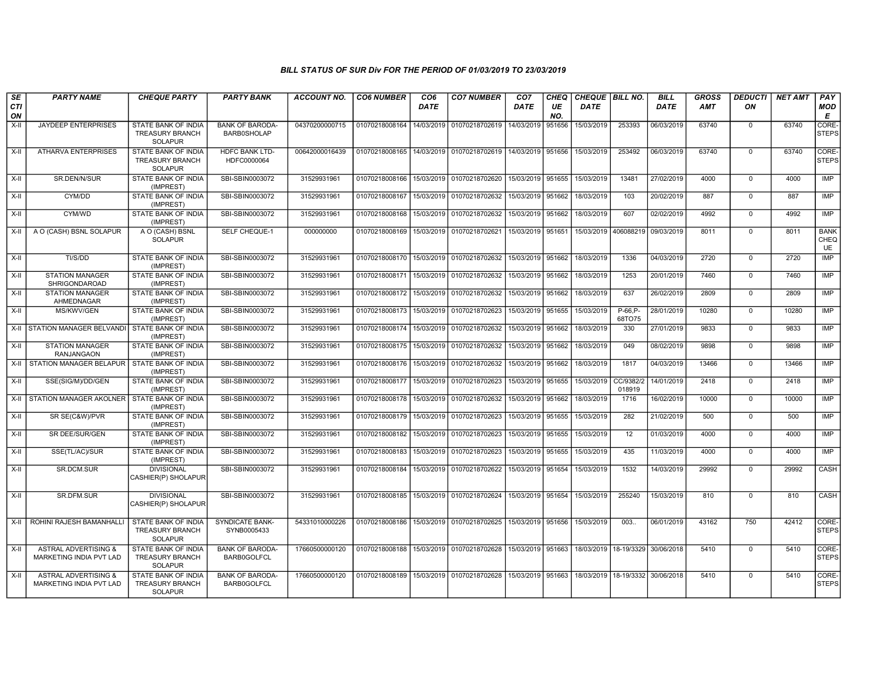### BILL STATUS OF SUR Div FOR THE PERIOD OF 01/03/2019 TO 23/03/2019

| SECTION | PARTY NAME | CHEQUE PARTY | PARTY BANK | ACCOUNT NO. | CO6 NUMBER | CO6 DATE | CO7 NUMBER | CO7 DATE | CHEQUE NO. | CHEQUE DATE | BILL NO. | BILL DATE | GROSS AMT | DEDUCTION | NET AMT | PAY MODE |
|---|---|---|---|---|---|---|---|---|---|---|---|---|---|---|---|---|
| X-II | JAYDEEP ENTERPRISES | STATE BANK OF INDIA TREASURY BRANCH SOLAPUR | BANK OF BARODA-BARB0SHOLAP | 04370200000715 | 01070218008164 | 14/03/2019 | 01070218702619 | 14/03/2019 | 951656 | 15/03/2019 | 253393 | 06/03/2019 | 63740 | 0 | 63740 | CORE-STEPS |
| X-II | ATHARVA ENTERPRISES | STATE BANK OF INDIA TREASURY BRANCH SOLAPUR | HDFC BANK LTD-HDFC0000064 | 00642000016439 | 01070218008165 | 14/03/2019 | 01070218702619 | 14/03/2019 | 951656 | 15/03/2019 | 253492 | 06/03/2019 | 63740 | 0 | 63740 | CORE-STEPS |
| X-II | SR.DEN/N/SUR | STATE BANK OF INDIA (IMPREST) | SBI-SBIN0003072 | 31529931961 | 01070218008166 | 15/03/2019 | 01070218702620 | 15/03/2019 | 951655 | 15/03/2019 | 13481 | 27/02/2019 | 4000 | 0 | 4000 | IMP |
| X-II | CYM/DD | STATE BANK OF INDIA (IMPREST) | SBI-SBIN0003072 | 31529931961 | 01070218008167 | 15/03/2019 | 01070218702632 | 15/03/2019 | 951662 | 18/03/2019 | 103 | 20/02/2019 | 887 | 0 | 887 | IMP |
| X-II | CYM/WD | STATE BANK OF INDIA (IMPREST) | SBI-SBIN0003072 | 31529931961 | 01070218008168 | 15/03/2019 | 01070218702632 | 15/03/2019 | 951662 | 18/03/2019 | 607 | 02/02/2019 | 4992 | 0 | 4992 | IMP |
| X-II | A O (CASH) BSNL SOLAPUR | A O (CASH) BSNL SOLAPUR | SELF CHEQUE-1 | 000000000 | 01070218008169 | 15/03/2019 | 01070218702621 | 15/03/2019 | 951651 | 15/03/2019 | 406088219 | 09/03/2019 | 8011 | 0 | 8011 | BANK CHEQUE |
| X-II | TI/S/DD | STATE BANK OF INDIA (IMPREST) | SBI-SBIN0003072 | 31529931961 | 01070218008170 | 15/03/2019 | 01070218702632 | 15/03/2019 | 951662 | 18/03/2019 | 1336 | 04/03/2019 | 2720 | 0 | 2720 | IMP |
| X-II | STATION MANAGER SHRIGONDAROAD | STATE BANK OF INDIA (IMPREST) | SBI-SBIN0003072 | 31529931961 | 01070218008171 | 15/03/2019 | 01070218702632 | 15/03/2019 | 951662 | 18/03/2019 | 1253 | 20/01/2019 | 7460 | 0 | 7460 | IMP |
| X-II | STATION MANAGER AHMEDNAGAR | STATE BANK OF INDIA (IMPREST) | SBI-SBIN0003072 | 31529931961 | 01070218008172 | 15/03/2019 | 01070218702632 | 15/03/2019 | 951662 | 18/03/2019 | 637 | 26/02/2019 | 2809 | 0 | 2809 | IMP |
| X-II | MS/KWV/GEN | STATE BANK OF INDIA (IMPREST) | SBI-SBIN0003072 | 31529931961 | 01070218008173 | 15/03/2019 | 01070218702623 | 15/03/2019 | 951655 | 15/03/2019 | P-66,P-68TO75 | 28/01/2019 | 10280 | 0 | 10280 | IMP |
| X-II | STATION MANAGER BELVANDI | STATE BANK OF INDIA (IMPREST) | SBI-SBIN0003072 | 31529931961 | 01070218008174 | 15/03/2019 | 01070218702632 | 15/03/2019 | 951662 | 18/03/2019 | 330 | 27/01/2019 | 9833 | 0 | 9833 | IMP |
| X-II | STATION MANAGER RANJANGAON | STATE BANK OF INDIA (IMPREST) | SBI-SBIN0003072 | 31529931961 | 01070218008175 | 15/03/2019 | 01070218702632 | 15/03/2019 | 951662 | 18/03/2019 | 049 | 08/02/2019 | 9898 | 0 | 9898 | IMP |
| X-II | STATION MANAGER BELAPUR | STATE BANK OF INDIA (IMPREST) | SBI-SBIN0003072 | 31529931961 | 01070218008176 | 15/03/2019 | 01070218702632 | 15/03/2019 | 951662 | 18/03/2019 | 1817 | 04/03/2019 | 13466 | 0 | 13466 | IMP |
| X-II | SSE(SIG/M)/DD/GEN | STATE BANK OF INDIA (IMPREST) | SBI-SBIN0003072 | 31529931961 | 01070218008177 | 15/03/2019 | 01070218702623 | 15/03/2019 | 951655 | 15/03/2019 | CC/9382/2018919 | 14/01/2019 | 2418 | 0 | 2418 | IMP |
| X-II | STATION MANAGER AKOLNER | STATE BANK OF INDIA (IMPREST) | SBI-SBIN0003072 | 31529931961 | 01070218008178 | 15/03/2019 | 01070218702632 | 15/03/2019 | 951662 | 18/03/2019 | 1716 | 16/02/2019 | 10000 | 0 | 10000 | IMP |
| X-II | SR SE(C&W)/PVR | STATE BANK OF INDIA (IMPREST) | SBI-SBIN0003072 | 31529931961 | 01070218008179 | 15/03/2019 | 01070218702623 | 15/03/2019 | 951655 | 15/03/2019 | 282 | 21/02/2019 | 500 | 0 | 500 | IMP |
| X-II | SR DEE/SUR/GEN | STATE BANK OF INDIA (IMPREST) | SBI-SBIN0003072 | 31529931961 | 01070218008182 | 15/03/2019 | 01070218702623 | 15/03/2019 | 951655 | 15/03/2019 | 12 | 01/03/2019 | 4000 | 0 | 4000 | IMP |
| X-II | SSE(TL/AC)/SUR | STATE BANK OF INDIA (IMPREST) | SBI-SBIN0003072 | 31529931961 | 01070218008183 | 15/03/2019 | 01070218702623 | 15/03/2019 | 951655 | 15/03/2019 | 435 | 11/03/2019 | 4000 | 0 | 4000 | IMP |
| X-II | SR.DCM.SUR | DIVISIONAL CASHIER(P) SHOLAPUR | SBI-SBIN0003072 | 31529931961 | 01070218008184 | 15/03/2019 | 01070218702622 | 15/03/2019 | 951654 | 15/03/2019 | 1532 | 14/03/2019 | 29992 | 0 | 29992 | CASH |
| X-II | SR.DFM.SUR | DIVISIONAL CASHIER(P) SHOLAPUR | SBI-SBIN0003072 | 31529931961 | 01070218008185 | 15/03/2019 | 01070218702624 | 15/03/2019 | 951654 | 15/03/2019 | 255240 | 15/03/2019 | 810 | 0 | 810 | CASH |
| X-II | ROHINI RAJESH BAMANHALLI | STATE BANK OF INDIA TREASURY BRANCH SOLAPUR | SYNDICATE BANK-SYNB0005433 | 54331010000226 | 01070218008186 | 15/03/2019 | 01070218702625 | 15/03/2019 | 951656 | 15/03/2019 | 003.. | 06/01/2019 | 43162 | 750 | 42412 | CORE-STEPS |
| X-II | ASTRAL ADVERTISING & MARKETING INDIA PVT LAD | STATE BANK OF INDIA TREASURY BRANCH SOLAPUR | BANK OF BARODA-BARB0GOLFCL | 17660500000120 | 01070218008188 | 15/03/2019 | 01070218702628 | 15/03/2019 | 951663 | 18/03/2019 | 18-19/3329 | 30/06/2018 | 5410 | 0 | 5410 | CORE-STEPS |
| X-II | ASTRAL ADVERTISING & MARKETING INDIA PVT LAD | STATE BANK OF INDIA TREASURY BRANCH SOLAPUR | BANK OF BARODA-BARB0GOLFCL | 17660500000120 | 01070218008189 | 15/03/2019 | 01070218702628 | 15/03/2019 | 951663 | 18/03/2019 | 18-19/3332 | 30/06/2018 | 5410 | 0 | 5410 | CORE-STEPS |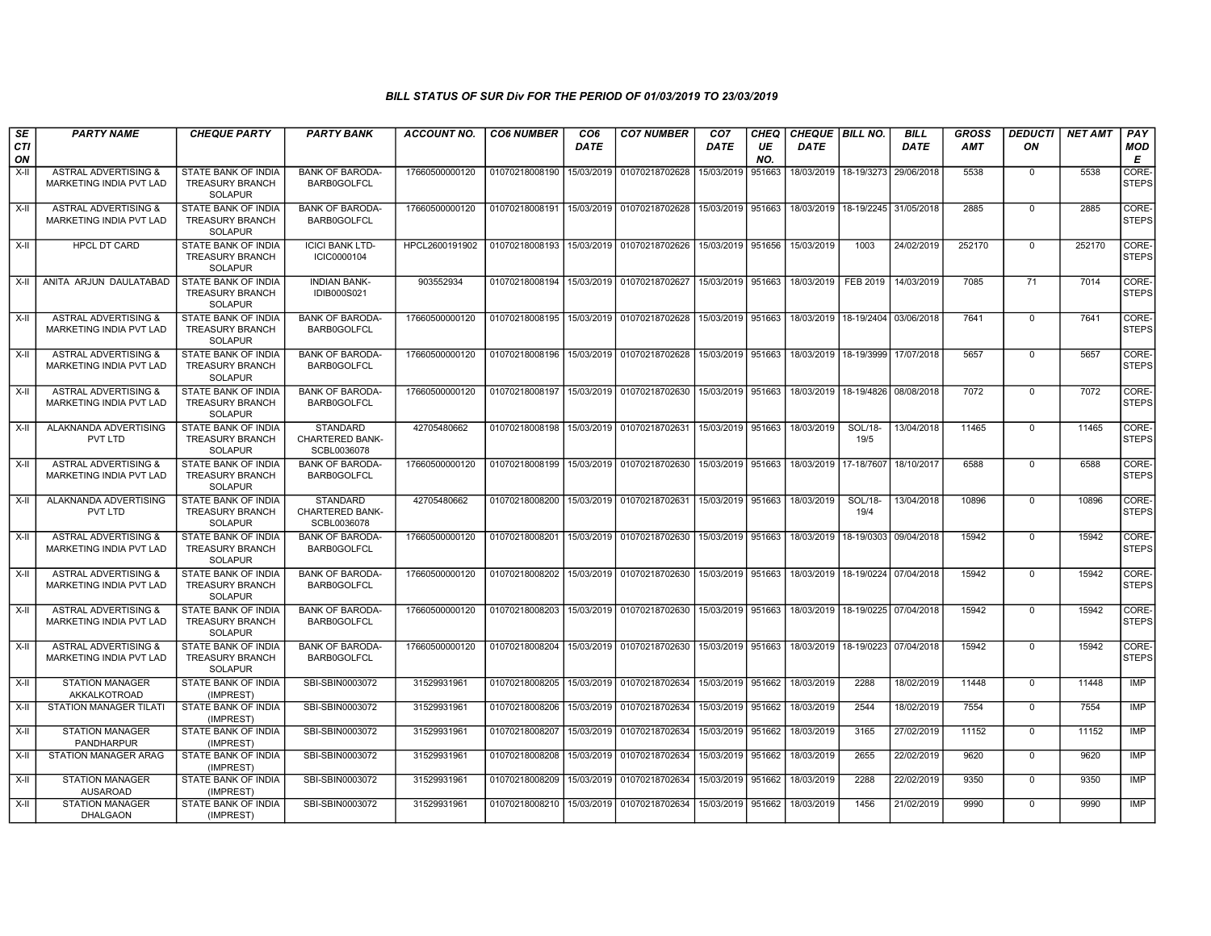## BILL STATUS OF SUR Div FOR THE PERIOD OF 01/03/2019 TO 23/03/2019

| SECTION | PARTY NAME | CHEQUE PARTY | PARTY BANK | ACCOUNT NO. | CO6 NUMBER | CO6 DATE | CO7 NUMBER | CO7 DATE | CHEQUE NO. | CHEQUE DATE | BILL NO. | BILL DATE | GROSS AMT | DEDUCTION | NET AMT | PAY MODE |
|---|---|---|---|---|---|---|---|---|---|---|---|---|---|---|---|---|
| X-II | ASTRAL ADVERTISING & MARKETING INDIA PVT LAD | STATE BANK OF INDIA TREASURY BRANCH SOLAPUR | BANK OF BARODA-BARB0GOLFCL | 17660500000120 | 01070218008190 | 15/03/2019 | 01070218702628 | 15/03/2019 | 951663 | 18/03/2019 | 18-19/3273 | 29/06/2018 | 5538 | 0 | 5538 | CORE-STEPS |
| X-II | ASTRAL ADVERTISING & MARKETING INDIA PVT LAD | STATE BANK OF INDIA TREASURY BRANCH SOLAPUR | BANK OF BARODA-BARB0GOLFCL | 17660500000120 | 01070218008191 | 15/03/2019 | 01070218702628 | 15/03/2019 | 951663 | 18/03/2019 | 18-19/2245 | 31/05/2018 | 2885 | 0 | 2885 | CORE-STEPS |
| X-II | HPCL DT CARD | STATE BANK OF INDIA TREASURY BRANCH SOLAPUR | ICICI BANK LTD-ICIC0000104 | HPCL2600191902 | 01070218008193 | 15/03/2019 | 01070218702626 | 15/03/2019 | 951656 | 15/03/2019 | 1003 | 24/02/2019 | 252170 | 0 | 252170 | CORE-STEPS |
| X-II | ANITA ARJUN DAULATABAD | STATE BANK OF INDIA TREASURY BRANCH SOLAPUR | INDIAN BANK-IDIB000S021 | 903552934 | 01070218008194 | 15/03/2019 | 01070218702627 | 15/03/2019 | 951663 | 18/03/2019 | FEB 2019 | 14/03/2019 | 7085 | 71 | 7014 | CORE-STEPS |
| X-II | ASTRAL ADVERTISING & MARKETING INDIA PVT LAD | STATE BANK OF INDIA TREASURY BRANCH SOLAPUR | BANK OF BARODA-BARB0GOLFCL | 17660500000120 | 01070218008195 | 15/03/2019 | 01070218702628 | 15/03/2019 | 951663 | 18/03/2019 | 18-19/2404 | 03/06/2018 | 7641 | 0 | 7641 | CORE-STEPS |
| X-II | ASTRAL ADVERTISING & MARKETING INDIA PVT LAD | STATE BANK OF INDIA TREASURY BRANCH SOLAPUR | BANK OF BARODA-BARB0GOLFCL | 17660500000120 | 01070218008196 | 15/03/2019 | 01070218702628 | 15/03/2019 | 951663 | 18/03/2019 | 18-19/3999 | 17/07/2018 | 5657 | 0 | 5657 | CORE-STEPS |
| X-II | ASTRAL ADVERTISING & MARKETING INDIA PVT LAD | STATE BANK OF INDIA TREASURY BRANCH SOLAPUR | BANK OF BARODA-BARB0GOLFCL | 17660500000120 | 01070218008197 | 15/03/2019 | 01070218702630 | 15/03/2019 | 951663 | 18/03/2019 | 18-19/4826 | 08/08/2018 | 7072 | 0 | 7072 | CORE-STEPS |
| X-II | ALAKNANDA ADVERTISING PVT LTD | STATE BANK OF INDIA TREASURY BRANCH SOLAPUR | STANDARD CHARTERED BANK-SCBL0036078 | 42705480662 | 01070218008198 | 15/03/2019 | 01070218702631 | 15/03/2019 | 951663 | 18/03/2019 | SOL/18-19/5 | 13/04/2018 | 11465 | 0 | 11465 | CORE-STEPS |
| X-II | ASTRAL ADVERTISING & MARKETING INDIA PVT LAD | STATE BANK OF INDIA TREASURY BRANCH SOLAPUR | BANK OF BARODA-BARB0GOLFCL | 17660500000120 | 01070218008199 | 15/03/2019 | 01070218702630 | 15/03/2019 | 951663 | 18/03/2019 | 17-18/7607 | 18/10/2017 | 6588 | 0 | 6588 | CORE-STEPS |
| X-II | ALAKNANDA ADVERTISING PVT LTD | STATE BANK OF INDIA TREASURY BRANCH SOLAPUR | STANDARD CHARTERED BANK-SCBL0036078 | 42705480662 | 01070218008200 | 15/03/2019 | 01070218702631 | 15/03/2019 | 951663 | 18/03/2019 | SOL/18-19/4 | 13/04/2018 | 10896 | 0 | 10896 | CORE-STEPS |
| X-II | ASTRAL ADVERTISING & MARKETING INDIA PVT LAD | STATE BANK OF INDIA TREASURY BRANCH SOLAPUR | BANK OF BARODA-BARB0GOLFCL | 17660500000120 | 01070218008201 | 15/03/2019 | 01070218702630 | 15/03/2019 | 951663 | 18/03/2019 | 18-19/0303 | 09/04/2018 | 15942 | 0 | 15942 | CORE-STEPS |
| X-II | ASTRAL ADVERTISING & MARKETING INDIA PVT LAD | STATE BANK OF INDIA TREASURY BRANCH SOLAPUR | BANK OF BARODA-BARB0GOLFCL | 17660500000120 | 01070218008202 | 15/03/2019 | 01070218702630 | 15/03/2019 | 951663 | 18/03/2019 | 18-19/0224 | 07/04/2018 | 15942 | 0 | 15942 | CORE-STEPS |
| X-II | ASTRAL ADVERTISING & MARKETING INDIA PVT LAD | STATE BANK OF INDIA TREASURY BRANCH SOLAPUR | BANK OF BARODA-BARB0GOLFCL | 17660500000120 | 01070218008203 | 15/03/2019 | 01070218702630 | 15/03/2019 | 951663 | 18/03/2019 | 18-19/0225 | 07/04/2018 | 15942 | 0 | 15942 | CORE-STEPS |
| X-II | ASTRAL ADVERTISING & MARKETING INDIA PVT LAD | STATE BANK OF INDIA TREASURY BRANCH SOLAPUR | BANK OF BARODA-BARB0GOLFCL | 17660500000120 | 01070218008204 | 15/03/2019 | 01070218702630 | 15/03/2019 | 951663 | 18/03/2019 | 18-19/0223 | 07/04/2018 | 15942 | 0 | 15942 | CORE-STEPS |
| X-II | STATION MANAGER AKKALKOTROAD | STATE BANK OF INDIA (IMPREST) | SBI-SBIN0003072 | 31529931961 | 01070218008205 | 15/03/2019 | 01070218702634 | 15/03/2019 | 951662 | 18/03/2019 | 2288 | 18/02/2019 | 11448 | 0 | 11448 | IMP |
| X-II | STATION MANAGER TILATI | STATE BANK OF INDIA (IMPREST) | SBI-SBIN0003072 | 31529931961 | 01070218008206 | 15/03/2019 | 01070218702634 | 15/03/2019 | 951662 | 18/03/2019 | 2544 | 18/02/2019 | 7554 | 0 | 7554 | IMP |
| X-II | STATION MANAGER PANDHARPUR | STATE BANK OF INDIA (IMPREST) | SBI-SBIN0003072 | 31529931961 | 01070218008207 | 15/03/2019 | 01070218702634 | 15/03/2019 | 951662 | 18/03/2019 | 3165 | 27/02/2019 | 11152 | 0 | 11152 | IMP |
| X-II | STATION MANAGER ARAG | STATE BANK OF INDIA (IMPREST) | SBI-SBIN0003072 | 31529931961 | 01070218008208 | 15/03/2019 | 01070218702634 | 15/03/2019 | 951662 | 18/03/2019 | 2655 | 22/02/2019 | 9620 | 0 | 9620 | IMP |
| X-II | STATION MANAGER AUSAROAD | STATE BANK OF INDIA (IMPREST) | SBI-SBIN0003072 | 31529931961 | 01070218008209 | 15/03/2019 | 01070218702634 | 15/03/2019 | 951662 | 18/03/2019 | 2288 | 22/02/2019 | 9350 | 0 | 9350 | IMP |
| X-II | STATION MANAGER DHALGAON | STATE BANK OF INDIA (IMPREST) | SBI-SBIN0003072 | 31529931961 | 01070218008210 | 15/03/2019 | 01070218702634 | 15/03/2019 | 951662 | 18/03/2019 | 1456 | 21/02/2019 | 9990 | 0 | 9990 | IMP |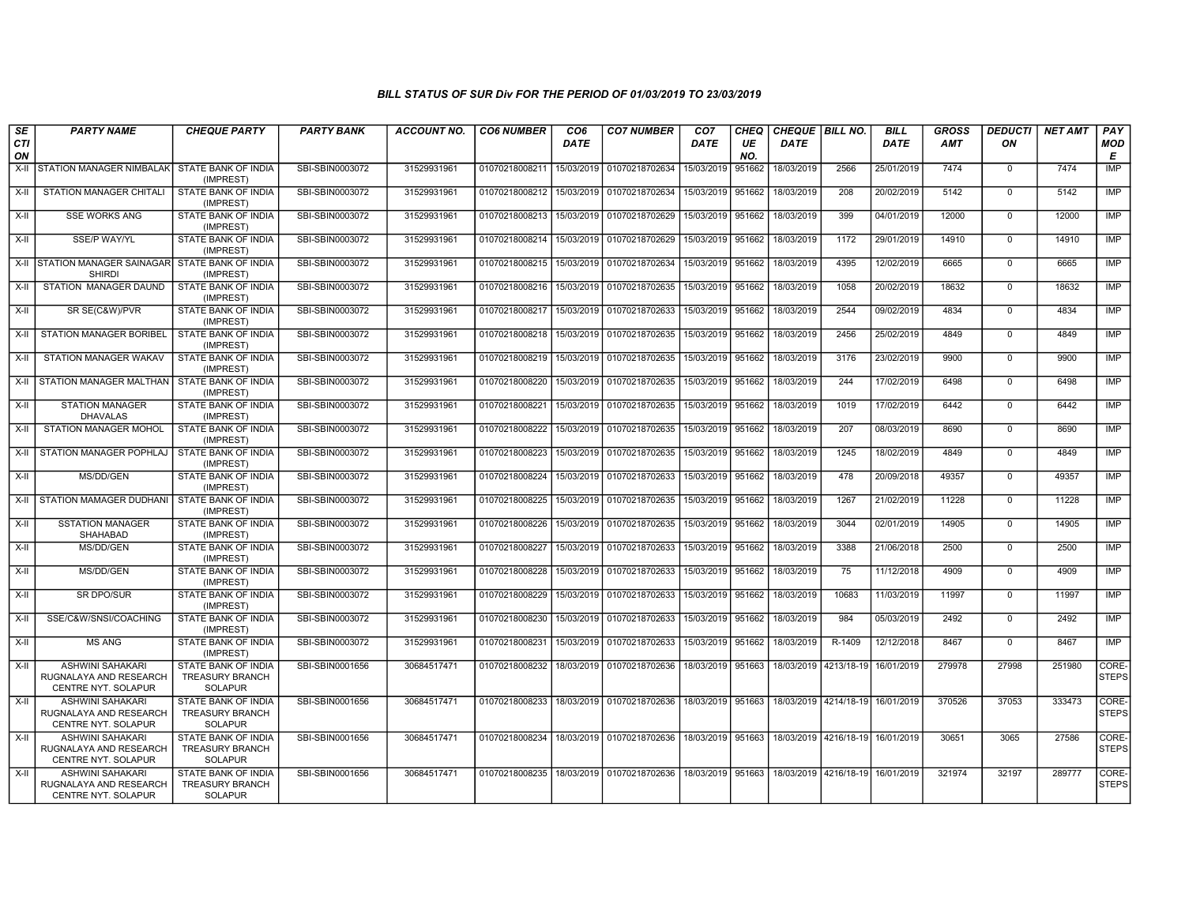### BILL STATUS OF SUR Div FOR THE PERIOD OF 01/03/2019 TO 23/03/2019

| SECTION | PARTY NAME | CHEQUE PARTY | PARTY BANK | ACCOUNT NO. | CO6 NUMBER | CO6 DATE | CO7 NUMBER | CO7 DATE | CHEQUE NO. | CHEQUE DATE | BILL NO. | BILL DATE | GROSS AMT | DEDUCTION | NET AMT | PAY MODE |
|---|---|---|---|---|---|---|---|---|---|---|---|---|---|---|---|---|
| X-II | STATION MANAGER NIMBALAK | STATE BANK OF INDIA (IMPREST) | SBI-SBIN0003072 | 31529931961 | 01070218008211 | 15/03/2019 | 01070218702634 | 15/03/2019 | 951662 | 18/03/2019 | 2566 | 25/01/2019 | 7474 | 0 | 7474 | IMP |
| X-II | STATION MANAGER CHITALI | STATE BANK OF INDIA (IMPREST) | SBI-SBIN0003072 | 31529931961 | 01070218008212 | 15/03/2019 | 01070218702634 | 15/03/2019 | 951662 | 18/03/2019 | 208 | 20/02/2019 | 5142 | 0 | 5142 | IMP |
| X-II | SSE WORKS ANG | STATE BANK OF INDIA (IMPREST) | SBI-SBIN0003072 | 31529931961 | 01070218008213 | 15/03/2019 | 01070218702629 | 15/03/2019 | 951662 | 18/03/2019 | 399 | 04/01/2019 | 12000 | 0 | 12000 | IMP |
| X-II | SSE/P WAY/YL | STATE BANK OF INDIA (IMPREST) | SBI-SBIN0003072 | 31529931961 | 01070218008214 | 15/03/2019 | 01070218702629 | 15/03/2019 | 951662 | 18/03/2019 | 1172 | 29/01/2019 | 14910 | 0 | 14910 | IMP |
| X-II | STATION MANAGER SAINAGAR SHIRDI | STATE BANK OF INDIA (IMPREST) | SBI-SBIN0003072 | 31529931961 | 01070218008215 | 15/03/2019 | 01070218702634 | 15/03/2019 | 951662 | 18/03/2019 | 4395 | 12/02/2019 | 6665 | 0 | 6665 | IMP |
| X-II | STATION MANAGER DAUND | STATE BANK OF INDIA (IMPREST) | SBI-SBIN0003072 | 31529931961 | 01070218008216 | 15/03/2019 | 01070218702635 | 15/03/2019 | 951662 | 18/03/2019 | 1058 | 20/02/2019 | 18632 | 0 | 18632 | IMP |
| X-II | SR SE(C&W)/PVR | STATE BANK OF INDIA (IMPREST) | SBI-SBIN0003072 | 31529931961 | 01070218008217 | 15/03/2019 | 01070218702633 | 15/03/2019 | 951662 | 18/03/2019 | 2544 | 09/02/2019 | 4834 | 0 | 4834 | IMP |
| X-II | STATION MANAGER BORIBEL | STATE BANK OF INDIA (IMPREST) | SBI-SBIN0003072 | 31529931961 | 01070218008218 | 15/03/2019 | 01070218702635 | 15/03/2019 | 951662 | 18/03/2019 | 2456 | 25/02/2019 | 4849 | 0 | 4849 | IMP |
| X-II | STATION MANAGER WAKAV | STATE BANK OF INDIA (IMPREST) | SBI-SBIN0003072 | 31529931961 | 01070218008219 | 15/03/2019 | 01070218702635 | 15/03/2019 | 951662 | 18/03/2019 | 3176 | 23/02/2019 | 9900 | 0 | 9900 | IMP |
| X-II | STATION MANAGER MALTHAN | STATE BANK OF INDIA (IMPREST) | SBI-SBIN0003072 | 31529931961 | 01070218008220 | 15/03/2019 | 01070218702635 | 15/03/2019 | 951662 | 18/03/2019 | 244 | 17/02/2019 | 6498 | 0 | 6498 | IMP |
| X-II | STATION MANAGER DHAVALAS | STATE BANK OF INDIA (IMPREST) | SBI-SBIN0003072 | 31529931961 | 01070218008221 | 15/03/2019 | 01070218702635 | 15/03/2019 | 951662 | 18/03/2019 | 1019 | 17/02/2019 | 6442 | 0 | 6442 | IMP |
| X-II | STATION MANAGER MOHOL | STATE BANK OF INDIA (IMPREST) | SBI-SBIN0003072 | 31529931961 | 01070218008222 | 15/03/2019 | 01070218702635 | 15/03/2019 | 951662 | 18/03/2019 | 207 | 08/03/2019 | 8690 | 0 | 8690 | IMP |
| X-II | STATION MANAGER POPHLAJ | STATE BANK OF INDIA (IMPREST) | SBI-SBIN0003072 | 31529931961 | 01070218008223 | 15/03/2019 | 01070218702635 | 15/03/2019 | 951662 | 18/03/2019 | 1245 | 18/02/2019 | 4849 | 0 | 4849 | IMP |
| X-II | MS/DD/GEN | STATE BANK OF INDIA (IMPREST) | SBI-SBIN0003072 | 31529931961 | 01070218008224 | 15/03/2019 | 01070218702633 | 15/03/2019 | 951662 | 18/03/2019 | 478 | 20/09/2018 | 49357 | 0 | 49357 | IMP |
| X-II | STATION MAMAGER DUDHANI | STATE BANK OF INDIA (IMPREST) | SBI-SBIN0003072 | 31529931961 | 01070218008225 | 15/03/2019 | 01070218702635 | 15/03/2019 | 951662 | 18/03/2019 | 1267 | 21/02/2019 | 11228 | 0 | 11228 | IMP |
| X-II | SSTATION MANAGER SHAHABAD | STATE BANK OF INDIA (IMPREST) | SBI-SBIN0003072 | 31529931961 | 01070218008226 | 15/03/2019 | 01070218702635 | 15/03/2019 | 951662 | 18/03/2019 | 3044 | 02/01/2019 | 14905 | 0 | 14905 | IMP |
| X-II | MS/DD/GEN | STATE BANK OF INDIA (IMPREST) | SBI-SBIN0003072 | 31529931961 | 01070218008227 | 15/03/2019 | 01070218702633 | 15/03/2019 | 951662 | 18/03/2019 | 3388 | 21/06/2018 | 2500 | 0 | 2500 | IMP |
| X-II | MS/DD/GEN | STATE BANK OF INDIA (IMPREST) | SBI-SBIN0003072 | 31529931961 | 01070218008228 | 15/03/2019 | 01070218702633 | 15/03/2019 | 951662 | 18/03/2019 | 75 | 11/12/2018 | 4909 | 0 | 4909 | IMP |
| X-II | SR DPO/SUR | STATE BANK OF INDIA (IMPREST) | SBI-SBIN0003072 | 31529931961 | 01070218008229 | 15/03/2019 | 01070218702633 | 15/03/2019 | 951662 | 18/03/2019 | 10683 | 11/03/2019 | 11997 | 0 | 11997 | IMP |
| X-II | SSE/C&W/SNSI/COACHING | STATE BANK OF INDIA (IMPREST) | SBI-SBIN0003072 | 31529931961 | 01070218008230 | 15/03/2019 | 01070218702633 | 15/03/2019 | 951662 | 18/03/2019 | 984 | 05/03/2019 | 2492 | 0 | 2492 | IMP |
| X-II | MS ANG | STATE BANK OF INDIA (IMPREST) | SBI-SBIN0003072 | 31529931961 | 01070218008231 | 15/03/2019 | 01070218702633 | 15/03/2019 | 951662 | 18/03/2019 | R-1409 | 12/12/2018 | 8467 | 0 | 8467 | IMP |
| X-II | ASHWINI SAHAKARI RUGNALAYA AND RESEARCH CENTRE NYT. SOLAPUR | STATE BANK OF INDIA TREASURY BRANCH SOLAPUR | SBI-SBIN0001656 | 30684517471 | 01070218008232 | 18/03/2019 | 01070218702636 | 18/03/2019 | 951663 | 18/03/2019 | 4213/18-19 | 16/01/2019 | 279978 | 27998 | 251980 | CORE-STEPS |
| X-II | ASHWINI SAHAKARI RUGNALAYA AND RESEARCH CENTRE NYT. SOLAPUR | STATE BANK OF INDIA TREASURY BRANCH SOLAPUR | SBI-SBIN0001656 | 30684517471 | 01070218008233 | 18/03/2019 | 01070218702636 | 18/03/2019 | 951663 | 18/03/2019 | 4214/18-19 | 16/01/2019 | 370526 | 37053 | 333473 | CORE-STEPS |
| X-II | ASHWINI SAHAKARI RUGNALAYA AND RESEARCH CENTRE NYT. SOLAPUR | STATE BANK OF INDIA TREASURY BRANCH SOLAPUR | SBI-SBIN0001656 | 30684517471 | 01070218008234 | 18/03/2019 | 01070218702636 | 18/03/2019 | 951663 | 18/03/2019 | 4216/18-19 | 16/01/2019 | 30651 | 3065 | 27586 | CORE-STEPS |
| X-II | ASHWINI SAHAKARI RUGNALAYA AND RESEARCH CENTRE NYT. SOLAPUR | STATE BANK OF INDIA TREASURY BRANCH SOLAPUR | SBI-SBIN0001656 | 30684517471 | 01070218008235 | 18/03/2019 | 01070218702636 | 18/03/2019 | 951663 | 18/03/2019 | 4216/18-19 | 16/01/2019 | 321974 | 32197 | 289777 | CORE-STEPS |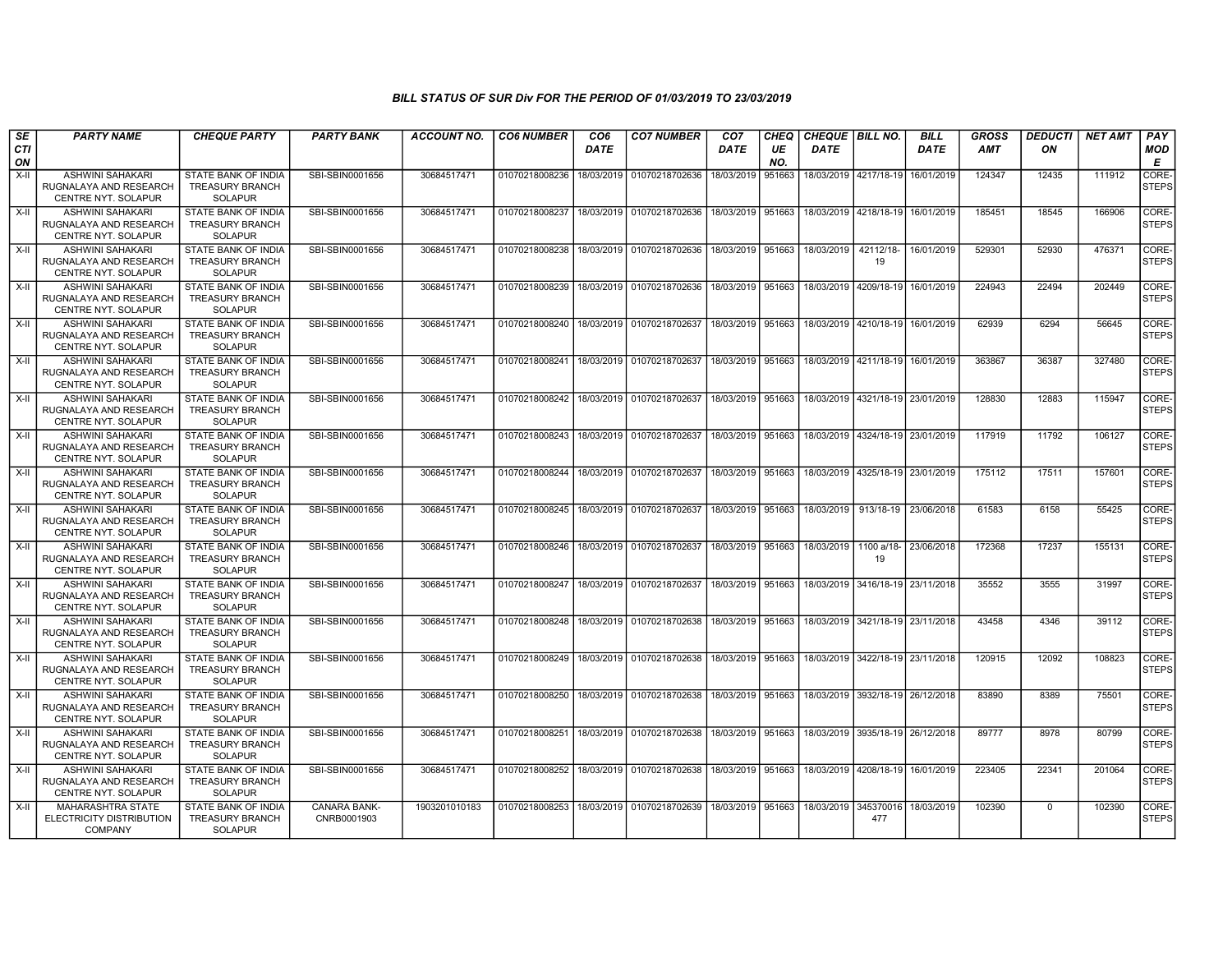### BILL STATUS OF SUR Div FOR THE PERIOD OF 01/03/2019 TO 23/03/2019

| SECTION | PARTY NAME | CHEQUE PARTY | PARTY BANK | ACCOUNT NO. | CO6 NUMBER | CO6 DATE | CO7 NUMBER | CO7 DATE | CHEQUE NO. | CHEQUE DATE | BILL NO. | BILL DATE | GROSS AMT | DEDUCTION | NET AMT | PAY MODE |
|---|---|---|---|---|---|---|---|---|---|---|---|---|---|---|---|---|
| X-II | ASHWINI SAHAKARI RUGNALAYA AND RESEARCH CENTRE NYT. SOLAPUR | STATE BANK OF INDIA TREASURY BRANCH SOLAPUR | SBI-SBIN0001656 | 30684517471 | 01070218008236 | 18/03/2019 | 01070218702636 | 18/03/2019 | 951663 | 18/03/2019 | 4217/18-19 | 16/01/2019 | 124347 | 12435 | 111912 | CORE-STEPS |
| X-II | ASHWINI SAHAKARI RUGNALAYA AND RESEARCH CENTRE NYT. SOLAPUR | STATE BANK OF INDIA TREASURY BRANCH SOLAPUR | SBI-SBIN0001656 | 30684517471 | 01070218008237 | 18/03/2019 | 01070218702636 | 18/03/2019 | 951663 | 18/03/2019 | 4218/18-19 | 16/01/2019 | 185451 | 18545 | 166906 | CORE-STEPS |
| X-II | ASHWINI SAHAKARI RUGNALAYA AND RESEARCH CENTRE NYT. SOLAPUR | STATE BANK OF INDIA TREASURY BRANCH SOLAPUR | SBI-SBIN0001656 | 30684517471 | 01070218008238 | 18/03/2019 | 01070218702636 | 18/03/2019 | 951663 | 18/03/2019 | 42112/18-19 | 16/01/2019 | 529301 | 52930 | 476371 | CORE-STEPS |
| X-II | ASHWINI SAHAKARI RUGNALAYA AND RESEARCH CENTRE NYT. SOLAPUR | STATE BANK OF INDIA TREASURY BRANCH SOLAPUR | SBI-SBIN0001656 | 30684517471 | 01070218008239 | 18/03/2019 | 01070218702636 | 18/03/2019 | 951663 | 18/03/2019 | 4209/18-19 | 16/01/2019 | 224943 | 22494 | 202449 | CORE-STEPS |
| X-II | ASHWINI SAHAKARI RUGNALAYA AND RESEARCH CENTRE NYT. SOLAPUR | STATE BANK OF INDIA TREASURY BRANCH SOLAPUR | SBI-SBIN0001656 | 30684517471 | 01070218008240 | 18/03/2019 | 01070218702637 | 18/03/2019 | 951663 | 18/03/2019 | 4210/18-19 | 16/01/2019 | 62939 | 6294 | 56645 | CORE-STEPS |
| X-II | ASHWINI SAHAKARI RUGNALAYA AND RESEARCH CENTRE NYT. SOLAPUR | STATE BANK OF INDIA TREASURY BRANCH SOLAPUR | SBI-SBIN0001656 | 30684517471 | 01070218008241 | 18/03/2019 | 01070218702637 | 18/03/2019 | 951663 | 18/03/2019 | 4211/18-19 | 16/01/2019 | 363867 | 36387 | 327480 | CORE-STEPS |
| X-II | ASHWINI SAHAKARI RUGNALAYA AND RESEARCH CENTRE NYT. SOLAPUR | STATE BANK OF INDIA TREASURY BRANCH SOLAPUR | SBI-SBIN0001656 | 30684517471 | 01070218008242 | 18/03/2019 | 01070218702637 | 18/03/2019 | 951663 | 18/03/2019 | 4321/18-19 | 23/01/2019 | 128830 | 12883 | 115947 | CORE-STEPS |
| X-II | ASHWINI SAHAKARI RUGNALAYA AND RESEARCH CENTRE NYT. SOLAPUR | STATE BANK OF INDIA TREASURY BRANCH SOLAPUR | SBI-SBIN0001656 | 30684517471 | 01070218008243 | 18/03/2019 | 01070218702637 | 18/03/2019 | 951663 | 18/03/2019 | 4324/18-19 | 23/01/2019 | 117919 | 11792 | 106127 | CORE-STEPS |
| X-II | ASHWINI SAHAKARI RUGNALAYA AND RESEARCH CENTRE NYT. SOLAPUR | STATE BANK OF INDIA TREASURY BRANCH SOLAPUR | SBI-SBIN0001656 | 30684517471 | 01070218008244 | 18/03/2019 | 01070218702637 | 18/03/2019 | 951663 | 18/03/2019 | 4325/18-19 | 23/01/2019 | 175112 | 17511 | 157601 | CORE-STEPS |
| X-II | ASHWINI SAHAKARI RUGNALAYA AND RESEARCH CENTRE NYT. SOLAPUR | STATE BANK OF INDIA TREASURY BRANCH SOLAPUR | SBI-SBIN0001656 | 30684517471 | 01070218008245 | 18/03/2019 | 01070218702637 | 18/03/2019 | 951663 | 18/03/2019 | 913/18-19 | 23/06/2018 | 61583 | 6158 | 55425 | CORE-STEPS |
| X-II | ASHWINI SAHAKARI RUGNALAYA AND RESEARCH CENTRE NYT. SOLAPUR | STATE BANK OF INDIA TREASURY BRANCH SOLAPUR | SBI-SBIN0001656 | 30684517471 | 01070218008246 | 18/03/2019 | 01070218702637 | 18/03/2019 | 951663 | 18/03/2019 | 1100 a/18-19 | 23/06/2018 | 172368 | 17237 | 155131 | CORE-STEPS |
| X-II | ASHWINI SAHAKARI RUGNALAYA AND RESEARCH CENTRE NYT. SOLAPUR | STATE BANK OF INDIA TREASURY BRANCH SOLAPUR | SBI-SBIN0001656 | 30684517471 | 01070218008247 | 18/03/2019 | 01070218702637 | 18/03/2019 | 951663 | 18/03/2019 | 3416/18-19 | 23/11/2018 | 35552 | 3555 | 31997 | CORE-STEPS |
| X-II | ASHWINI SAHAKARI RUGNALAYA AND RESEARCH CENTRE NYT. SOLAPUR | STATE BANK OF INDIA TREASURY BRANCH SOLAPUR | SBI-SBIN0001656 | 30684517471 | 01070218008248 | 18/03/2019 | 01070218702638 | 18/03/2019 | 951663 | 18/03/2019 | 3421/18-19 | 23/11/2018 | 43458 | 4346 | 39112 | CORE-STEPS |
| X-II | ASHWINI SAHAKARI RUGNALAYA AND RESEARCH CENTRE NYT. SOLAPUR | STATE BANK OF INDIA TREASURY BRANCH SOLAPUR | SBI-SBIN0001656 | 30684517471 | 01070218008249 | 18/03/2019 | 01070218702638 | 18/03/2019 | 951663 | 18/03/2019 | 3422/18-19 | 23/11/2018 | 120915 | 12092 | 108823 | CORE-STEPS |
| X-II | ASHWINI SAHAKARI RUGNALAYA AND RESEARCH CENTRE NYT. SOLAPUR | STATE BANK OF INDIA TREASURY BRANCH SOLAPUR | SBI-SBIN0001656 | 30684517471 | 01070218008250 | 18/03/2019 | 01070218702638 | 18/03/2019 | 951663 | 18/03/2019 | 3932/18-19 | 26/12/2018 | 83890 | 8389 | 75501 | CORE-STEPS |
| X-II | ASHWINI SAHAKARI RUGNALAYA AND RESEARCH CENTRE NYT. SOLAPUR | STATE BANK OF INDIA TREASURY BRANCH SOLAPUR | SBI-SBIN0001656 | 30684517471 | 01070218008251 | 18/03/2019 | 01070218702638 | 18/03/2019 | 951663 | 18/03/2019 | 3935/18-19 | 26/12/2018 | 89777 | 8978 | 80799 | CORE-STEPS |
| X-II | ASHWINI SAHAKARI RUGNALAYA AND RESEARCH CENTRE NYT. SOLAPUR | STATE BANK OF INDIA TREASURY BRANCH SOLAPUR | SBI-SBIN0001656 | 30684517471 | 01070218008252 | 18/03/2019 | 01070218702638 | 18/03/2019 | 951663 | 18/03/2019 | 4208/18-19 | 16/01/2019 | 223405 | 22341 | 201064 | CORE-STEPS |
| X-II | MAHARASHTRA STATE ELECTRICITY DISTRIBUTION COMPANY | STATE BANK OF INDIA TREASURY BRANCH SOLAPUR | CANARA BANK-CNRB0001903 | 1903201010183 | 01070218008253 | 18/03/2019 | 01070218702639 | 18/03/2019 | 951663 | 18/03/2019 | 345370016477 | 18/03/2019 | 102390 | 0 | 102390 | CORE-STEPS |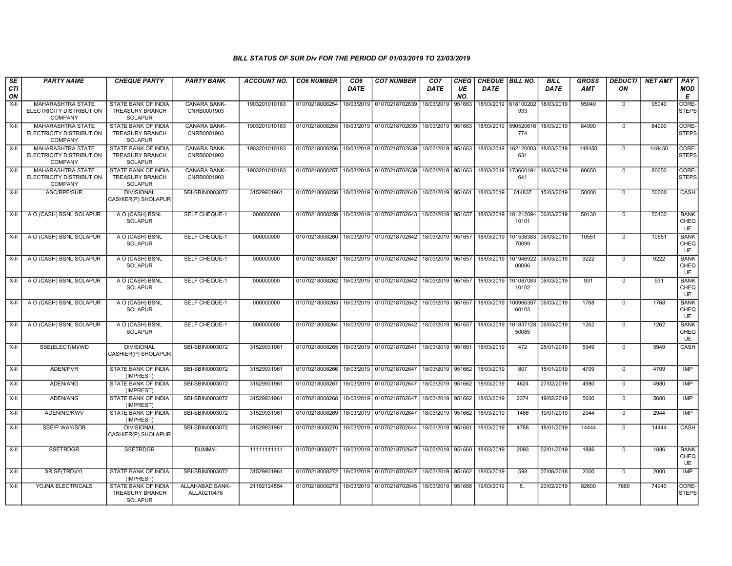### BILL STATUS OF SUR Div FOR THE PERIOD OF 01/03/2019 TO 23/03/2019

| SECTION | PARTY NAME | CHEQUE PARTY | PARTY BANK | ACCOUNT NO. | CO6 NUMBER | CO6 DATE | CO7 NUMBER | CO7 DATE | CHEQUE NO. | CHEQUE DATE | BILL NO. | BILL DATE | GROSS AMT | DEDUCTION | NET AMT | PAY MODE |
|---|---|---|---|---|---|---|---|---|---|---|---|---|---|---|---|---|
| X-II | MAHARASHTRA STATE ELECTRICITY DISTRIBUTION COMPANY | STATE BANK OF INDIA TREASURY BRANCH SOLAPUR | CANARA BANK-CNRB0001903 | 1903201010183 | 01070218008254 | 18/03/2019 | 01070218702639 | 18/03/2019 | 951663 | 18/03/2019 | 618100202933 | 18/03/2019 | 95040 | 0 | 95040 | CORE-STEPS |
| X-II | MAHARASHTRA STATE ELECTRICITY DISTRIBUTION COMPANY | STATE BANK OF INDIA TREASURY BRANCH SOLAPUR | CANARA BANK-CNRB0001903 | 1903201010183 | 01070218008255 | 18/03/2019 | 01070218702639 | 18/03/2019 | 951663 | 18/03/2019 | 590520616774 | 18/03/2019 | 84990 | 0 | 84990 | CORE-STEPS |
| X-II | MAHARASHTRA STATE ELECTRICITY DISTRIBUTION COMPANY | STATE BANK OF INDIA TREASURY BRANCH SOLAPUR | CANARA BANK-CNRB0001903 | 1903201010183 | 01070218008256 | 18/03/2019 | 01070218702639 | 18/03/2019 | 951663 | 18/03/2019 | 162120003631 | 18/03/2019 | 148450 | 0 | 148450 | CORE-STEPS |
| X-II | MAHARASHTRA STATE ELECTRICITY DISTRIBUTION COMPANY | STATE BANK OF INDIA TREASURY BRANCH SOLAPUR | CANARA BANK-CNRB0001903 | 1903201010183 | 01070218008257 | 18/03/2019 | 01070218702639 | 18/03/2019 | 951663 | 18/03/2019 | 173660191641 | 18/03/2019 | 80650 | 0 | 80650 | CORE-STEPS |
| X-II | ASC/RPF/SUR | DIVISIONAL CASHIER(P) SHOLAPUR | SBI-SBIN0003072 | 31529931961 | 01070218008258 | 18/03/2019 | 01070218702640 | 18/03/2019 | 951661 | 18/03/2019 | 614837 | 15/03/2019 | 50000 | 0 | 50000 | CASH |
| X-II | A O (CASH) BSNL SOLAPUR | A O (CASH) BSNL SOLAPUR | SELF CHEQUE-1 | 000000000 | 01070218008259 | 18/03/2019 | 01070218702643 | 18/03/2019 | 951657 | 18/03/2019 | 10121209410101 | 06/03/2019 | 50130 | 0 | 50130 | BANK CHEQUE |
| X-II | A O (CASH) BSNL SOLAPUR | A O (CASH) BSNL SOLAPUR | SELF CHEQUE-1 | 000000000 | 01070218008260 | 18/03/2019 | 01070218702642 | 18/03/2019 | 951657 | 18/03/2019 | 10153838370099 | 06/03/2019 | 10551 | 0 | 10551 | BANK CHEQUE |
| X-II | A O (CASH) BSNL SOLAPUR | A O (CASH) BSNL SOLAPUR | SELF CHEQUE-1 | 000000000 | 01070218008261 | 18/03/2019 | 01070218702642 | 18/03/2019 | 951657 | 18/03/2019 | 10194692200086 | 06/03/2019 | 9222 | 0 | 9222 | BANK CHEQUE |
| X-II | A O (CASH) BSNL SOLAPUR | A O (CASH) BSNL SOLAPUR | SELF CHEQUE-1 | 000000000 | 01070218008262 | 18/03/2019 | 01070218702642 | 18/03/2019 | 951657 | 18/03/2019 | 10108708310102 | 06/03/2019 | 931 | 0 | 931 | BANK CHEQUE |
| X-II | A O (CASH) BSNL SOLAPUR | A O (CASH) BSNL SOLAPUR | SELF CHEQUE-1 | 000000000 | 01070218008263 | 18/03/2019 | 01070218702642 | 18/03/2019 | 951657 | 18/03/2019 | 10096639760103 | 06/03/2019 | 1768 | 0 | 1768 | BANK CHEQUE |
| X-II | A O (CASH) BSNL SOLAPUR | A O (CASH) BSNL SOLAPUR | SELF CHEQUE-1 | 000000000 | 01070218008264 | 18/03/2019 | 01070218702642 | 18/03/2019 | 951657 | 18/03/2019 | 10183712850085 | 06/03/2019 | 1262 | 0 | 1262 | BANK CHEQUE |
| X-II | SSE(ELECT/M)/WD | DIVISIONAL CASHIER(P) SHOLAPUR | SBI-SBIN0003072 | 31529931961 | 01070218008265 | 18/03/2019 | 01070218702641 | 18/03/2019 | 951661 | 18/03/2019 | 472 | 25/01/2019 | 5949 | 0 | 5949 | CASH |
| X-II | ADEN/PVR | STATE BANK OF INDIA (IMPREST) | SBI-SBIN0003072 | 31529931961 | 01070218008266 | 18/03/2019 | 01070218702647 | 18/03/2019 | 951662 | 18/03/2019 | 807 | 15/01/2019 | 4709 | 0 | 4709 | IMP |
| X-II | ADEN/ANG | STATE BANK OF INDIA (IMPREST) | SBI-SBIN0003072 | 31529931961 | 01070218008267 | 18/03/2019 | 01070218702647 | 18/03/2019 | 951662 | 18/03/2019 | 4624 | 27/02/2019 | 4980 | 0 | 4980 | IMP |
| X-II | ADEN/ANG | STATE BANK OF INDIA (IMPREST) | SBI-SBIN0003072 | 31529931961 | 01070218008268 | 18/03/2019 | 01070218702647 | 18/03/2019 | 951662 | 18/03/2019 | 2374 | 19/02/2019 | 5600 | 0 | 5600 | IMP |
| X-II | ADEN/NG/KWV | STATE BANK OF INDIA (IMPREST) | SBI-SBIN0003072 | 31529931961 | 01070218008269 | 18/03/2019 | 01070218702647 | 18/03/2019 | 951662 | 18/03/2019 | 1466 | 19/01/2019 | 2944 | 0 | 2944 | IMP |
| X-II | SSE/P WAY/SDB | DIVISIONAL CASHIER(P) SHOLAPUR | SBI-SBIN0003072 | 31529931961 | 01070218008270 | 18/03/2019 | 01070218702644 | 18/03/2019 | 951661 | 18/03/2019 | 4788 | 18/01/2019 | 14444 | 0 | 14444 | CASH |
| X-II | SSETRDGR | SSETRDGR | DUMMY- | 11111111111 | 01070218008271 | 18/03/2019 | 01070218702647 | 18/03/2019 | 951660 | 18/03/2019 | 2093 | 02/01/2019 | 1886 | 0 | 1886 | BANK CHEQUE |
| X-II | SR SE(TRD)/YL | STATE BANK OF INDIA (IMPREST) | SBI-SBIN0003072 | 31529931961 | 01070218008272 | 18/03/2019 | 01070218702647 | 18/03/2019 | 951662 | 18/03/2019 | 598 | 07/08/2018 | 2000 | 0 | 2000 | IMP |
| X-II | YOJNA ELECTRICALS | STATE BANK OF INDIA TREASURY BRANCH SOLAPUR | ALLAHABAD BANK-ALLA0210478 | 21192124554 | 01070218008273 | 18/03/2019 | 01070218702645 | 18/03/2019 | 951668 | 19/03/2019 | 8.. | 20/02/2019 | 82600 | 7660 | 74940 | CORE-STEPS |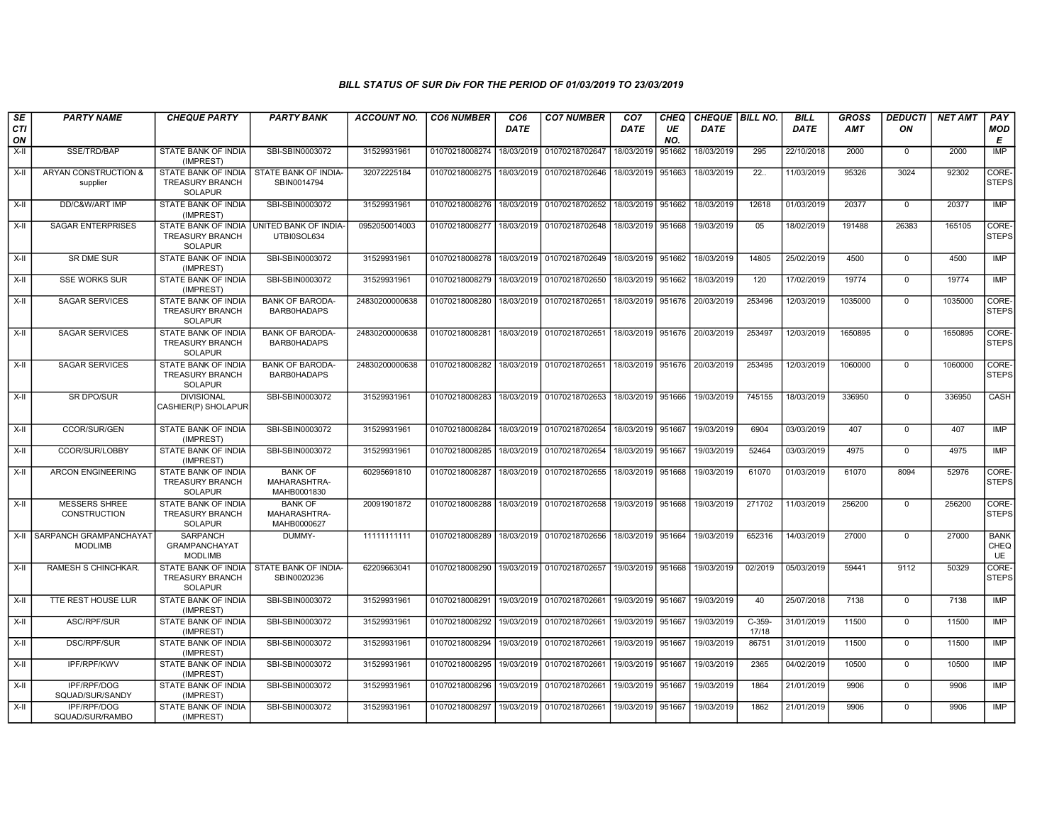## BILL STATUS OF SUR Div FOR THE PERIOD OF 01/03/2019 TO 23/03/2019

| SECTION | PARTY NAME | CHEQUE PARTY | PARTY BANK | ACCOUNT NO. | CO6 NUMBER | CO6 DATE | CO7 NUMBER | CO7 DATE | CHEQUE NO. | CHEQUE DATE | BILL NO. | BILL DATE | GROSS AMT | DEDUCTION | NET AMT | PAY MODE |
|---|---|---|---|---|---|---|---|---|---|---|---|---|---|---|---|---|
| X-II | SSE/TRD/BAP | STATE BANK OF INDIA (IMPREST) | SBI-SBIN0003072 | 31529931961 | 01070218008274 | 18/03/2019 | 01070218702647 | 18/03/2019 | 951662 | 18/03/2019 | 295 | 22/10/2018 | 2000 | 0 | 2000 | IMP |
| X-II | ARYAN CONSTRUCTION & supplier | STATE BANK OF INDIA TREASURY BRANCH SOLAPUR | STATE BANK OF INDIA-SBIN0014794 | 32072225184 | 01070218008275 | 18/03/2019 | 01070218702646 | 18/03/2019 | 951663 | 18/03/2019 | 22.. | 11/03/2019 | 95326 | 3024 | 92302 | CORE-STEPS |
| X-II | DD/C&W/ART IMP | STATE BANK OF INDIA (IMPREST) | SBI-SBIN0003072 | 31529931961 | 01070218008276 | 18/03/2019 | 01070218702652 | 18/03/2019 | 951662 | 18/03/2019 | 12618 | 01/03/2019 | 20377 | 0 | 20377 | IMP |
| X-II | SAGAR ENTERPRISES | STATE BANK OF INDIA TREASURY BRANCH SOLAPUR | UNITED BANK OF INDIA-UTBI0SOL634 | 0952050014003 | 01070218008277 | 18/03/2019 | 01070218702648 | 18/03/2019 | 951668 | 19/03/2019 | 05 | 18/02/2019 | 191488 | 26383 | 165105 | CORE-STEPS |
| X-II | SR DME SUR | STATE BANK OF INDIA (IMPREST) | SBI-SBIN0003072 | 31529931961 | 01070218008278 | 18/03/2019 | 01070218702649 | 18/03/2019 | 951662 | 18/03/2019 | 14805 | 25/02/2019 | 4500 | 0 | 4500 | IMP |
| X-II | SSE WORKS SUR | STATE BANK OF INDIA (IMPREST) | SBI-SBIN0003072 | 31529931961 | 01070218008279 | 18/03/2019 | 01070218702650 | 18/03/2019 | 951662 | 18/03/2019 | 120 | 17/02/2019 | 19774 | 0 | 19774 | IMP |
| X-II | SAGAR SERVICES | STATE BANK OF INDIA TREASURY BRANCH SOLAPUR | BANK OF BARODA-BARB0HADAPS | 24830200000638 | 01070218008280 | 18/03/2019 | 01070218702651 | 18/03/2019 | 951676 | 20/03/2019 | 253496 | 12/03/2019 | 1035000 | 0 | 1035000 | CORE-STEPS |
| X-II | SAGAR SERVICES | STATE BANK OF INDIA TREASURY BRANCH SOLAPUR | BANK OF BARODA-BARB0HADAPS | 24830200000638 | 01070218008281 | 18/03/2019 | 01070218702651 | 18/03/2019 | 951676 | 20/03/2019 | 253497 | 12/03/2019 | 1650895 | 0 | 1650895 | CORE-STEPS |
| X-II | SAGAR SERVICES | STATE BANK OF INDIA TREASURY BRANCH SOLAPUR | BANK OF BARODA-BARB0HADAPS | 24830200000638 | 01070218008282 | 18/03/2019 | 01070218702651 | 18/03/2019 | 951676 | 20/03/2019 | 253495 | 12/03/2019 | 1060000 | 0 | 1060000 | CORE-STEPS |
| X-II | SR DPO/SUR | DIVISIONAL CASHIER(P) SHOLAPUR | SBI-SBIN0003072 | 31529931961 | 01070218008283 | 18/03/2019 | 01070218702653 | 18/03/2019 | 951666 | 19/03/2019 | 745155 | 18/03/2019 | 336950 | 0 | 336950 | CASH |
| X-II | CCOR/SUR/GEN | STATE BANK OF INDIA (IMPREST) | SBI-SBIN0003072 | 31529931961 | 01070218008284 | 18/03/2019 | 01070218702654 | 18/03/2019 | 951667 | 19/03/2019 | 6904 | 03/03/2019 | 407 | 0 | 407 | IMP |
| X-II | CCOR/SUR/LOBBY | STATE BANK OF INDIA (IMPREST) | SBI-SBIN0003072 | 31529931961 | 01070218008285 | 18/03/2019 | 01070218702654 | 18/03/2019 | 951667 | 19/03/2019 | 52464 | 03/03/2019 | 4975 | 0 | 4975 | IMP |
| X-II | ARCON ENGINEERING | STATE BANK OF INDIA TREASURY BRANCH SOLAPUR | BANK OF MAHARASHTRA-MAHB0001830 | 60295691810 | 01070218008287 | 18/03/2019 | 01070218702655 | 18/03/2019 | 951668 | 19/03/2019 | 61070 | 01/03/2019 | 61070 | 8094 | 52976 | CORE-STEPS |
| X-II | MESSERS SHREE CONSTRUCTION | STATE BANK OF INDIA TREASURY BRANCH SOLAPUR | BANK OF MAHARASHTRA-MAHB0000627 | 20091901872 | 01070218008288 | 18/03/2019 | 01070218702658 | 19/03/2019 | 951668 | 19/03/2019 | 271702 | 11/03/2019 | 256200 | 0 | 256200 | CORE-STEPS |
| X-II | SARPANCH GRAMPANCHAYAT MODLIMB | SARPANCH GRAMPANCHAYAT MODLIMB | DUMMY- | 11111111111 | 01070218008289 | 18/03/2019 | 01070218702656 | 18/03/2019 | 951664 | 19/03/2019 | 652316 | 14/03/2019 | 27000 | 0 | 27000 | BANK CHEQUE |
| X-II | RAMESH S CHINCHKAR. | STATE BANK OF INDIA TREASURY BRANCH SOLAPUR | STATE BANK OF INDIA-SBIN0020236 | 62209663041 | 01070218008290 | 19/03/2019 | 01070218702657 | 19/03/2019 | 951668 | 19/03/2019 | 02/2019 | 05/03/2019 | 59441 | 9112 | 50329 | CORE-STEPS |
| X-II | TTE REST HOUSE LUR | STATE BANK OF INDIA (IMPREST) | SBI-SBIN0003072 | 31529931961 | 01070218008291 | 19/03/2019 | 01070218702661 | 19/03/2019 | 951667 | 19/03/2019 | 40 | 25/07/2018 | 7138 | 0 | 7138 | IMP |
| X-II | ASC/RPF/SUR | STATE BANK OF INDIA (IMPREST) | SBI-SBIN0003072 | 31529931961 | 01070218008292 | 19/03/2019 | 01070218702661 | 19/03/2019 | 951667 | 19/03/2019 | C-359-17/18 | 31/01/2019 | 11500 | 0 | 11500 | IMP |
| X-II | DSC/RPF/SUR | STATE BANK OF INDIA (IMPREST) | SBI-SBIN0003072 | 31529931961 | 01070218008294 | 19/03/2019 | 01070218702661 | 19/03/2019 | 951667 | 19/03/2019 | 86751 | 31/01/2019 | 11500 | 0 | 11500 | IMP |
| X-II | IPF/RPF/KWV | STATE BANK OF INDIA (IMPREST) | SBI-SBIN0003072 | 31529931961 | 01070218008295 | 19/03/2019 | 01070218702661 | 19/03/2019 | 951667 | 19/03/2019 | 2365 | 04/02/2019 | 10500 | 0 | 10500 | IMP |
| X-II | IPF/RPF/DOG SQUAD/SUR/SANDY | STATE BANK OF INDIA (IMPREST) | SBI-SBIN0003072 | 31529931961 | 01070218008296 | 19/03/2019 | 01070218702661 | 19/03/2019 | 951667 | 19/03/2019 | 1864 | 21/01/2019 | 9906 | 0 | 9906 | IMP |
| X-II | IPF/RPF/DOG SQUAD/SUR/RAMBO | STATE BANK OF INDIA (IMPREST) | SBI-SBIN0003072 | 31529931961 | 01070218008297 | 19/03/2019 | 01070218702661 | 19/03/2019 | 951667 | 19/03/2019 | 1862 | 21/01/2019 | 9906 | 0 | 9906 | IMP |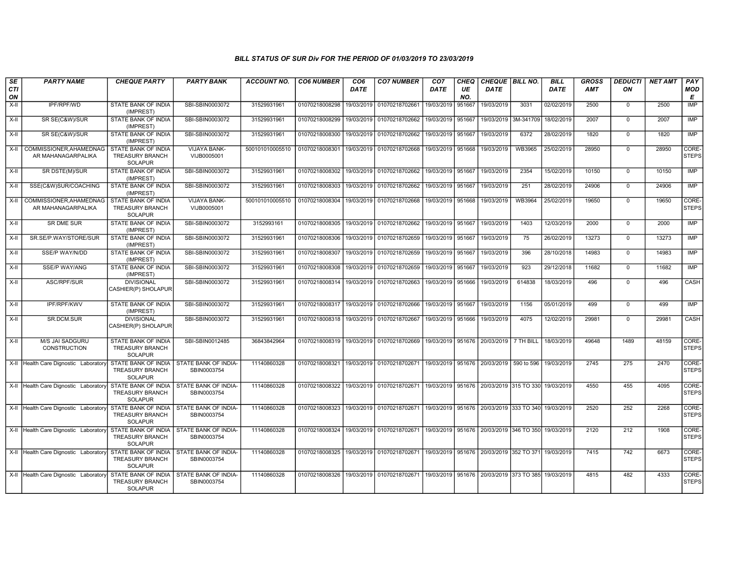### BILL STATUS OF SUR Div FOR THE PERIOD OF 01/03/2019 TO 23/03/2019

| SECTION | PARTY NAME | CHEQUE PARTY | PARTY BANK | ACCOUNT NO. | CO6 NUMBER | CO6 DATE | CO7 NUMBER | CO7 DATE | CHEQUE NO. | CHEQUE DATE | BILL NO. | BILL DATE | GROSS AMT | DEDUCTION | NET AMT | PAY MODE |
|---|---|---|---|---|---|---|---|---|---|---|---|---|---|---|---|---|
| X-II | IPF/RPF/WD | STATE BANK OF INDIA (IMPREST) | SBI-SBIN0003072 | 31529931961 | 01070218008298 | 19/03/2019 | 01070218702661 | 19/03/2019 | 951667 | 19/03/2019 | 3031 | 02/02/2019 | 2500 | 0 | 2500 | IMP |
| X-II | SR SE(C&W)/SUR | STATE BANK OF INDIA (IMPREST) | SBI-SBIN0003072 | 31529931961 | 01070218008299 | 19/03/2019 | 01070218702662 | 19/03/2019 | 951667 | 19/03/2019 | 3M-341709 | 18/02/2019 | 2007 | 0 | 2007 | IMP |
| X-II | SR SE(C&W)/SUR | STATE BANK OF INDIA (IMPREST) | SBI-SBIN0003072 | 31529931961 | 01070218008300 | 19/03/2019 | 01070218702662 | 19/03/2019 | 951667 | 19/03/2019 | 6372 | 28/02/2019 | 1820 | 0 | 1820 | IMP |
| X-II | COMMISSIONER,AHAMEDNAGAR MAHANAGARPALIKA | STATE BANK OF INDIA TREASURY BRANCH SOLAPUR | VIJAYA BANK-VIJB0005001 | 500101010005510 | 01070218008301 | 19/03/2019 | 01070218702668 | 19/03/2019 | 951668 | 19/03/2019 | WB3965 | 25/02/2019 | 28950 | 0 | 28950 | CORE-STEPS |
| X-II | SR DSTE(M)/SUR | STATE BANK OF INDIA (IMPREST) | SBI-SBIN0003072 | 31529931961 | 01070218008302 | 19/03/2019 | 01070218702662 | 19/03/2019 | 951667 | 19/03/2019 | 2354 | 15/02/2019 | 10150 | 0 | 10150 | IMP |
| X-II | SSE(C&W)SUR/COACHING | STATE BANK OF INDIA (IMPREST) | SBI-SBIN0003072 | 31529931961 | 01070218008303 | 19/03/2019 | 01070218702662 | 19/03/2019 | 951667 | 19/03/2019 | 251 | 28/02/2019 | 24906 | 0 | 24906 | IMP |
| X-II | COMMISSIONER,AHAMEDNAGAR MAHANAGARPALIKA | STATE BANK OF INDIA TREASURY BRANCH SOLAPUR | VIJAYA BANK-VIJB0005001 | 500101010005510 | 01070218008304 | 19/03/2019 | 01070218702668 | 19/03/2019 | 951668 | 19/03/2019 | WB3964 | 25/02/2019 | 19650 | 0 | 19650 | CORE-STEPS |
| X-II | SR DME SUR | STATE BANK OF INDIA (IMPREST) | SBI-SBIN0003072 | 3152993161 | 01070218008305 | 19/03/2019 | 01070218702662 | 19/03/2019 | 951667 | 19/03/2019 | 1403 | 12/03/2019 | 2000 | 0 | 2000 | IMP |
| X-II | SR.SE/P.WAY/STORE/SUR | STATE BANK OF INDIA (IMPREST) | SBI-SBIN0003072 | 31529931961 | 01070218008306 | 19/03/2019 | 01070218702659 | 19/03/2019 | 951667 | 19/03/2019 | 75 | 26/02/2019 | 13273 | 0 | 13273 | IMP |
| X-II | SSE/P WAY/N/DD | STATE BANK OF INDIA (IMPREST) | SBI-SBIN0003072 | 31529931961 | 01070218008307 | 19/03/2019 | 01070218702659 | 19/03/2019 | 951667 | 19/03/2019 | 396 | 28/10/2018 | 14983 | 0 | 14983 | IMP |
| X-II | SSE/P WAY/ANG | STATE BANK OF INDIA (IMPREST) | SBI-SBIN0003072 | 31529931961 | 01070218008308 | 19/03/2019 | 01070218702659 | 19/03/2019 | 951667 | 19/03/2019 | 923 | 29/12/2018 | 11682 | 0 | 11682 | IMP |
| X-II | ASC/RPF/SUR | DIVISIONAL CASHIER(P) SHOLAPUR | SBI-SBIN0003072 | 31529931961 | 01070218008314 | 19/03/2019 | 01070218702663 | 19/03/2019 | 951666 | 19/03/2019 | 614838 | 18/03/2019 | 496 | 0 | 496 | CASH |
| X-II | IPF/RPF/KWV | STATE BANK OF INDIA (IMPREST) | SBI-SBIN0003072 | 31529931961 | 01070218008317 | 19/03/2019 | 01070218702666 | 19/03/2019 | 951667 | 19/03/2019 | 1156 | 05/01/2019 | 499 | 0 | 499 | IMP |
| X-II | SR.DCM.SUR | DIVISIONAL CASHIER(P) SHOLAPUR | SBI-SBIN0003072 | 31529931961 | 01070218008318 | 19/03/2019 | 01070218702667 | 19/03/2019 | 951666 | 19/03/2019 | 4075 | 12/02/2019 | 29981 | 0 | 29981 | CASH |
| X-II | M/S JAI SADGURU CONSTRUCTION | STATE BANK OF INDIA TREASURY BRANCH SOLAPUR | SBI-SBIN0012485 | 36843842964 | 01070218008319 | 19/03/2019 | 01070218702669 | 19/03/2019 | 951676 | 20/03/2019 | 7 TH BILL | 18/03/2019 | 49648 | 1489 | 48159 | CORE-STEPS |
| X-II | Health Care Dignostic Laboratory | STATE BANK OF INDIA TREASURY BRANCH SOLAPUR | STATE BANK OF INDIA-SBIN0003754 | 11140860328 | 01070218008321 | 19/03/2019 | 01070218702671 | 19/03/2019 | 951676 | 20/03/2019 | 590 to 596 | 19/03/2019 | 2745 | 275 | 2470 | CORE-STEPS |
| X-II | Health Care Dignostic Laboratory | STATE BANK OF INDIA TREASURY BRANCH SOLAPUR | STATE BANK OF INDIA-SBIN0003754 | 11140860328 | 01070218008322 | 19/03/2019 | 01070218702671 | 19/03/2019 | 951676 | 20/03/2019 | 315 TO 330 | 19/03/2019 | 4550 | 455 | 4095 | CORE-STEPS |
| X-II | Health Care Dignostic Laboratory | STATE BANK OF INDIA TREASURY BRANCH SOLAPUR | STATE BANK OF INDIA-SBIN0003754 | 11140860328 | 01070218008323 | 19/03/2019 | 01070218702671 | 19/03/2019 | 951676 | 20/03/2019 | 333 TO 340 | 19/03/2019 | 2520 | 252 | 2268 | CORE-STEPS |
| X-II | Health Care Dignostic Laboratory | STATE BANK OF INDIA TREASURY BRANCH SOLAPUR | STATE BANK OF INDIA-SBIN0003754 | 11140860328 | 01070218008324 | 19/03/2019 | 01070218702671 | 19/03/2019 | 951676 | 20/03/2019 | 346 TO 350 | 19/03/2019 | 2120 | 212 | 1908 | CORE-STEPS |
| X-II | Health Care Dignostic Laboratory | STATE BANK OF INDIA TREASURY BRANCH SOLAPUR | STATE BANK OF INDIA-SBIN0003754 | 11140860328 | 01070218008325 | 19/03/2019 | 01070218702671 | 19/03/2019 | 951676 | 20/03/2019 | 352 TO 371 | 19/03/2019 | 7415 | 742 | 6673 | CORE-STEPS |
| X-II | Health Care Dignostic Laboratory | STATE BANK OF INDIA TREASURY BRANCH SOLAPUR | STATE BANK OF INDIA-SBIN0003754 | 11140860328 | 01070218008326 | 19/03/2019 | 01070218702671 | 19/03/2019 | 951676 | 20/03/2019 | 373 TO 385 | 19/03/2019 | 4815 | 482 | 4333 | CORE-STEPS |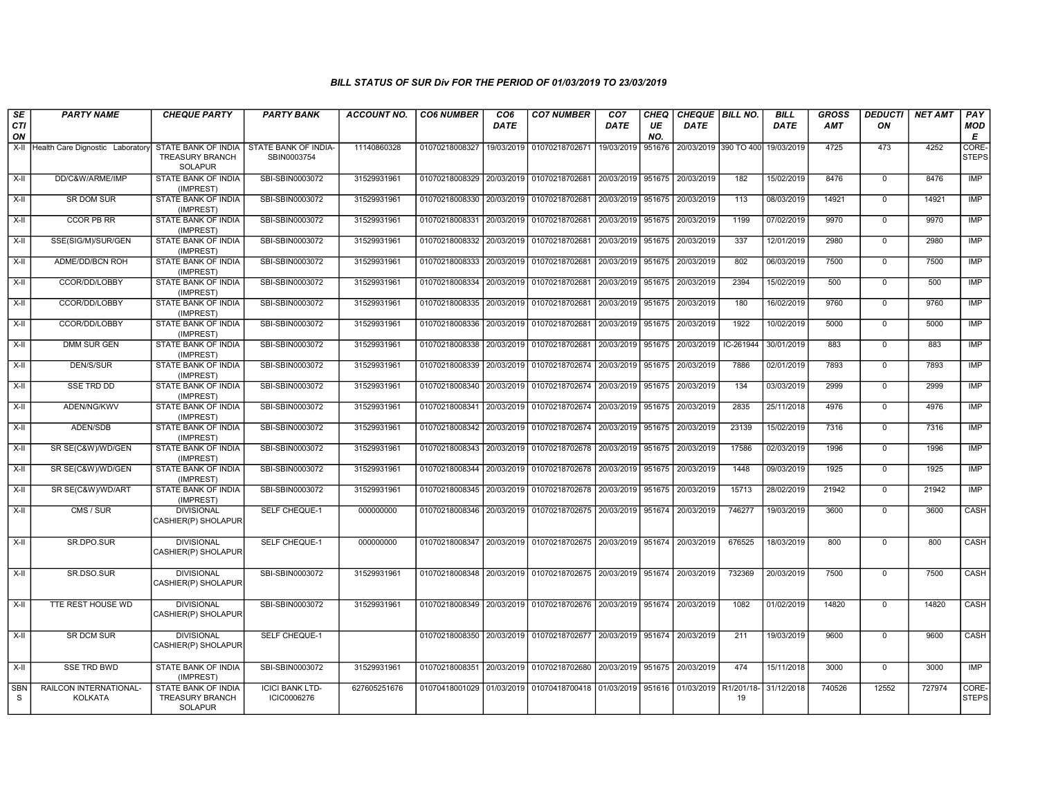### BILL STATUS OF SUR Div FOR THE PERIOD OF 01/03/2019 TO 23/03/2019

| SECTION | PARTY NAME | CHEQUE PARTY | PARTY BANK | ACCOUNT NO. | CO6 NUMBER | CO6 DATE | CO7 NUMBER | CO7 DATE | CHEQUE NO. | CHEQUE DATE | BILL NO. | BILL DATE | GROSS AMT | DEDUCTION | NET AMT | PAY MODE |
|---|---|---|---|---|---|---|---|---|---|---|---|---|---|---|---|---|
| X-II | Health Care Dignostic Laboratory | STATE BANK OF INDIA TREASURY BRANCH SOLAPUR | STATE BANK OF INDIA-SBIN0003754 | 11140860328 | 01070218008327 | 19/03/2019 | 01070218702671 | 19/03/2019 | 951676 | 20/03/2019 | 390 TO 400 | 19/03/2019 | 4725 | 473 | 4252 | CORE-STEPS |
| X-II | DD/C&W/ARME/IMP | STATE BANK OF INDIA (IMPREST) | SBI-SBIN0003072 | 31529931961 | 01070218008329 | 20/03/2019 | 01070218702681 | 20/03/2019 | 951675 | 20/03/2019 | 182 | 15/02/2019 | 8476 | 0 | 8476 | IMP |
| X-II | SR DOM SUR | STATE BANK OF INDIA (IMPREST) | SBI-SBIN0003072 | 31529931961 | 01070218008330 | 20/03/2019 | 01070218702681 | 20/03/2019 | 951675 | 20/03/2019 | 113 | 08/03/2019 | 14921 | 0 | 14921 | IMP |
| X-II | CCOR PB RR | STATE BANK OF INDIA (IMPREST) | SBI-SBIN0003072 | 31529931961 | 01070218008331 | 20/03/2019 | 01070218702681 | 20/03/2019 | 951675 | 20/03/2019 | 1199 | 07/02/2019 | 9970 | 0 | 9970 | IMP |
| X-II | SSE(SIG/M)/SUR/GEN | STATE BANK OF INDIA (IMPREST) | SBI-SBIN0003072 | 31529931961 | 01070218008332 | 20/03/2019 | 01070218702681 | 20/03/2019 | 951675 | 20/03/2019 | 337 | 12/01/2019 | 2980 | 0 | 2980 | IMP |
| X-II | ADME/DD/BCN ROH | STATE BANK OF INDIA (IMPREST) | SBI-SBIN0003072 | 31529931961 | 01070218008333 | 20/03/2019 | 01070218702681 | 20/03/2019 | 951675 | 20/03/2019 | 802 | 06/03/2019 | 7500 | 0 | 7500 | IMP |
| X-II | CCOR/DD/LOBBY | STATE BANK OF INDIA (IMPREST) | SBI-SBIN0003072 | 31529931961 | 01070218008334 | 20/03/2019 | 01070218702681 | 20/03/2019 | 951675 | 20/03/2019 | 2394 | 15/02/2019 | 500 | 0 | 500 | IMP |
| X-II | CCOR/DD/LOBBY | STATE BANK OF INDIA (IMPREST) | SBI-SBIN0003072 | 31529931961 | 01070218008335 | 20/03/2019 | 01070218702681 | 20/03/2019 | 951675 | 20/03/2019 | 180 | 16/02/2019 | 9760 | 0 | 9760 | IMP |
| X-II | CCOR/DD/LOBBY | STATE BANK OF INDIA (IMPREST) | SBI-SBIN0003072 | 31529931961 | 01070218008336 | 20/03/2019 | 01070218702681 | 20/03/2019 | 951675 | 20/03/2019 | 1922 | 10/02/2019 | 5000 | 0 | 5000 | IMP |
| X-II | DMM SUR GEN | STATE BANK OF INDIA (IMPREST) | SBI-SBIN0003072 | 31529931961 | 01070218008338 | 20/03/2019 | 01070218702681 | 20/03/2019 | 951675 | 20/03/2019 | IC-261944 | 30/01/2019 | 883 | 0 | 883 | IMP |
| X-II | DEN/S/SUR | STATE BANK OF INDIA (IMPREST) | SBI-SBIN0003072 | 31529931961 | 01070218008339 | 20/03/2019 | 01070218702674 | 20/03/2019 | 951675 | 20/03/2019 | 7886 | 02/01/2019 | 7893 | 0 | 7893 | IMP |
| X-II | SSE TRD DD | STATE BANK OF INDIA (IMPREST) | SBI-SBIN0003072 | 31529931961 | 01070218008340 | 20/03/2019 | 01070218702674 | 20/03/2019 | 951675 | 20/03/2019 | 134 | 03/03/2019 | 2999 | 0 | 2999 | IMP |
| X-II | ADEN/NG/KWV | STATE BANK OF INDIA (IMPREST) | SBI-SBIN0003072 | 31529931961 | 01070218008341 | 20/03/2019 | 01070218702674 | 20/03/2019 | 951675 | 20/03/2019 | 2835 | 25/11/2018 | 4976 | 0 | 4976 | IMP |
| X-II | ADEN/SDB | STATE BANK OF INDIA (IMPREST) | SBI-SBIN0003072 | 31529931961 | 01070218008342 | 20/03/2019 | 01070218702674 | 20/03/2019 | 951675 | 20/03/2019 | 23139 | 15/02/2019 | 7316 | 0 | 7316 | IMP |
| X-II | SR SE(C&W)/WD/GEN | STATE BANK OF INDIA (IMPREST) | SBI-SBIN0003072 | 31529931961 | 01070218008343 | 20/03/2019 | 01070218702678 | 20/03/2019 | 951675 | 20/03/2019 | 17586 | 02/03/2019 | 1996 | 0 | 1996 | IMP |
| X-II | SR SE(C&W)/WD/GEN | STATE BANK OF INDIA (IMPREST) | SBI-SBIN0003072 | 31529931961 | 01070218008344 | 20/03/2019 | 01070218702678 | 20/03/2019 | 951675 | 20/03/2019 | 1448 | 09/03/2019 | 1925 | 0 | 1925 | IMP |
| X-II | SR SE(C&W)/WD/ART | STATE BANK OF INDIA (IMPREST) | SBI-SBIN0003072 | 31529931961 | 01070218008345 | 20/03/2019 | 01070218702678 | 20/03/2019 | 951675 | 20/03/2019 | 15713 | 28/02/2019 | 21942 | 0 | 21942 | IMP |
| X-II | CMS / SUR | DIVISIONAL CASHIER(P) SHOLAPUR | SELF CHEQUE-1 | 000000000 | 01070218008346 | 20/03/2019 | 01070218702675 | 20/03/2019 | 951674 | 20/03/2019 | 746277 | 19/03/2019 | 3600 | 0 | 3600 | CASH |
| X-II | SR.DPO.SUR | DIVISIONAL CASHIER(P) SHOLAPUR | SELF CHEQUE-1 | 000000000 | 01070218008347 | 20/03/2019 | 01070218702675 | 20/03/2019 | 951674 | 20/03/2019 | 676525 | 18/03/2019 | 800 | 0 | 800 | CASH |
| X-II | SR.DSO.SUR | DIVISIONAL CASHIER(P) SHOLAPUR | SBI-SBIN0003072 | 31529931961 | 01070218008348 | 20/03/2019 | 01070218702675 | 20/03/2019 | 951674 | 20/03/2019 | 732369 | 20/03/2019 | 7500 | 0 | 7500 | CASH |
| X-II | TTE REST HOUSE WD | DIVISIONAL CASHIER(P) SHOLAPUR | SBI-SBIN0003072 | 31529931961 | 01070218008349 | 20/03/2019 | 01070218702676 | 20/03/2019 | 951674 | 20/03/2019 | 1082 | 01/02/2019 | 14820 | 0 | 14820 | CASH |
| X-II | SR DCM SUR | DIVISIONAL CASHIER(P) SHOLAPUR | SELF CHEQUE-1 | | 01070218008350 | 20/03/2019 | 01070218702677 | 20/03/2019 | 951674 | 20/03/2019 | 211 | 19/03/2019 | 9600 | 0 | 9600 | CASH |
| X-II | SSE TRD BWD | STATE BANK OF INDIA (IMPREST) | SBI-SBIN0003072 | 31529931961 | 01070218008351 | 20/03/2019 | 01070218702680 | 20/03/2019 | 951675 | 20/03/2019 | 474 | 15/11/2018 | 3000 | 0 | 3000 | IMP |
| SBNS | RAILCON INTERNATIONAL-KOLKATA | STATE BANK OF INDIA TREASURY BRANCH SOLAPUR | ICICI BANK LTD-ICIC0006276 | 627605251676 | 01070418001029 | 01/03/2019 | 01070418700418 | 01/03/2019 | 951616 | 01/03/2019 | R1/201/18-19 | 31/12/2018 | 740526 | 12552 | 727974 | CORE-STEPS |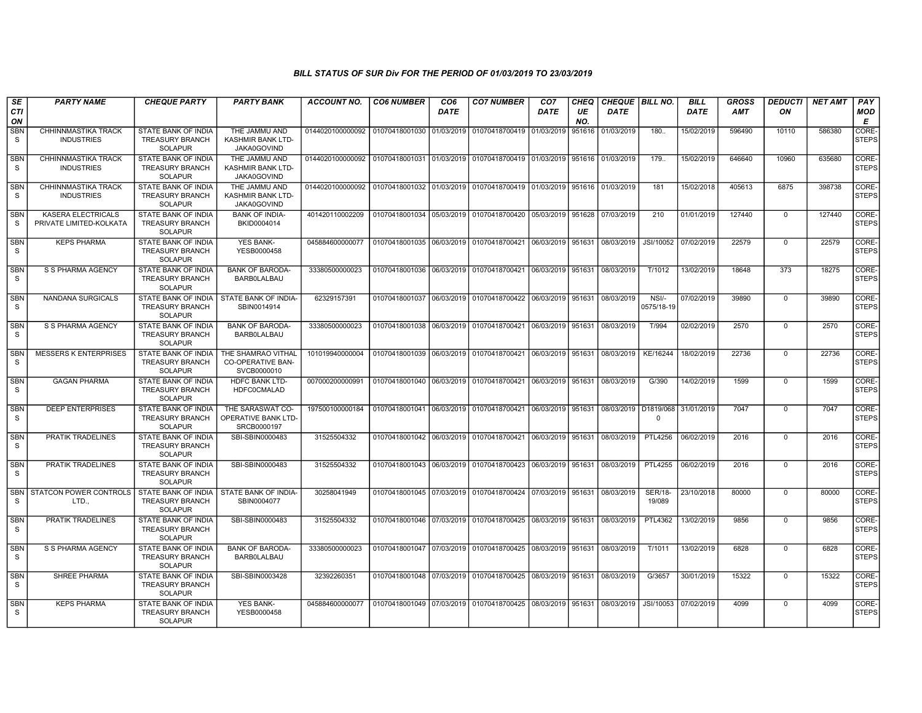## BILL STATUS OF SUR Div FOR THE PERIOD OF 01/03/2019 TO 23/03/2019

| SECTION | PARTY NAME | CHEQUE PARTY | PARTY BANK | ACCOUNT NO. | CO6 NUMBER | CO6 DATE | CO7 NUMBER | CO7 DATE | CHEQUE NO. | CHEQUE DATE | BILL NO. | BILL DATE | GROSS AMT | DEDUCTION | NET AMT | PAY MODE |
|---|---|---|---|---|---|---|---|---|---|---|---|---|---|---|---|---|
| SBNS | CHHINNMASTIKA TRACK INDUSTRIES | STATE BANK OF INDIA TREASURY BRANCH SOLAPUR | THE JAMMU AND KASHMIR BANK LTD-JAKA0GOVIND | 0144020100000092 | 01070418001030 | 01/03/2019 | 01070418700419 | 01/03/2019 | 951616 | 01/03/2019 | 180.. | 15/02/2019 | 596490 | 10110 | 586380 | CORE-STEPS |
| SBNS | CHHINNMASTIKA TRACK INDUSTRIES | STATE BANK OF INDIA TREASURY BRANCH SOLAPUR | THE JAMMU AND KASHMIR BANK LTD-JAKA0GOVIND | 0144020100000092 | 01070418001031 | 01/03/2019 | 01070418700419 | 01/03/2019 | 951616 | 01/03/2019 | 179.. | 15/02/2019 | 646640 | 10960 | 635680 | CORE-STEPS |
| SBNS | CHHINNMASTIKA TRACK INDUSTRIES | STATE BANK OF INDIA TREASURY BRANCH SOLAPUR | THE JAMMU AND KASHMIR BANK LTD-JAKA0GOVIND | 0144020100000092 | 01070418001032 | 01/03/2019 | 01070418700419 | 01/03/2019 | 951616 | 01/03/2019 | 181 | 15/02/2018 | 405613 | 6875 | 398738 | CORE-STEPS |
| SBNS | KASERA ELECTRICALS PRIVATE LIMITED-KOLKATA | STATE BANK OF INDIA TREASURY BRANCH SOLAPUR | BANK OF INDIA-BKID0004014 | 401420110002209 | 01070418001034 | 05/03/2019 | 01070418700420 | 05/03/2019 | 951628 | 07/03/2019 | 210 | 01/01/2019 | 127440 | 0 | 127440 | CORE-STEPS |
| SBNS | KEPS PHARMA | STATE BANK OF INDIA TREASURY BRANCH SOLAPUR | YES BANK-YESB0000458 | 045884600000077 | 01070418001035 | 06/03/2019 | 01070418700421 | 06/03/2019 | 951631 | 08/03/2019 | JSI/10052 | 07/02/2019 | 22579 | 0 | 22579 | CORE-STEPS |
| SBNS | S S PHARMA AGENCY | STATE BANK OF INDIA TREASURY BRANCH SOLAPUR | BANK OF BARODA-BARB0LALBAU | 33380500000023 | 01070418001036 | 06/03/2019 | 01070418700421 | 06/03/2019 | 951631 | 08/03/2019 | T/1012 | 13/02/2019 | 18648 | 373 | 18275 | CORE-STEPS |
| SBNS | NANDANA SURGICALS | STATE BANK OF INDIA TREASURY BRANCH SOLAPUR | STATE BANK OF INDIA-SBIN0014914 | 62329157391 | 01070418001037 | 06/03/2019 | 01070418700422 | 06/03/2019 | 951631 | 08/03/2019 | NSI/-0575/18-19 | 07/02/2019 | 39890 | 0 | 39890 | CORE-STEPS |
| SBNS | S S PHARMA AGENCY | STATE BANK OF INDIA TREASURY BRANCH SOLAPUR | BANK OF BARODA-BARB0LALBAU | 33380500000023 | 01070418001038 | 06/03/2019 | 01070418700421 | 06/03/2019 | 951631 | 08/03/2019 | T/994 | 02/02/2019 | 2570 | 0 | 2570 | CORE-STEPS |
| SBNS | MESSERS K ENTERPRISES | STATE BANK OF INDIA TREASURY BRANCH SOLAPUR | THE SHAMRAO VITHAL CO-OPERATIVE BAN-SVCB0000010 | 101019940000004 | 01070418001039 | 06/03/2019 | 01070418700421 | 06/03/2019 | 951631 | 08/03/2019 | KE/16244 | 18/02/2019 | 22736 | 0 | 22736 | CORE-STEPS |
| SBNS | GAGAN PHARMA | STATE BANK OF INDIA TREASURY BRANCH SOLAPUR | HDFC BANK LTD-HDFC0CMALAD | 007000200000991 | 01070418001040 | 06/03/2019 | 01070418700421 | 06/03/2019 | 951631 | 08/03/2019 | G/390 | 14/02/2019 | 1599 | 0 | 1599 | CORE-STEPS |
| SBNS | DEEP ENTERPRISES | STATE BANK OF INDIA TREASURY BRANCH SOLAPUR | THE SARASWAT CO-OPERATIVE BANK LTD-SRCB0000197 | 197500100000184 | 01070418001041 | 06/03/2019 | 01070418700421 | 06/03/2019 | 951631 | 08/03/2019 | D1819/0680 | 31/01/2019 | 7047 | 0 | 7047 | CORE-STEPS |
| SBNS | PRATIK TRADELINES | STATE BANK OF INDIA TREASURY BRANCH SOLAPUR | SBI-SBIN0000483 | 31525504332 | 01070418001042 | 06/03/2019 | 01070418700421 | 06/03/2019 | 951631 | 08/03/2019 | PTL4256 | 06/02/2019 | 2016 | 0 | 2016 | CORE-STEPS |
| SBNS | PRATIK TRADELINES | STATE BANK OF INDIA TREASURY BRANCH SOLAPUR | SBI-SBIN0000483 | 31525504332 | 01070418001043 | 06/03/2019 | 01070418700423 | 06/03/2019 | 951631 | 08/03/2019 | PTL4255 | 06/02/2019 | 2016 | 0 | 2016 | CORE-STEPS |
| SBNS | STATCON POWER CONTROLS LTD., | STATE BANK OF INDIA TREASURY BRANCH SOLAPUR | STATE BANK OF INDIA-SBIN0004077 | 30258041949 | 01070418001045 | 07/03/2019 | 01070418700424 | 07/03/2019 | 951631 | 08/03/2019 | SER/18-19/089 | 23/10/2018 | 80000 | 0 | 80000 | CORE-STEPS |
| SBNS | PRATIK TRADELINES | STATE BANK OF INDIA TREASURY BRANCH SOLAPUR | SBI-SBIN0000483 | 31525504332 | 01070418001046 | 07/03/2019 | 01070418700425 | 08/03/2019 | 951631 | 08/03/2019 | PTL4362 | 13/02/2019 | 9856 | 0 | 9856 | CORE-STEPS |
| SBNS | S S PHARMA AGENCY | STATE BANK OF INDIA TREASURY BRANCH SOLAPUR | BANK OF BARODA-BARB0LALBAU | 33380500000023 | 01070418001047 | 07/03/2019 | 01070418700425 | 08/03/2019 | 951631 | 08/03/2019 | T/1011 | 13/02/2019 | 6828 | 0 | 6828 | CORE-STEPS |
| SBNS | SHREE PHARMA | STATE BANK OF INDIA TREASURY BRANCH SOLAPUR | SBI-SBIN0003428 | 32392260351 | 01070418001048 | 07/03/2019 | 01070418700425 | 08/03/2019 | 951631 | 08/03/2019 | G/3657 | 30/01/2019 | 15322 | 0 | 15322 | CORE-STEPS |
| SBNS | KEPS PHARMA | STATE BANK OF INDIA TREASURY BRANCH SOLAPUR | YES BANK-YESB0000458 | 045884600000077 | 01070418001049 | 07/03/2019 | 01070418700425 | 08/03/2019 | 951631 | 08/03/2019 | JSI/10053 | 07/02/2019 | 4099 | 0 | 4099 | CORE-STEPS |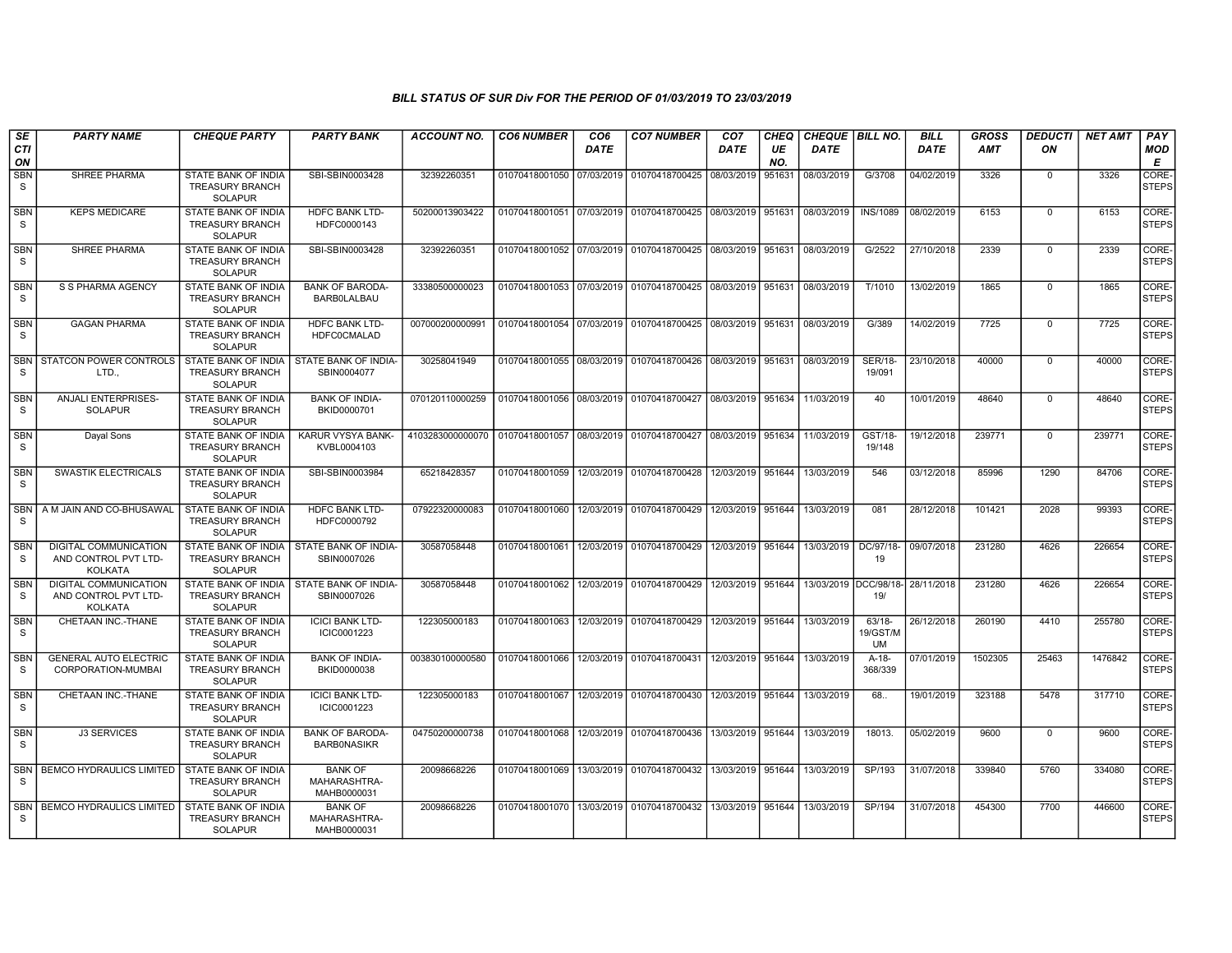# BILL STATUS OF SUR Div FOR THE PERIOD OF 01/03/2019 TO 23/03/2019

| SECTION | PARTY NAME | CHEQUE PARTY | PARTY BANK | ACCOUNT NO. | CO6 NUMBER | CO6 DATE | CO7 NUMBER | CO7 DATE | CHEQUE NO. | CHEQUE DATE | BILL NO. | BILL DATE | GROSS AMT | DEDUCTION | NET AMT | PAY MODE |
|---|---|---|---|---|---|---|---|---|---|---|---|---|---|---|---|---|
| SBNS | SHREE PHARMA | STATE BANK OF INDIA TREASURY BRANCH SOLAPUR | SBI-SBIN0003428 | 32392260351 | 01070418001050 | 07/03/2019 | 01070418700425 | 08/03/2019 | 951631 | 08/03/2019 | G/3708 | 04/02/2019 | 3326 | 0 | 3326 | CORE-STEPS |
| SBNS | KEPS MEDICARE | STATE BANK OF INDIA TREASURY BRANCH SOLAPUR | HDFC BANK LTD-HDFC0000143 | 50200013903422 | 01070418001051 | 07/03/2019 | 01070418700425 | 08/03/2019 | 951631 | 08/03/2019 | INS/1089 | 08/02/2019 | 6153 | 0 | 6153 | CORE-STEPS |
| SBNS | SHREE PHARMA | STATE BANK OF INDIA TREASURY BRANCH SOLAPUR | SBI-SBIN0003428 | 32392260351 | 01070418001052 | 07/03/2019 | 01070418700425 | 08/03/2019 | 951631 | 08/03/2019 | G/2522 | 27/10/2018 | 2339 | 0 | 2339 | CORE-STEPS |
| SBNS | S S PHARMA AGENCY | STATE BANK OF INDIA TREASURY BRANCH SOLAPUR | BANK OF BARODA-BARB0LALBAU | 33380500000023 | 01070418001053 | 07/03/2019 | 01070418700425 | 08/03/2019 | 951631 | 08/03/2019 | T/1010 | 13/02/2019 | 1865 | 0 | 1865 | CORE-STEPS |
| SBNS | GAGAN PHARMA | STATE BANK OF INDIA TREASURY BRANCH SOLAPUR | HDFC BANK LTD-HDFC0CMALAD | 007000200000991 | 01070418001054 | 07/03/2019 | 01070418700425 | 08/03/2019 | 951631 | 08/03/2019 | G/389 | 14/02/2019 | 7725 | 0 | 7725 | CORE-STEPS |
| SBNS | STATCON POWER CONTROLS LTD., | STATE BANK OF INDIA TREASURY BRANCH SOLAPUR | STATE BANK OF INDIA-SBIN0004077 | 30258041949 | 01070418001055 | 08/03/2019 | 01070418700426 | 08/03/2019 | 951631 | 08/03/2019 | SER/18-19/091 | 23/10/2018 | 40000 | 0 | 40000 | CORE-STEPS |
| SBNS | ANJALI ENTERPRISES-SOLAPUR | STATE BANK OF INDIA TREASURY BRANCH SOLAPUR | BANK OF INDIA-BKID0000701 | 070120110000259 | 01070418001056 | 08/03/2019 | 01070418700427 | 08/03/2019 | 951634 | 11/03/2019 | 40 | 10/01/2019 | 48640 | 0 | 48640 | CORE-STEPS |
| SBNS | Dayal Sons | STATE BANK OF INDIA TREASURY BRANCH SOLAPUR | KARUR VYSYA BANK-KVBL0004103 | 4103283000000070 | 01070418001057 | 08/03/2019 | 01070418700427 | 08/03/2019 | 951634 | 11/03/2019 | GST/18-19/148 | 19/12/2018 | 239771 | 0 | 239771 | CORE-STEPS |
| SBNS | SWASTIK ELECTRICALS | STATE BANK OF INDIA TREASURY BRANCH SOLAPUR | SBI-SBIN0003984 | 65218428357 | 01070418001059 | 12/03/2019 | 01070418700428 | 12/03/2019 | 951644 | 13/03/2019 | 546 | 03/12/2018 | 85996 | 1290 | 84706 | CORE-STEPS |
| SBNS | A M JAIN AND CO-BHUSAWAL | STATE BANK OF INDIA TREASURY BRANCH SOLAPUR | HDFC BANK LTD-HDFC0000792 | 07922320000083 | 01070418001060 | 12/03/2019 | 01070418700429 | 12/03/2019 | 951644 | 13/03/2019 | 081 | 28/12/2018 | 101421 | 2028 | 99393 | CORE-STEPS |
| SBNS | DIGITAL COMMUNICATION AND CONTROL PVT LTD-KOLKATA | STATE BANK OF INDIA TREASURY BRANCH SOLAPUR | STATE BANK OF INDIA-SBIN0007026 | 30587058448 | 01070418001061 | 12/03/2019 | 01070418700429 | 12/03/2019 | 951644 | 13/03/2019 | DC/97/18-19 | 09/07/2018 | 231280 | 4626 | 226654 | CORE-STEPS |
| SBNS | DIGITAL COMMUNICATION AND CONTROL PVT LTD-KOLKATA | STATE BANK OF INDIA TREASURY BRANCH SOLAPUR | STATE BANK OF INDIA-SBIN0007026 | 30587058448 | 01070418001062 | 12/03/2019 | 01070418700429 | 12/03/2019 | 951644 | 13/03/2019 | DCC/98/18-19/ | 28/11/2018 | 231280 | 4626 | 226654 | CORE-STEPS |
| SBNS | CHETAAN INC.-THANE | STATE BANK OF INDIA TREASURY BRANCH SOLAPUR | ICICI BANK LTD-ICIC0001223 | 122305000183 | 01070418001063 | 12/03/2019 | 01070418700429 | 12/03/2019 | 951644 | 13/03/2019 | 63/18-19/GST/MUM | 26/12/2018 | 260190 | 4410 | 255780 | CORE-STEPS |
| SBNS | GENERAL AUTO ELECTRIC CORPORATION-MUMBAI | STATE BANK OF INDIA TREASURY BRANCH SOLAPUR | BANK OF INDIA-BKID0000038 | 003830100000580 | 01070418001066 | 12/03/2019 | 01070418700431 | 12/03/2019 | 951644 | 13/03/2019 | A-18-368/339 | 07/01/2019 | 1502305 | 25463 | 1476842 | CORE-STEPS |
| SBNS | CHETAAN INC.-THANE | STATE BANK OF INDIA TREASURY BRANCH SOLAPUR | ICICI BANK LTD-ICIC0001223 | 122305000183 | 01070418001067 | 12/03/2019 | 01070418700430 | 12/03/2019 | 951644 | 13/03/2019 | 68.. | 19/01/2019 | 323188 | 5478 | 317710 | CORE-STEPS |
| SBNS | J3 SERVICES | STATE BANK OF INDIA TREASURY BRANCH SOLAPUR | BANK OF BARODA-BARB0NASIKR | 04750200000738 | 01070418001068 | 12/03/2019 | 01070418700436 | 13/03/2019 | 951644 | 13/03/2019 | 18013. | 05/02/2019 | 9600 | 0 | 9600 | CORE-STEPS |
| SBNS | BEMCO HYDRAULICS LIMITED | STATE BANK OF INDIA TREASURY BRANCH SOLAPUR | BANK OF MAHARASHTRA-MAHB0000031 | 20098668226 | 01070418001069 | 13/03/2019 | 01070418700432 | 13/03/2019 | 951644 | 13/03/2019 | SP/193 | 31/07/2018 | 339840 | 5760 | 334080 | CORE-STEPS |
| SBNS | BEMCO HYDRAULICS LIMITED | STATE BANK OF INDIA TREASURY BRANCH SOLAPUR | BANK OF MAHARASHTRA-MAHB0000031 | 20098668226 | 01070418001070 | 13/03/2019 | 01070418700432 | 13/03/2019 | 951644 | 13/03/2019 | SP/194 | 31/07/2018 | 454300 | 7700 | 446600 | CORE-STEPS |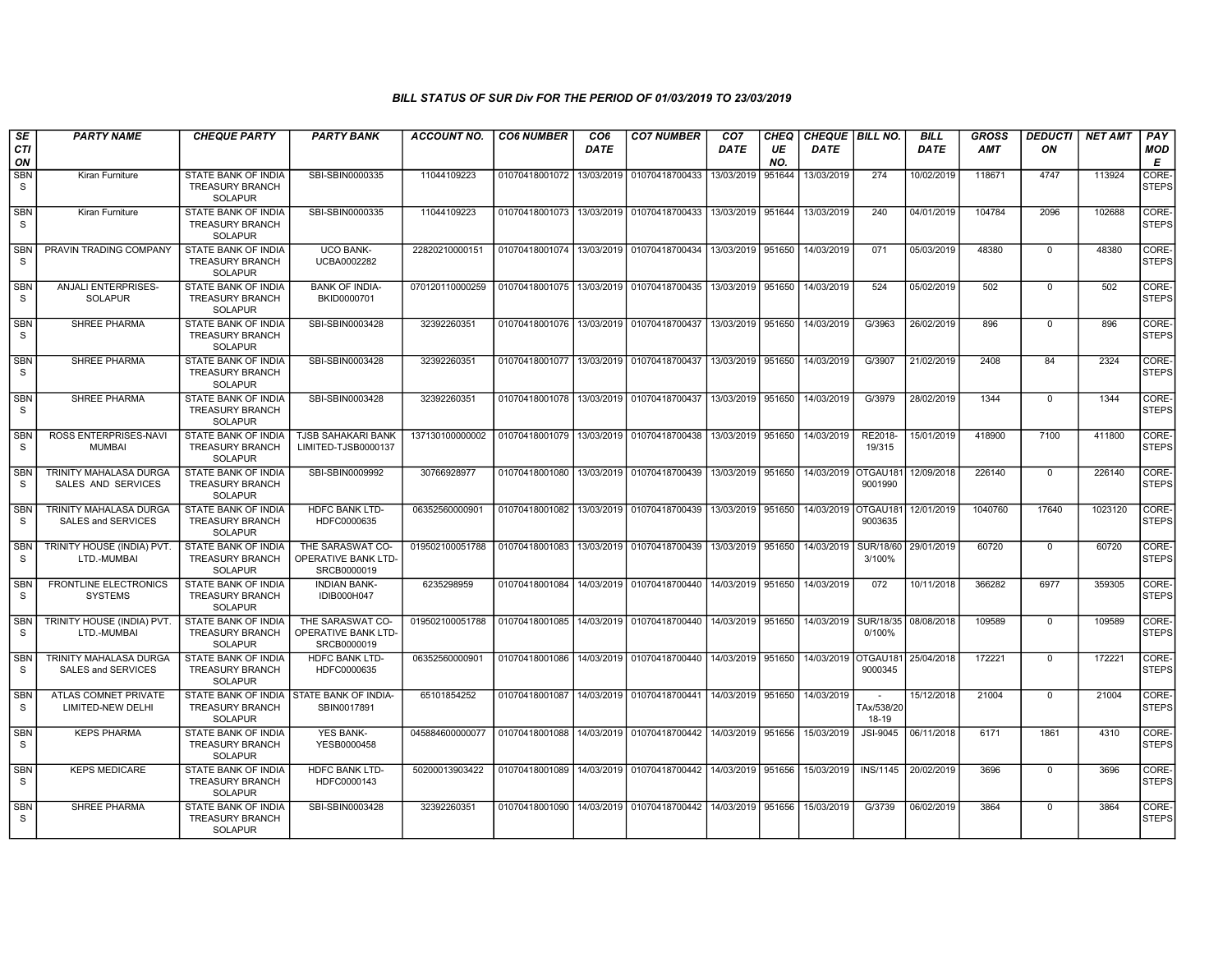## BILL STATUS OF SUR Div FOR THE PERIOD OF 01/03/2019 TO 23/03/2019

| SECTION | PARTY NAME | CHEQUE PARTY | PARTY BANK | ACCOUNT NO. | CO6 NUMBER | CO6 DATE | CO7 NUMBER | CO7 DATE | CHEQUE NO. | CHEQUE DATE | BILL NO. | BILL DATE | GROSS AMT | DEDUCTION | NET AMT | PAY MODE |
|---|---|---|---|---|---|---|---|---|---|---|---|---|---|---|---|---|
| SBNS | Kiran Furniture | STATE BANK OF INDIA TREASURY BRANCH SOLAPUR | SBI-SBIN0000335 | 11044109223 | 01070418001072 | 13/03/2019 | 01070418700433 | 13/03/2019 | 951644 | 13/03/2019 | 274 | 10/02/2019 | 118671 | 4747 | 113924 | CORE-STEPS |
| SBNS | Kiran Furniture | STATE BANK OF INDIA TREASURY BRANCH SOLAPUR | SBI-SBIN0000335 | 11044109223 | 01070418001073 | 13/03/2019 | 01070418700433 | 13/03/2019 | 951644 | 13/03/2019 | 240 | 04/01/2019 | 104784 | 2096 | 102688 | CORE-STEPS |
| SBNS | PRAVIN TRADING COMPANY | STATE BANK OF INDIA TREASURY BRANCH SOLAPUR | UCO BANK-UCBA0002282 | 22820210000151 | 01070418001074 | 13/03/2019 | 01070418700434 | 13/03/2019 | 951650 | 14/03/2019 | 071 | 05/03/2019 | 48380 | 0 | 48380 | CORE-STEPS |
| SBNS | ANJALI ENTERPRISES-SOLAPUR | STATE BANK OF INDIA TREASURY BRANCH SOLAPUR | BANK OF INDIA-BKID0000701 | 070120110000259 | 01070418001075 | 13/03/2019 | 01070418700435 | 13/03/2019 | 951650 | 14/03/2019 | 524 | 05/02/2019 | 502 | 0 | 502 | CORE-STEPS |
| SBNS | SHREE PHARMA | STATE BANK OF INDIA TREASURY BRANCH SOLAPUR | SBI-SBIN0003428 | 32392260351 | 01070418001076 | 13/03/2019 | 01070418700437 | 13/03/2019 | 951650 | 14/03/2019 | G/3963 | 26/02/2019 | 896 | 0 | 896 | CORE-STEPS |
| SBNS | SHREE PHARMA | STATE BANK OF INDIA TREASURY BRANCH SOLAPUR | SBI-SBIN0003428 | 32392260351 | 01070418001077 | 13/03/2019 | 01070418700437 | 13/03/2019 | 951650 | 14/03/2019 | G/3907 | 21/02/2019 | 2408 | 84 | 2324 | CORE-STEPS |
| SBNS | SHREE PHARMA | STATE BANK OF INDIA TREASURY BRANCH SOLAPUR | SBI-SBIN0003428 | 32392260351 | 01070418001078 | 13/03/2019 | 01070418700437 | 13/03/2019 | 951650 | 14/03/2019 | G/3979 | 28/02/2019 | 1344 | 0 | 1344 | CORE-STEPS |
| SBNS | ROSS ENTERPRISES-NAVI MUMBAI | STATE BANK OF INDIA TREASURY BRANCH SOLAPUR | TJSB SAHAKARI BANK LIMITED-TJSB0000137 | 137130100000002 | 01070418001079 | 13/03/2019 | 01070418700438 | 13/03/2019 | 951650 | 14/03/2019 | RE2018-19/315 | 15/01/2019 | 418900 | 7100 | 411800 | CORE-STEPS |
| SBNS | TRINITY MAHALASA DURGA SALES AND SERVICES | STATE BANK OF INDIA TREASURY BRANCH SOLAPUR | SBI-SBIN0009992 | 30766928977 | 01070418001080 | 13/03/2019 | 01070418700439 | 13/03/2019 | 951650 | 14/03/2019 | OTGAU1819001990 | 12/09/2018 | 226140 | 0 | 226140 | CORE-STEPS |
| SBNS | TRINITY MAHALASA DURGA SALES and SERVICES | STATE BANK OF INDIA TREASURY BRANCH SOLAPUR | HDFC BANK LTD-HDFC0000635 | 06352560000901 | 01070418001082 | 13/03/2019 | 01070418700439 | 13/03/2019 | 951650 | 14/03/2019 | OTGAU1819003635 | 12/01/2019 | 1040760 | 17640 | 1023120 | CORE-STEPS |
| SBNS | TRINITY HOUSE (INDIA) PVT. LTD.-MUMBAI | STATE BANK OF INDIA TREASURY BRANCH SOLAPUR | THE SARASWAT CO-OPERATIVE BANK LTD-SRCB0000019 | 019502100051788 | 01070418001083 | 13/03/2019 | 01070418700439 | 13/03/2019 | 951650 | 14/03/2019 | SUR/18/603/100% | 29/01/2019 | 60720 | 0 | 60720 | CORE-STEPS |
| SBNS | FRONTLINE ELECTRONICS SYSTEMS | STATE BANK OF INDIA TREASURY BRANCH SOLAPUR | INDIAN BANK-IDIB000H047 | 6235298959 | 01070418001084 | 14/03/2019 | 01070418700440 | 14/03/2019 | 951650 | 14/03/2019 | 072 | 10/11/2018 | 366282 | 6977 | 359305 | CORE-STEPS |
| SBNS | TRINITY HOUSE (INDIA) PVT. LTD.-MUMBAI | STATE BANK OF INDIA TREASURY BRANCH SOLAPUR | THE SARASWAT CO-OPERATIVE BANK LTD-SRCB0000019 | 019502100051788 | 01070418001085 | 14/03/2019 | 01070418700440 | 14/03/2019 | 951650 | 14/03/2019 | SUR/18/350/100% | 08/08/2018 | 109589 | 0 | 109589 | CORE-STEPS |
| SBNS | TRINITY MAHALASA DURGA SALES and SERVICES | STATE BANK OF INDIA TREASURY BRANCH SOLAPUR | HDFC BANK LTD-HDFC0000635 | 06352560000901 | 01070418001086 | 14/03/2019 | 01070418700440 | 14/03/2019 | 951650 | 14/03/2019 | OTGAU1819000345 | 25/04/2018 | 172221 | 0 | 172221 | CORE-STEPS |
| SBNS | ATLAS COMNET PRIVATE LIMITED-NEW DELHI | STATE BANK OF INDIA TREASURY BRANCH SOLAPUR | STATE BANK OF INDIA-SBIN0017891 | 65101854252 | 01070418001087 | 14/03/2019 | 01070418700441 | 14/03/2019 | 951650 | 14/03/2019 | -TAx/538/2018-19 | 15/12/2018 | 21004 | 0 | 21004 | CORE-STEPS |
| SBNS | KEPS PHARMA | STATE BANK OF INDIA TREASURY BRANCH SOLAPUR | YES BANK-YESB0000458 | 045884600000077 | 01070418001088 | 14/03/2019 | 01070418700442 | 14/03/2019 | 951656 | 15/03/2019 | JSI-9045 | 06/11/2018 | 6171 | 1861 | 4310 | CORE-STEPS |
| SBNS | KEPS MEDICARE | STATE BANK OF INDIA TREASURY BRANCH SOLAPUR | HDFC BANK LTD-HDFC0000143 | 50200013903422 | 01070418001089 | 14/03/2019 | 01070418700442 | 14/03/2019 | 951656 | 15/03/2019 | INS/1145 | 20/02/2019 | 3696 | 0 | 3696 | CORE-STEPS |
| SBNS | SHREE PHARMA | STATE BANK OF INDIA TREASURY BRANCH SOLAPUR | SBI-SBIN0003428 | 32392260351 | 01070418001090 | 14/03/2019 | 01070418700442 | 14/03/2019 | 951656 | 15/03/2019 | G/3739 | 06/02/2019 | 3864 | 0 | 3864 | CORE-STEPS |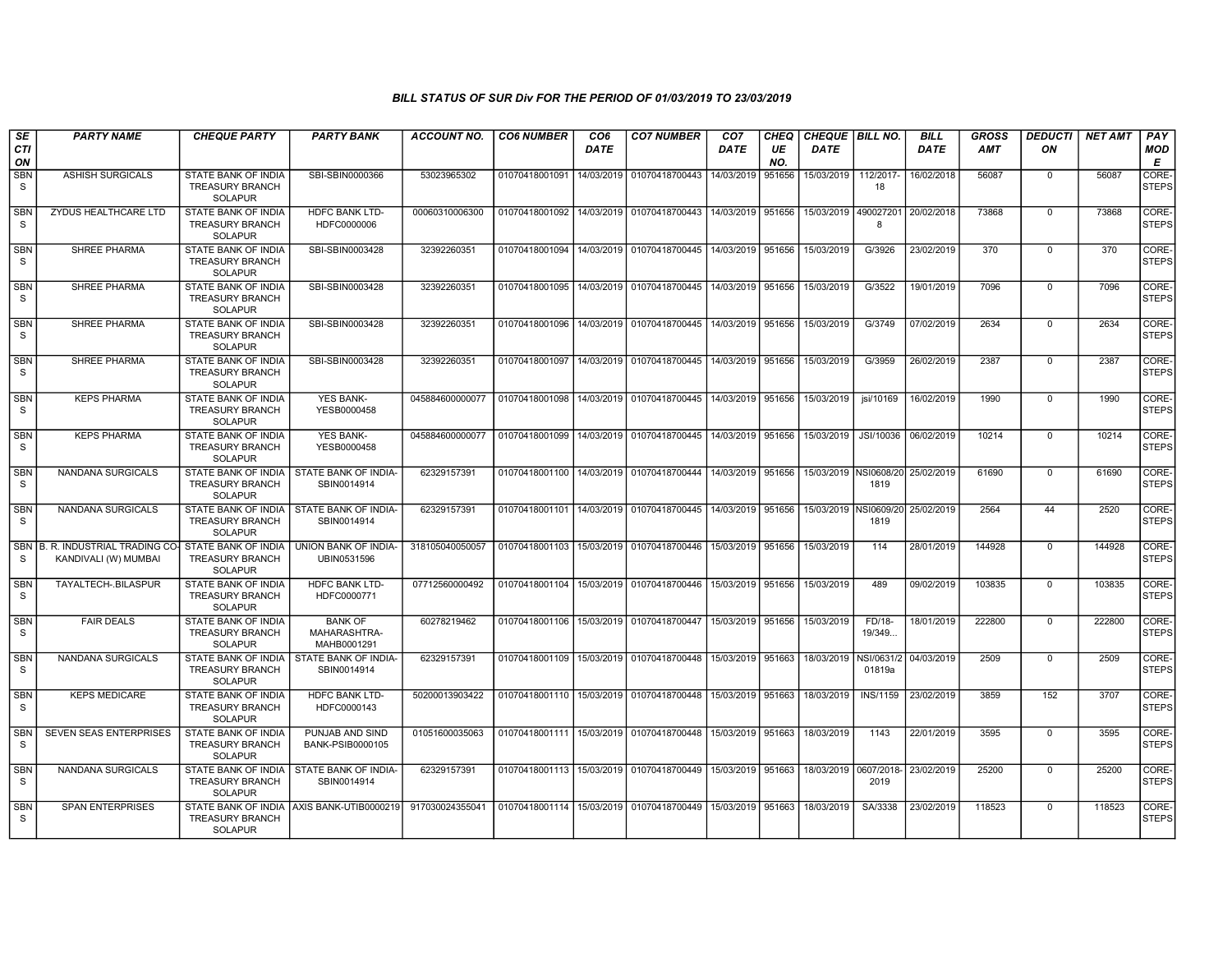### BILL STATUS OF SUR Div FOR THE PERIOD OF 01/03/2019 TO 23/03/2019

| SECTION | PARTY NAME | CHEQUE PARTY | PARTY BANK | ACCOUNT NO. | CO6 NUMBER | CO6 DATE | CO7 NUMBER | CO7 DATE | CHEQUE NO. | CHEQUE DATE | BILL NO. | BILL DATE | GROSS AMT | DEDUCTION | NET AMT | PAY MODE |
|---|---|---|---|---|---|---|---|---|---|---|---|---|---|---|---|---|
| SBNS | ASHISH SURGICALS | STATE BANK OF INDIA TREASURY BRANCH SOLAPUR | SBI-SBIN0000366 | 53023965302 | 01070418001091 | 14/03/2019 | 01070418700443 | 14/03/2019 | 951656 | 15/03/2019 | 112/2017-18 | 16/02/2018 | 56087 | 0 | 56087 | CORE-STEPS |
| SBNS | ZYDUS HEALTHCARE LTD | STATE BANK OF INDIA TREASURY BRANCH SOLAPUR | HDFC BANK LTD-HDFC0000006 | 00060310006300 | 01070418001092 | 14/03/2019 | 01070418700443 | 14/03/2019 | 951656 | 15/03/2019 | 4900272018 | 20/02/2018 | 73868 | 0 | 73868 | CORE-STEPS |
| SBNS | SHREE PHARMA | STATE BANK OF INDIA TREASURY BRANCH SOLAPUR | SBI-SBIN0003428 | 32392260351 | 01070418001094 | 14/03/2019 | 01070418700445 | 14/03/2019 | 951656 | 15/03/2019 | G/3926 | 23/02/2019 | 370 | 0 | 370 | CORE-STEPS |
| SBNS | SHREE PHARMA | STATE BANK OF INDIA TREASURY BRANCH SOLAPUR | SBI-SBIN0003428 | 32392260351 | 01070418001095 | 14/03/2019 | 01070418700445 | 14/03/2019 | 951656 | 15/03/2019 | G/3522 | 19/01/2019 | 7096 | 0 | 7096 | CORE-STEPS |
| SBNS | SHREE PHARMA | STATE BANK OF INDIA TREASURY BRANCH SOLAPUR | SBI-SBIN0003428 | 32392260351 | 01070418001096 | 14/03/2019 | 01070418700445 | 14/03/2019 | 951656 | 15/03/2019 | G/3749 | 07/02/2019 | 2634 | 0 | 2634 | CORE-STEPS |
| SBNS | SHREE PHARMA | STATE BANK OF INDIA TREASURY BRANCH SOLAPUR | SBI-SBIN0003428 | 32392260351 | 01070418001097 | 14/03/2019 | 01070418700445 | 14/03/2019 | 951656 | 15/03/2019 | G/3959 | 26/02/2019 | 2387 | 0 | 2387 | CORE-STEPS |
| SBNS | KEPS PHARMA | STATE BANK OF INDIA TREASURY BRANCH SOLAPUR | YES BANK-YESB0000458 | 045884600000077 | 01070418001098 | 14/03/2019 | 01070418700445 | 14/03/2019 | 951656 | 15/03/2019 | jsi/10169 | 16/02/2019 | 1990 | 0 | 1990 | CORE-STEPS |
| SBNS | KEPS PHARMA | STATE BANK OF INDIA TREASURY BRANCH SOLAPUR | YES BANK-YESB0000458 | 045884600000077 | 01070418001099 | 14/03/2019 | 01070418700445 | 14/03/2019 | 951656 | 15/03/2019 | JSI/10036 | 06/02/2019 | 10214 | 0 | 10214 | CORE-STEPS |
| SBNS | NANDANA SURGICALS | STATE BANK OF INDIA TREASURY BRANCH SOLAPUR | STATE BANK OF INDIA-SBIN0014914 | 62329157391 | 01070418001100 | 14/03/2019 | 01070418700444 | 14/03/2019 | 951656 | 15/03/2019 | NSI0608/201819 | 25/02/2019 | 61690 | 0 | 61690 | CORE-STEPS |
| SBNS | NANDANA SURGICALS | STATE BANK OF INDIA TREASURY BRANCH SOLAPUR | STATE BANK OF INDIA-SBIN0014914 | 62329157391 | 01070418001101 | 14/03/2019 | 01070418700445 | 14/03/2019 | 951656 | 15/03/2019 | NSI0609/201819 | 25/02/2019 | 2564 | 44 | 2520 | CORE-STEPS |
| SBNS | B. R. INDUSTRIAL TRADING CO-KANDIVALI (W) MUMBAI | STATE BANK OF INDIA TREASURY BRANCH SOLAPUR | UNION BANK OF INDIA-UBIN0531596 | 318105040050057 | 01070418001103 | 15/03/2019 | 01070418700446 | 15/03/2019 | 951656 | 15/03/2019 | 114 | 28/01/2019 | 144928 | 0 | 144928 | CORE-STEPS |
| SBNS | TAYALTECH-.BILASPUR | STATE BANK OF INDIA TREASURY BRANCH SOLAPUR | HDFC BANK LTD-HDFC0000771 | 07712560000492 | 01070418001104 | 15/03/2019 | 01070418700446 | 15/03/2019 | 951656 | 15/03/2019 | 489 | 09/02/2019 | 103835 | 0 | 103835 | CORE-STEPS |
| SBNS | FAIR DEALS | STATE BANK OF INDIA TREASURY BRANCH SOLAPUR | BANK OF MAHARASHTRA-MAHB0001291 | 60278219462 | 01070418001106 | 15/03/2019 | 01070418700447 | 15/03/2019 | 951656 | 15/03/2019 | FD/18-19/349... | 18/01/2019 | 222800 | 0 | 222800 | CORE-STEPS |
| SBNS | NANDANA SURGICALS | STATE BANK OF INDIA TREASURY BRANCH SOLAPUR | STATE BANK OF INDIA-SBIN0014914 | 62329157391 | 01070418001109 | 15/03/2019 | 01070418700448 | 15/03/2019 | 951663 | 18/03/2019 | NSI/0631/201819a | 04/03/2019 | 2509 | 0 | 2509 | CORE-STEPS |
| SBNS | KEPS MEDICARE | STATE BANK OF INDIA TREASURY BRANCH SOLAPUR | HDFC BANK LTD-HDFC0000143 | 50200013903422 | 01070418001110 | 15/03/2019 | 01070418700448 | 15/03/2019 | 951663 | 18/03/2019 | INS/1159 | 23/02/2019 | 3859 | 152 | 3707 | CORE-STEPS |
| SBNS | SEVEN SEAS ENTERPRISES | STATE BANK OF INDIA TREASURY BRANCH SOLAPUR | PUNJAB AND SIND BANK-PSIB0000105 | 01051600035063 | 01070418001111 | 15/03/2019 | 01070418700448 | 15/03/2019 | 951663 | 18/03/2019 | 1143 | 22/01/2019 | 3595 | 0 | 3595 | CORE-STEPS |
| SBNS | NANDANA SURGICALS | STATE BANK OF INDIA TREASURY BRANCH SOLAPUR | STATE BANK OF INDIA-SBIN0014914 | 62329157391 | 01070418001113 | 15/03/2019 | 01070418700449 | 15/03/2019 | 951663 | 18/03/2019 | 0607/2018-2019 | 23/02/2019 | 25200 | 0 | 25200 | CORE-STEPS |
| SBNS | SPAN ENTERPRISES | STATE BANK OF INDIA TREASURY BRANCH SOLAPUR | AXIS BANK-UTIB0000219 | 917030024355041 | 01070418001114 | 15/03/2019 | 01070418700449 | 15/03/2019 | 951663 | 18/03/2019 | SA/3338 | 23/02/2019 | 118523 | 0 | 118523 | CORE-STEPS |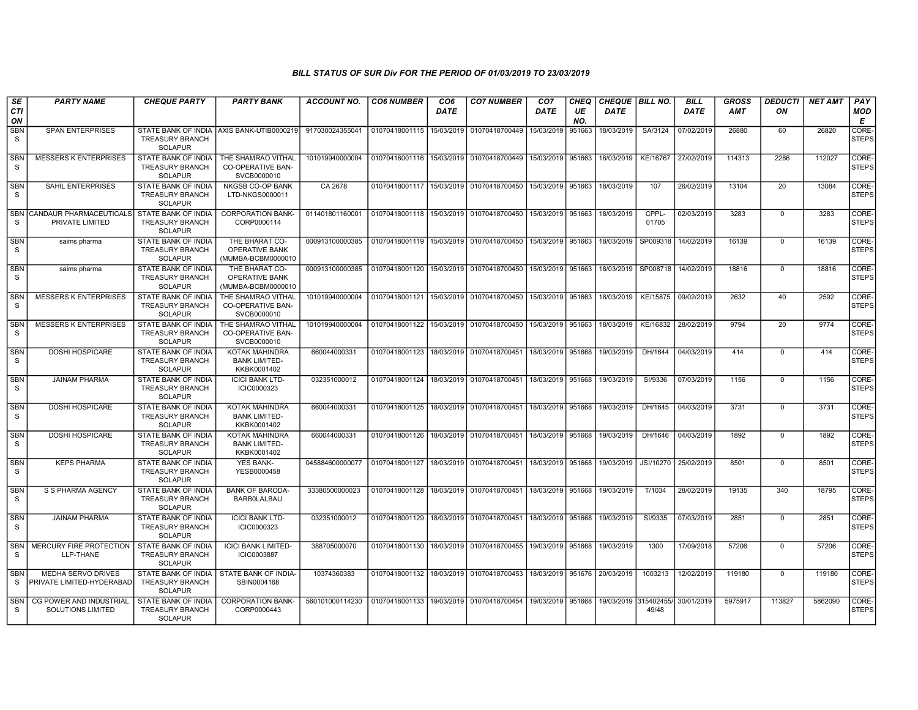## BILL STATUS OF SUR Div FOR THE PERIOD OF 01/03/2019 TO 23/03/2019

| SECTION | PARTY NAME | CHEQUE PARTY | PARTY BANK | ACCOUNT NO. | CO6 NUMBER | CO6 DATE | CO7 NUMBER | CO7 DATE | CHEQUE NO. | CHEQUE DATE | BILL NO. | BILL DATE | GROSS AMT | DEDUCTION | NET AMT | PAY MODE |
|---|---|---|---|---|---|---|---|---|---|---|---|---|---|---|---|---|
| SBNS | SPAN ENTERPRISES | STATE BANK OF INDIA TREASURY BRANCH SOLAPUR | AXIS BANK-UTIB0000219 | 917030024355041 | 01070418001115 | 15/03/2019 | 01070418700449 | 15/03/2019 | 951663 | 18/03/2019 | SA/3124 | 07/02/2019 | 26880 | 60 | 26820 | CORE-STEPS |
| SBNS | MESSERS K ENTERPRISES | STATE BANK OF INDIA TREASURY BRANCH SOLAPUR | THE SHAMRAO VITHAL CO-OPERATIVE BAN-SVCB0000010 | 101019940000004 | 01070418001116 | 15/03/2019 | 01070418700449 | 15/03/2019 | 951663 | 18/03/2019 | KE/16767 | 27/02/2019 | 114313 | 2286 | 112027 | CORE-STEPS |
| SBNS | SAHIL ENTERPRISES | STATE BANK OF INDIA TREASURY BRANCH SOLAPUR | NKGSB CO-OP BANK LTD-NKGS0000011 | CA 2678 | 01070418001117 | 15/03/2019 | 01070418700450 | 15/03/2019 | 951663 | 18/03/2019 | 107 | 26/02/2019 | 13104 | 20 | 13084 | CORE-STEPS |
| SBNS | CANDAUR PHARMACEUTICALS PRIVATE LIMITED | STATE BANK OF INDIA TREASURY BRANCH SOLAPUR | CORPORATION BANK-CORP0000114 | 011401801160001 | 01070418001118 | 15/03/2019 | 01070418700450 | 15/03/2019 | 951663 | 18/03/2019 | CPPL-01705 | 02/03/2019 | 3283 | 0 | 3283 | CORE-STEPS |
| SBNS | saims pharma | STATE BANK OF INDIA TREASURY BRANCH SOLAPUR | THE BHARAT CO-OPERATIVE BANK (MUMBA-BCBM0000010 | 000913100000385 | 01070418001119 | 15/03/2019 | 01070418700450 | 15/03/2019 | 951663 | 18/03/2019 | SP009318 | 14/02/2019 | 16139 | 0 | 16139 | CORE-STEPS |
| SBNS | saims pharma | STATE BANK OF INDIA TREASURY BRANCH SOLAPUR | THE BHARAT CO-OPERATIVE BANK (MUMBA-BCBM0000010 | 000913100000385 | 01070418001120 | 15/03/2019 | 01070418700450 | 15/03/2019 | 951663 | 18/03/2019 | SP008718 | 14/02/2019 | 18816 | 0 | 18816 | CORE-STEPS |
| SBNS | MESSERS K ENTERPRISES | STATE BANK OF INDIA TREASURY BRANCH SOLAPUR | THE SHAMRAO VITHAL CO-OPERATIVE BAN-SVCB0000010 | 101019940000004 | 01070418001121 | 15/03/2019 | 01070418700450 | 15/03/2019 | 951663 | 18/03/2019 | KE/15875 | 09/02/2019 | 2632 | 40 | 2592 | CORE-STEPS |
| SBNS | MESSERS K ENTERPRISES | STATE BANK OF INDIA TREASURY BRANCH SOLAPUR | THE SHAMRAO VITHAL CO-OPERATIVE BAN-SVCB0000010 | 101019940000004 | 01070418001122 | 15/03/2019 | 01070418700450 | 15/03/2019 | 951663 | 18/03/2019 | KE/16832 | 28/02/2019 | 9794 | 20 | 9774 | CORE-STEPS |
| SBNS | DOSHI HOSPICARE | STATE BANK OF INDIA TREASURY BRANCH SOLAPUR | KOTAK MAHINDRA BANK LIMITED-KKBK0001402 | 660044000331 | 01070418001123 | 18/03/2019 | 01070418700451 | 18/03/2019 | 951668 | 19/03/2019 | DH/1644 | 04/03/2019 | 414 | 0 | 414 | CORE-STEPS |
| SBNS | JAINAM PHARMA | STATE BANK OF INDIA TREASURY BRANCH SOLAPUR | ICICI BANK LTD-ICIC0000323 | 032351000012 | 01070418001124 | 18/03/2019 | 01070418700451 | 18/03/2019 | 951668 | 19/03/2019 | SI/9336 | 07/03/2019 | 1156 | 0 | 1156 | CORE-STEPS |
| SBNS | DOSHI HOSPICARE | STATE BANK OF INDIA TREASURY BRANCH SOLAPUR | KOTAK MAHINDRA BANK LIMITED-KKBK0001402 | 660044000331 | 01070418001125 | 18/03/2019 | 01070418700451 | 18/03/2019 | 951668 | 19/03/2019 | DH/1645 | 04/03/2019 | 3731 | 0 | 3731 | CORE-STEPS |
| SBNS | DOSHI HOSPICARE | STATE BANK OF INDIA TREASURY BRANCH SOLAPUR | KOTAK MAHINDRA BANK LIMITED-KKBK0001402 | 660044000331 | 01070418001126 | 18/03/2019 | 01070418700451 | 18/03/2019 | 951668 | 19/03/2019 | DH/1646 | 04/03/2019 | 1892 | 0 | 1892 | CORE-STEPS |
| SBNS | KEPS PHARMA | STATE BANK OF INDIA TREASURY BRANCH SOLAPUR | YES BANK-YESB0000458 | 045884600000077 | 01070418001127 | 18/03/2019 | 01070418700451 | 18/03/2019 | 951668 | 19/03/2019 | JSI/10270 | 25/02/2019 | 8501 | 0 | 8501 | CORE-STEPS |
| SBNS | S S PHARMA AGENCY | STATE BANK OF INDIA TREASURY BRANCH SOLAPUR | BANK OF BARODA-BARB0LALBAU | 33380500000023 | 01070418001128 | 18/03/2019 | 01070418700451 | 18/03/2019 | 951668 | 19/03/2019 | T/1034 | 28/02/2019 | 19135 | 340 | 18795 | CORE-STEPS |
| SBNS | JAINAM PHARMA | STATE BANK OF INDIA TREASURY BRANCH SOLAPUR | ICICI BANK LTD-ICIC0000323 | 032351000012 | 01070418001129 | 18/03/2019 | 01070418700451 | 18/03/2019 | 951668 | 19/03/2019 | SI/9335 | 07/03/2019 | 2851 | 0 | 2851 | CORE-STEPS |
| SBNS | MERCURY FIRE PROTECTION LLP-THANE | STATE BANK OF INDIA TREASURY BRANCH SOLAPUR | ICICI BANK LIMITED-ICIC0003887 | 388705000070 | 01070418001130 | 18/03/2019 | 01070418700455 | 19/03/2019 | 951668 | 19/03/2019 | 1300 | 17/09/2018 | 57206 | 0 | 57206 | CORE-STEPS |
| SBNS | MEDHA SERVO DRIVES PRIVATE LIMITED-HYDERABAD | STATE BANK OF INDIA TREASURY BRANCH SOLAPUR | STATE BANK OF INDIA-SBIN0004168 | 10374360383 | 01070418001132 | 18/03/2019 | 01070418700453 | 18/03/2019 | 951676 | 20/03/2019 | 1003213 | 12/02/2019 | 119180 | 0 | 119180 | CORE-STEPS |
| SBNS | CG POWER AND INDUSTRIAL SOLUTIONS LIMITED | STATE BANK OF INDIA TREASURY BRANCH SOLAPUR | CORPORATION BANK-CORP0000443 | 560101000114230 | 01070418001133 | 19/03/2019 | 01070418700454 | 19/03/2019 | 951668 | 19/03/2019 | 315402455/49/48 | 30/01/2019 | 5975917 | 113827 | 5862090 | CORE-STEPS |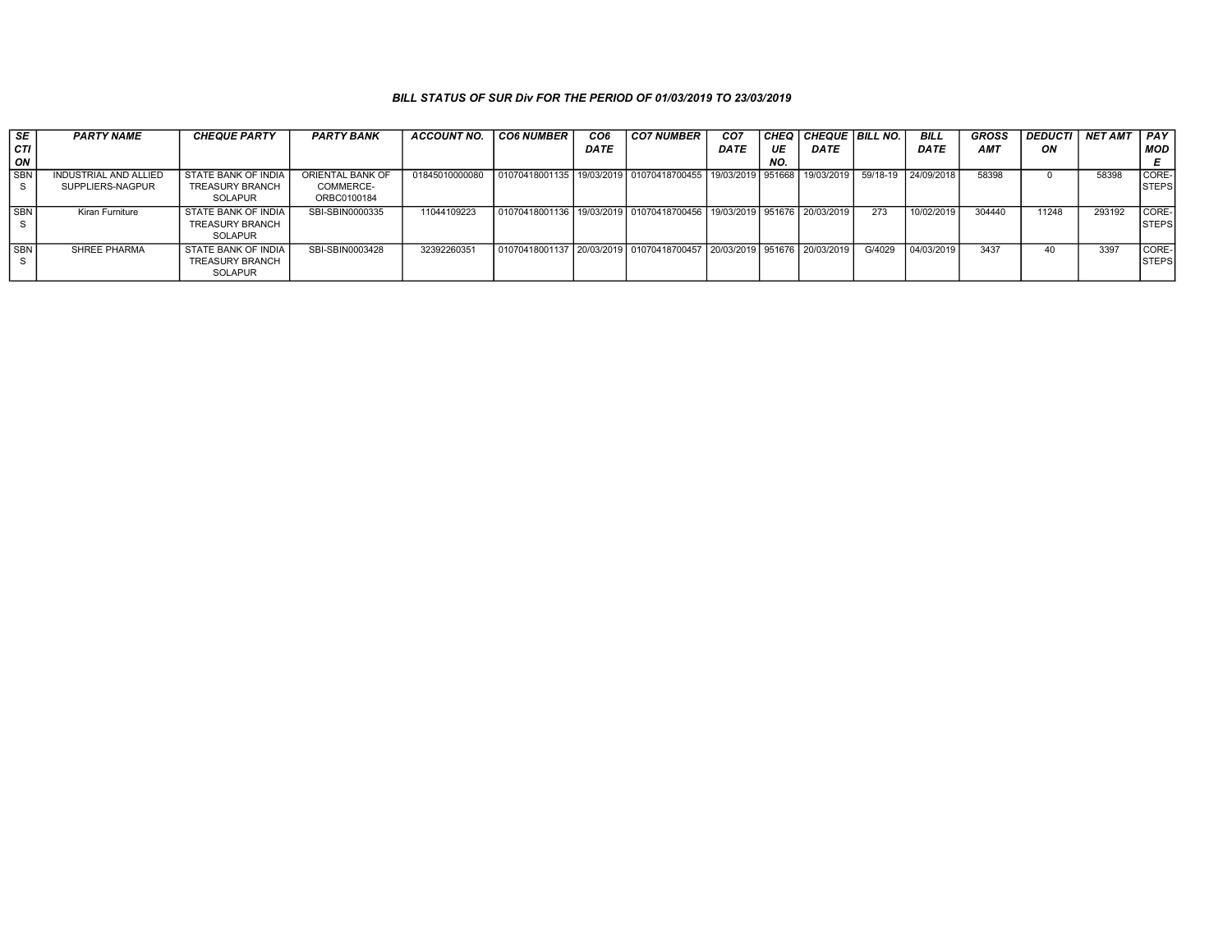*BILL STATUS OF SUR Div FOR THE PERIOD OF 01/03/2019 TO 23/03/2019*

| SECTION | PARTY NAME | CHEQUE PARTY | PARTY BANK | ACCOUNT NO. | CO6 NUMBER | CO6 DATE | CO7 NUMBER | CO7 DATE | CHEQUE NO. | CHEQUE DATE | BILL NO. | BILL DATE | GROSS AMT | DEDUCTION | NET AMT | PAY MODE |
|---|---|---|---|---|---|---|---|---|---|---|---|---|---|---|---|---|
| SBNS | INDUSTRIAL AND ALLIED SUPPLIERS-NAGPUR | STATE BANK OF INDIA TREASURY BRANCH SOLAPUR | ORIENTAL BANK OF COMMERCE-ORBC0100184 | 01845010000080 | 01070418001135 | 19/03/2019 | 01070418700455 | 19/03/2019 | 951668 | 19/03/2019 | 59/18-19 | 24/09/2018 | 58398 | 0 | 58398 | CORE-STEPS |
| SBNS | Kiran Furniture | STATE BANK OF INDIA TREASURY BRANCH SOLAPUR | SBI-SBIN0000335 | 11044109223 | 01070418001136 | 19/03/2019 | 01070418700456 | 19/03/2019 | 951676 | 20/03/2019 | 273 | 10/02/2019 | 304440 | 11248 | 293192 | CORE-STEPS |
| SBNS | SHREE PHARMA | STATE BANK OF INDIA TREASURY BRANCH SOLAPUR | SBI-SBIN0003428 | 32392260351 | 01070418001137 | 20/03/2019 | 01070418700457 | 20/03/2019 | 951676 | 20/03/2019 | G/4029 | 04/03/2019 | 3437 | 40 | 3397 | CORE-STEPS |